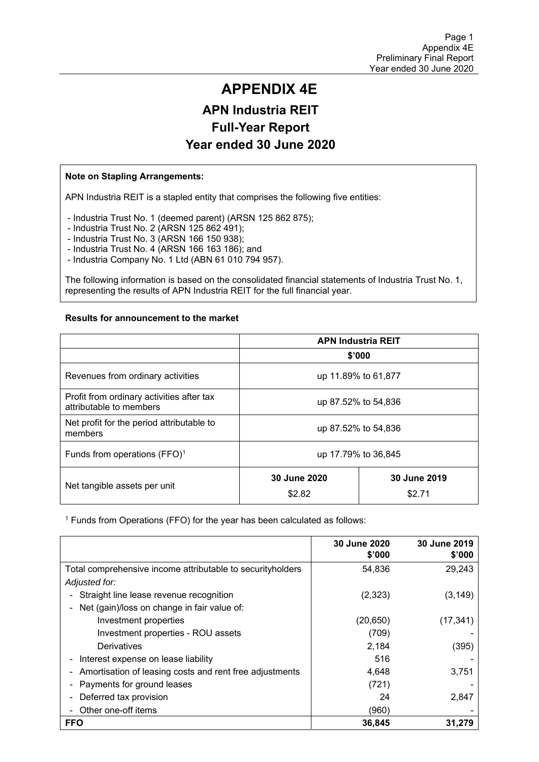# APPENDIX 4E

## APN Industria REIT

## Full-Year Report

## Year ended 30 June 2020

**Note on Stapling Arrangements:**

APN Industria REIT is a stapled entity that comprises the following five entities:

- Industria Trust No. 1 (deemed parent) (ARSN 125 862 875);
- Industria Trust No. 2 (ARSN 125 862 491);
- Industria Trust No. 3 (ARSN 166 150 938);
- Industria Trust No. 4 (ARSN 166 163 186); and
- Industria Company No. 1 Ltd (ABN 61 010 794 957).

The following information is based on the consolidated financial statements of Industria Trust No. 1, representing the results of APN Industria REIT for the full financial year.

**Results for announcement to the market**

| | APN Industria REIT | |
|---|---|---|
| | $'000 | |
| Revenues from ordinary activities | up 11.89% to 61,877 | |
| Profit from ordinary activities after tax attributable to members | up 87.52% to 54,836 | |
| Net profit for the period attributable to members | up 87.52% to 54,836 | |
| Funds from operations (FFO)[1] | up 17.79% to 36,845 | |
| Net tangible assets per unit | **30 June 2020** | **30 June 2019** |
| | $2.82 | $2.71 |

[1] Funds from Operations (FFO) for the year has been calculated as follows:

| | 30 June 2020 $'000 | 30 June 2019 $'000 |
|---|---|---|
| Total comprehensive income attributable to securityholders | 54,836 | 29,243 |
| *Adjusted for:* | | |
| - Straight line lease revenue recognition | (2,323) | (3,149) |
| - Net (gain)/loss on change in fair value of: | | |
| Investment properties | (20,650) | (17,341) |
| Investment properties - ROU assets | (709) | - |
| Derivatives | 2,184 | (395) |
| - Interest expense on lease liability | 516 | - |
| - Amortisation of leasing costs and rent free adjustments | 4,648 | 3,751 |
| - Payments for ground leases | (721) | - |
| - Deferred tax provision | 24 | 2,847 |
| - Other one-off items | (960) | - |
| **FFO** | **36,845** | **31,279** |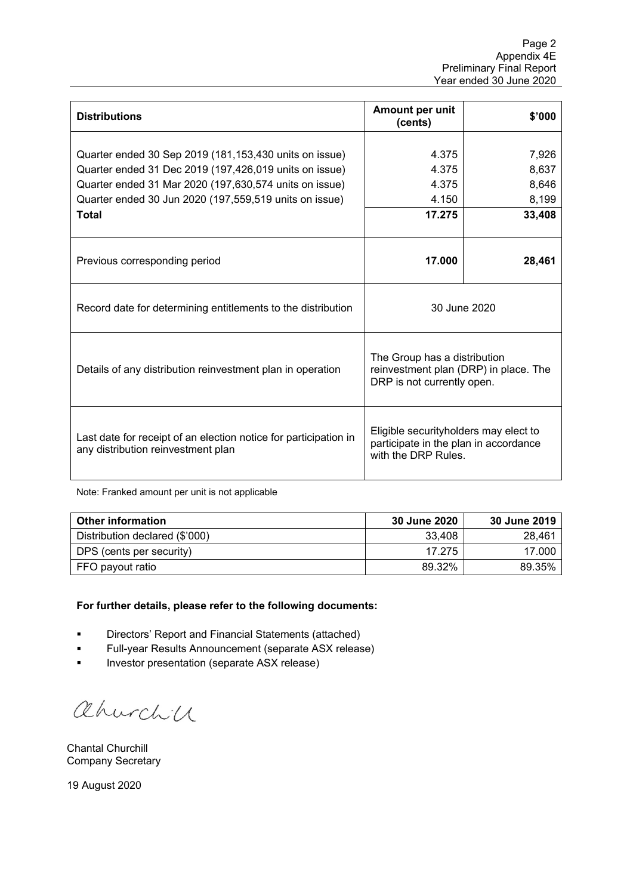| Distributions | Amount per unit (cents) | $'000 |
|---|---|---|
| Quarter ended 30 Sep 2019 (181,153,430 units on issue) | 4.375 | 7,926 |
| Quarter ended 31 Dec 2019 (197,426,019 units on issue) | 4.375 | 8,637 |
| Quarter ended 31 Mar 2020 (197,630,574 units on issue) | 4.375 | 8,646 |
| Quarter ended 30 Jun 2020 (197,559,519 units on issue) | 4.150 | 8,199 |
| **Total** | **17.275** | **33,408** |
| Previous corresponding period | **17.000** | **28,461** |
| Record date for determining entitlements to the distribution | 30 June 2020 | |
| Details of any distribution reinvestment plan in operation | The Group has a distribution reinvestment plan (DRP) in place. The DRP is not currently open. | |
| Last date for receipt of an election notice for participation in any distribution reinvestment plan | Eligible securityholders may elect to participate in the plan in accordance with the DRP Rules. | |

Note: Franked amount per unit is not applicable

| Other information | 30 June 2020 | 30 June 2019 |
|---|---|---|
| Distribution declared ($'000) | 33,408 | 28,461 |
| DPS (cents per security) | 17.275 | 17.000 |
| FFO payout ratio | 89.32% | 89.35% |

**For further details, please refer to the following documents:**

- Directors' Report and Financial Statements (attached)
- Full-year Results Announcement (separate ASX release)
- Investor presentation (separate ASX release)

Chantal Churchill
Company Secretary

19 August 2020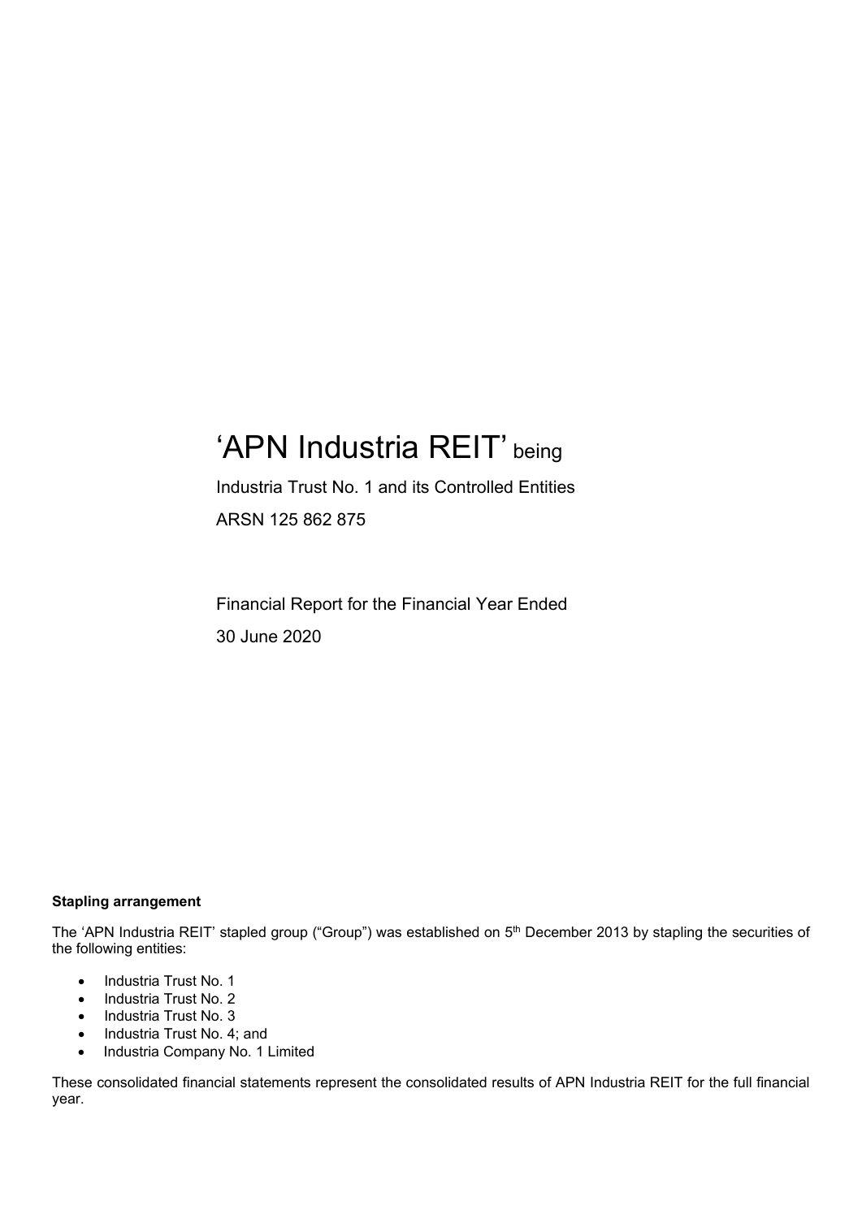# 'APN Industria REIT' being

Industria Trust No. 1 and its Controlled Entities

ARSN 125 862 875

Financial Report for the Financial Year Ended

30 June 2020

**Stapling arrangement**

The 'APN Industria REIT' stapled group ("Group") was established on 5th December 2013 by stapling the securities of the following entities:

- Industria Trust No. 1
- Industria Trust No. 2
- Industria Trust No. 3
- Industria Trust No. 4; and
- Industria Company No. 1 Limited

These consolidated financial statements represent the consolidated results of APN Industria REIT for the full financial year.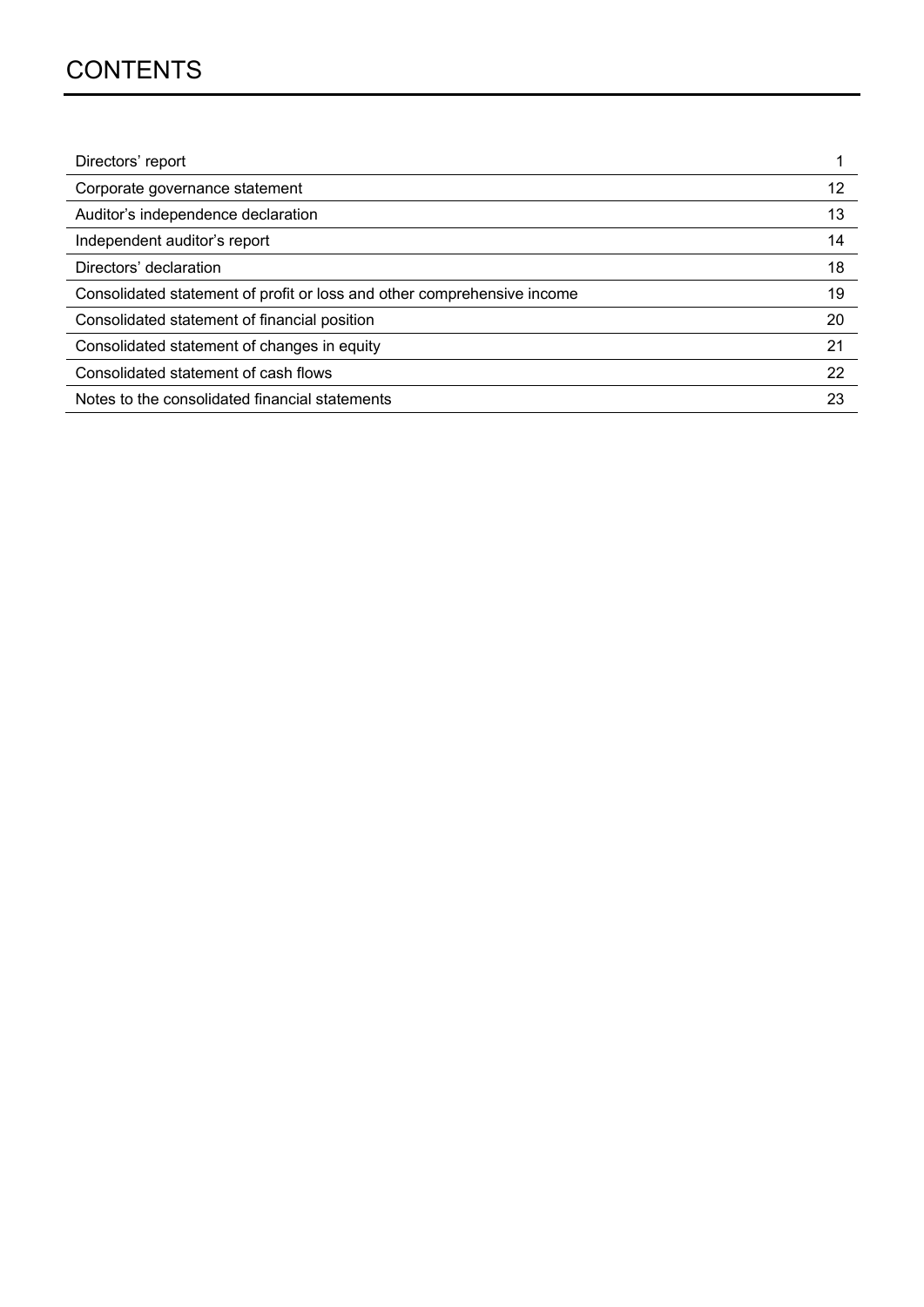# CONTENTS

| | |
|---|---|
| Directors' report | 1 |
| Corporate governance statement | 12 |
| Auditor's independence declaration | 13 |
| Independent auditor's report | 14 |
| Directors' declaration | 18 |
| Consolidated statement of profit or loss and other comprehensive income | 19 |
| Consolidated statement of financial position | 20 |
| Consolidated statement of changes in equity | 21 |
| Consolidated statement of cash flows | 22 |
| Notes to the consolidated financial statements | 23 |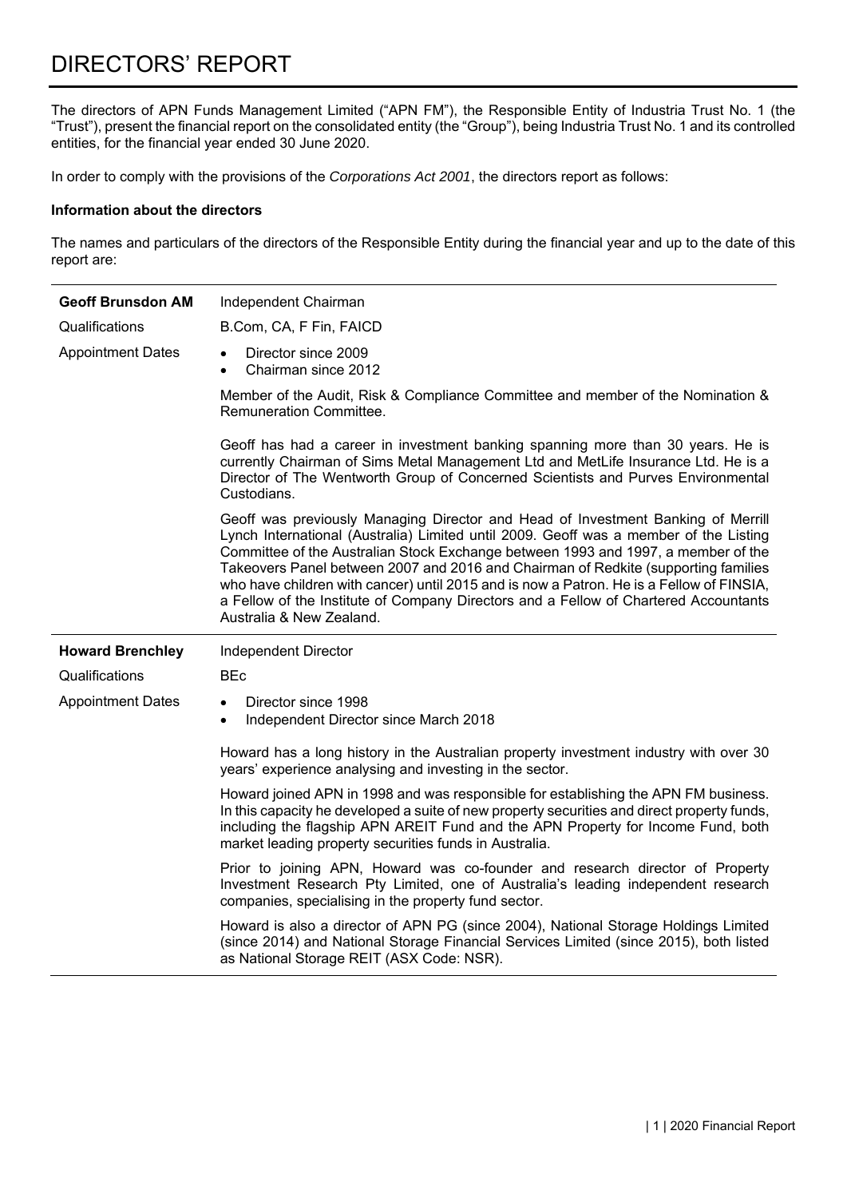# DIRECTORS' REPORT

The directors of APN Funds Management Limited ("APN FM"), the Responsible Entity of Industria Trust No. 1 (the "Trust"), present the financial report on the consolidated entity (the "Group"), being Industria Trust No. 1 and its controlled entities, for the financial year ended 30 June 2020.

In order to comply with the provisions of the *Corporations Act 2001*, the directors report as follows:

**Information about the directors**

The names and particulars of the directors of the Responsible Entity during the financial year and up to the date of this report are:

| | |
|---|---|
| **Geoff Brunsdon AM** | Independent Chairman |
| Qualifications | B.Com, CA, F Fin, FAICD |
| Appointment Dates | • Director since 2009<br>• Chairman since 2012 |
| | Member of the Audit, Risk & Compliance Committee and member of the Nomination & Remuneration Committee. |
| | Geoff has had a career in investment banking spanning more than 30 years. He is currently Chairman of Sims Metal Management Ltd and MetLife Insurance Ltd. He is a Director of The Wentworth Group of Concerned Scientists and Purves Environmental Custodians. |
| | Geoff was previously Managing Director and Head of Investment Banking of Merrill Lynch International (Australia) Limited until 2009. Geoff was a member of the Listing Committee of the Australian Stock Exchange between 1993 and 1997, a member of the Takeovers Panel between 2007 and 2016 and Chairman of Redkite (supporting families who have children with cancer) until 2015 and is now a Patron. He is a Fellow of FINSIA, a Fellow of the Institute of Company Directors and a Fellow of Chartered Accountants Australia & New Zealand. |
| **Howard Brenchley** | Independent Director |
| Qualifications | BEc |
| Appointment Dates | • Director since 1998<br>• Independent Director since March 2018 |
| | Howard has a long history in the Australian property investment industry with over 30 years' experience analysing and investing in the sector. |
| | Howard joined APN in 1998 and was responsible for establishing the APN FM business. In this capacity he developed a suite of new property securities and direct property funds, including the flagship APN AREIT Fund and the APN Property for Income Fund, both market leading property securities funds in Australia. |
| | Prior to joining APN, Howard was co-founder and research director of Property Investment Research Pty Limited, one of Australia's leading independent research companies, specialising in the property fund sector. |
| | Howard is also a director of APN PG (since 2004), National Storage Holdings Limited (since 2014) and National Storage Financial Services Limited (since 2015), both listed as National Storage REIT (ASX Code: NSR). |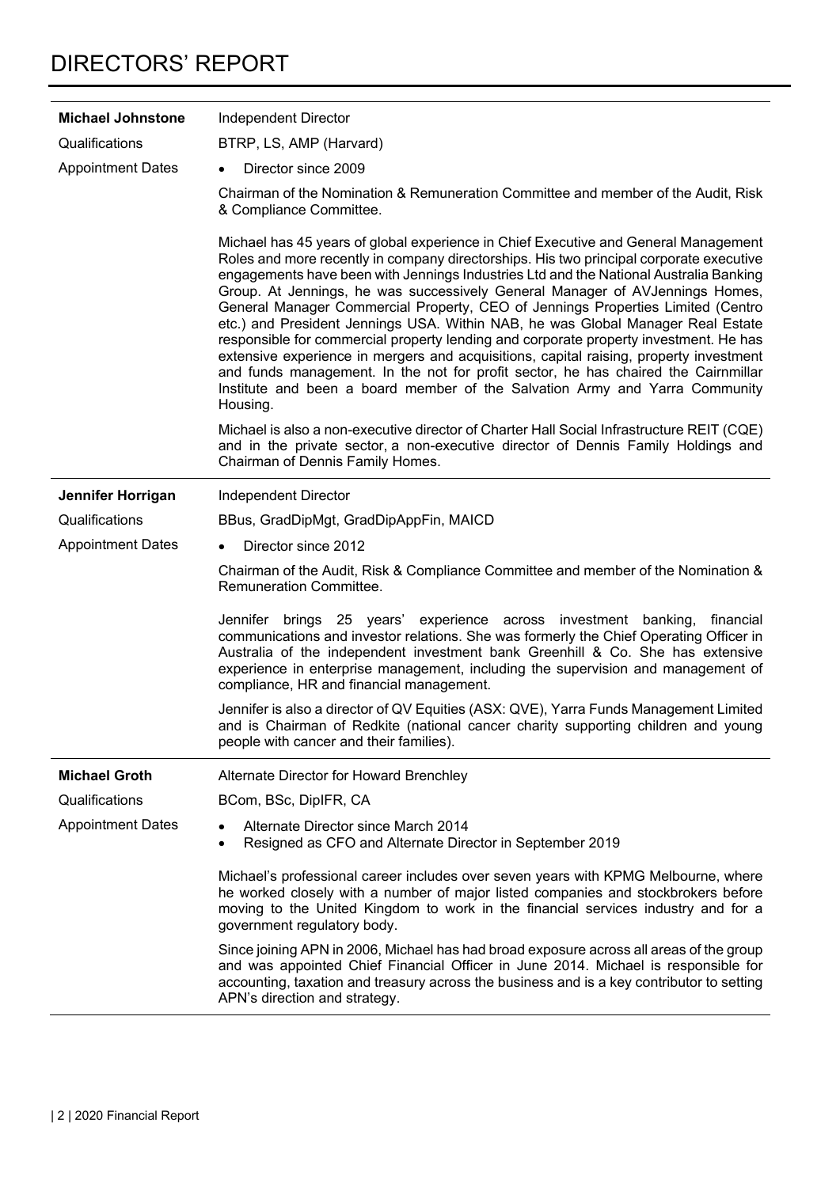# DIRECTORS' REPORT

| | |
|---|---|
| **Michael Johnstone** | Independent Director |
| Qualifications | BTRP, LS, AMP (Harvard) |
| Appointment Dates | • Director since 2009<br><br>Chairman of the Nomination & Remuneration Committee and member of the Audit, Risk & Compliance Committee.<br><br>Michael has 45 years of global experience in Chief Executive and General Management Roles and more recently in company directorships. His two principal corporate executive engagements have been with Jennings Industries Ltd and the National Australia Banking Group. At Jennings, he was successively General Manager of AVJennings Homes, General Manager Commercial Property, CEO of Jennings Properties Limited (Centro etc.) and President Jennings USA. Within NAB, he was Global Manager Real Estate responsible for commercial property lending and corporate property investment. He has extensive experience in mergers and acquisitions, capital raising, property investment and funds management. In the not for profit sector, he has chaired the Cairnmillar Institute and been a board member of the Salvation Army and Yarra Community Housing.<br><br>Michael is also a non-executive director of Charter Hall Social Infrastructure REIT (CQE) and in the private sector, a non-executive director of Dennis Family Holdings and Chairman of Dennis Family Homes. |
| **Jennifer Horrigan** | Independent Director |
| Qualifications | BBus, GradDipMgt, GradDipAppFin, MAICD |
| Appointment Dates | • Director since 2012<br><br>Chairman of the Audit, Risk & Compliance Committee and member of the Nomination & Remuneration Committee.<br><br>Jennifer brings 25 years' experience across investment banking, financial communications and investor relations. She was formerly the Chief Operating Officer in Australia of the independent investment bank Greenhill & Co. She has extensive experience in enterprise management, including the supervision and management of compliance, HR and financial management.<br><br>Jennifer is also a director of QV Equities (ASX: QVE), Yarra Funds Management Limited and is Chairman of Redkite (national cancer charity supporting children and young people with cancer and their families). |
| **Michael Groth** | Alternate Director for Howard Brenchley |
| Qualifications | BCom, BSc, DipIFR, CA |
| Appointment Dates | • Alternate Director since March 2014<br>• Resigned as CFO and Alternate Director in September 2019<br><br>Michael's professional career includes over seven years with KPMG Melbourne, where he worked closely with a number of major listed companies and stockbrokers before moving to the United Kingdom to work in the financial services industry and for a government regulatory body.<br><br>Since joining APN in 2006, Michael has had broad exposure across all areas of the group and was appointed Chief Financial Officer in June 2014. Michael is responsible for accounting, taxation and treasury across the business and is a key contributor to setting APN's direction and strategy. |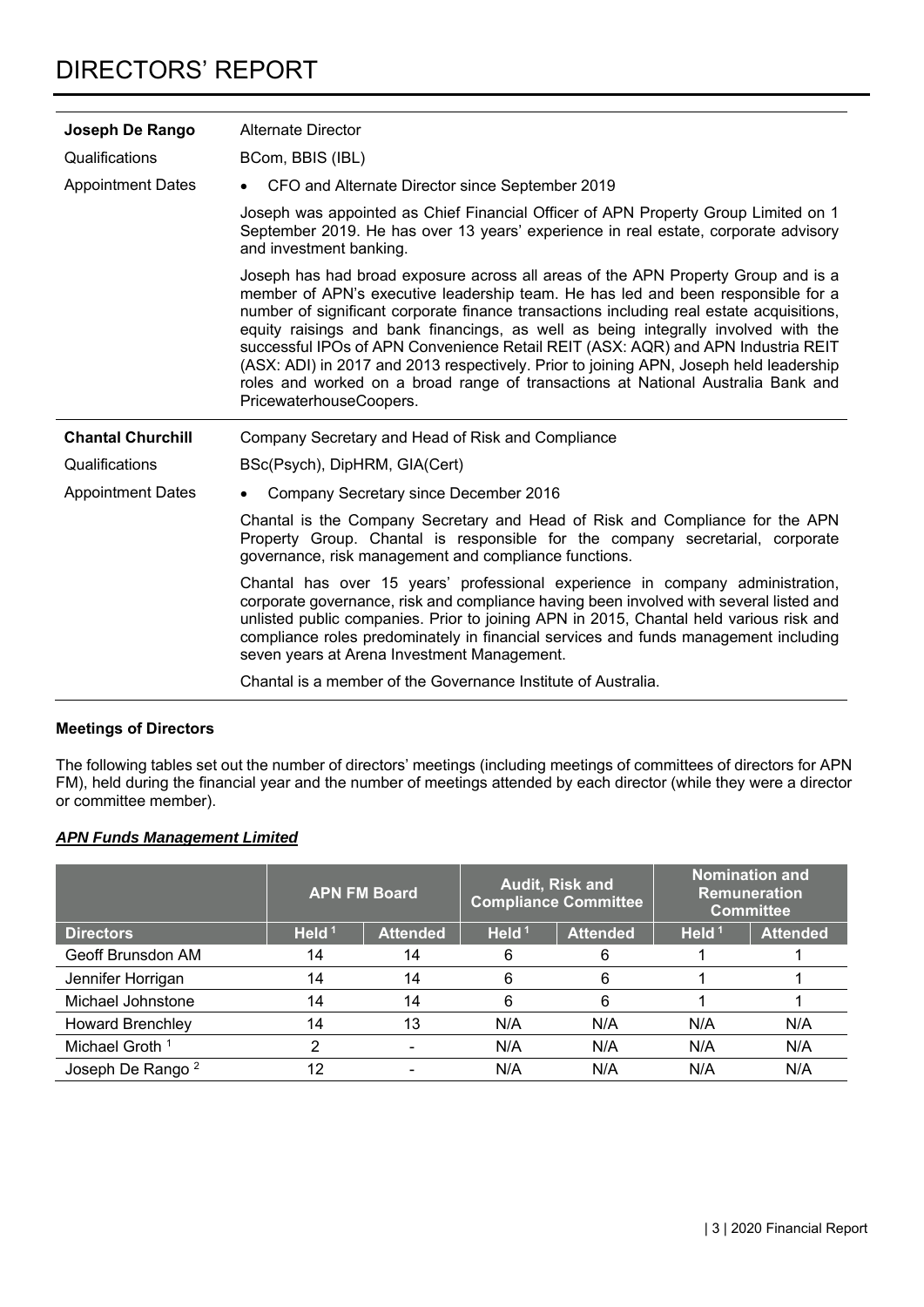# DIRECTORS' REPORT

| | |
|---|---|
| **Joseph De Rango** | Alternate Director |
| Qualifications | BCom, BBIS (IBL) |
| Appointment Dates | • CFO and Alternate Director since September 2019<br><br>Joseph was appointed as Chief Financial Officer of APN Property Group Limited on 1 September 2019. He has over 13 years' experience in real estate, corporate advisory and investment banking.<br><br>Joseph has had broad exposure across all areas of the APN Property Group and is a member of APN's executive leadership team. He has led and been responsible for a number of significant corporate finance transactions including real estate acquisitions, equity raisings and bank financings, as well as being integrally involved with the successful IPOs of APN Convenience Retail REIT (ASX: AQR) and APN Industria REIT (ASX: ADI) in 2017 and 2013 respectively. Prior to joining APN, Joseph held leadership roles and worked on a broad range of transactions at National Australia Bank and PricewaterhouseCoopers. |
| **Chantal Churchill** | Company Secretary and Head of Risk and Compliance |
| Qualifications | BSc(Psych), DipHRM, GIA(Cert) |
| Appointment Dates | • Company Secretary since December 2016<br><br>Chantal is the Company Secretary and Head of Risk and Compliance for the APN Property Group. Chantal is responsible for the company secretarial, corporate governance, risk management and compliance functions.<br><br>Chantal has over 15 years' professional experience in company administration, corporate governance, risk and compliance having been involved with several listed and unlisted public companies. Prior to joining APN in 2015, Chantal held various risk and compliance roles predominately in financial services and funds management including seven years at Arena Investment Management.<br><br>Chantal is a member of the Governance Institute of Australia. |

### Meetings of Directors

The following tables set out the number of directors' meetings (including meetings of committees of directors for APN FM), held during the financial year and the number of meetings attended by each director (while they were a director or committee member).

#### ***APN Funds Management Limited***

| | APN FM Board | | Audit, Risk and Compliance Committee | | Nomination and Remuneration Committee | |
|---|---|---|---|---|---|---|
| **Directors** | **Held [1]** | **Attended** | **Held [1]** | **Attended** | **Held [1]** | **Attended** |
| Geoff Brunsdon AM | 14 | 14 | 6 | 6 | 1 | 1 |
| Jennifer Horrigan | 14 | 14 | 6 | 6 | 1 | 1 |
| Michael Johnstone | 14 | 14 | 6 | 6 | 1 | 1 |
| Howard Brenchley | 14 | 13 | N/A | N/A | N/A | N/A |
| Michael Groth [1] | 2 | - | N/A | N/A | N/A | N/A |
| Joseph De Rango [2] | 12 | - | N/A | N/A | N/A | N/A |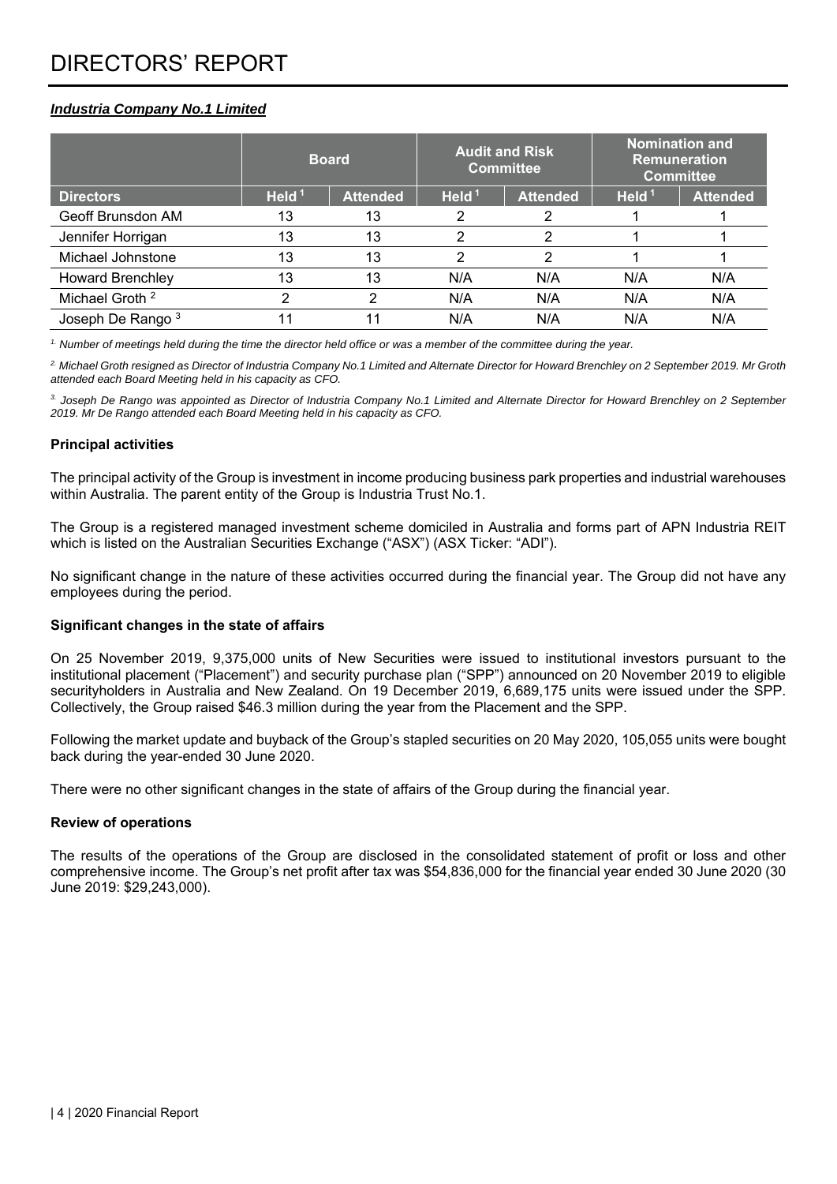# DIRECTORS' REPORT

***Industria Company No.1 Limited***

| | Board | | Audit and Risk Committee | | Nomination and Remuneration Committee | |
|---|---|---|---|---|---|---|
| **Directors** | **Held [1]** | **Attended** | **Held [1]** | **Attended** | **Held [1]** | **Attended** |
| Geoff Brunsdon AM | 13 | 13 | 2 | 2 | 1 | 1 |
| Jennifer Horrigan | 13 | 13 | 2 | 2 | 1 | 1 |
| Michael Johnstone | 13 | 13 | 2 | 2 | 1 | 1 |
| Howard Brenchley | 13 | 13 | N/A | N/A | N/A | N/A |
| Michael Groth [2] | 2 | 2 | N/A | N/A | N/A | N/A |
| Joseph De Rango [3] | 11 | 11 | N/A | N/A | N/A | N/A |

*[1] Number of meetings held during the time the director held office or was a member of the committee during the year.*

*[2] Michael Groth resigned as Director of Industria Company No.1 Limited and Alternate Director for Howard Brenchley on 2 September 2019. Mr Groth attended each Board Meeting held in his capacity as CFO.*

*[3] Joseph De Rango was appointed as Director of Industria Company No.1 Limited and Alternate Director for Howard Brenchley on 2 September 2019. Mr De Rango attended each Board Meeting held in his capacity as CFO.*

**Principal activities**

The principal activity of the Group is investment in income producing business park properties and industrial warehouses within Australia. The parent entity of the Group is Industria Trust No.1.

The Group is a registered managed investment scheme domiciled in Australia and forms part of APN Industria REIT which is listed on the Australian Securities Exchange ("ASX") (ASX Ticker: "ADI").

No significant change in the nature of these activities occurred during the financial year. The Group did not have any employees during the period.

**Significant changes in the state of affairs**

On 25 November 2019, 9,375,000 units of New Securities were issued to institutional investors pursuant to the institutional placement ("Placement") and security purchase plan ("SPP") announced on 20 November 2019 to eligible securityholders in Australia and New Zealand. On 19 December 2019, 6,689,175 units were issued under the SPP. Collectively, the Group raised $46.3 million during the year from the Placement and the SPP.

Following the market update and buyback of the Group's stapled securities on 20 May 2020, 105,055 units were bought back during the year-ended 30 June 2020.

There were no other significant changes in the state of affairs of the Group during the financial year.

**Review of operations**

The results of the operations of the Group are disclosed in the consolidated statement of profit or loss and other comprehensive income. The Group's net profit after tax was $54,836,000 for the financial year ended 30 June 2020 (30 June 2019: $29,243,000).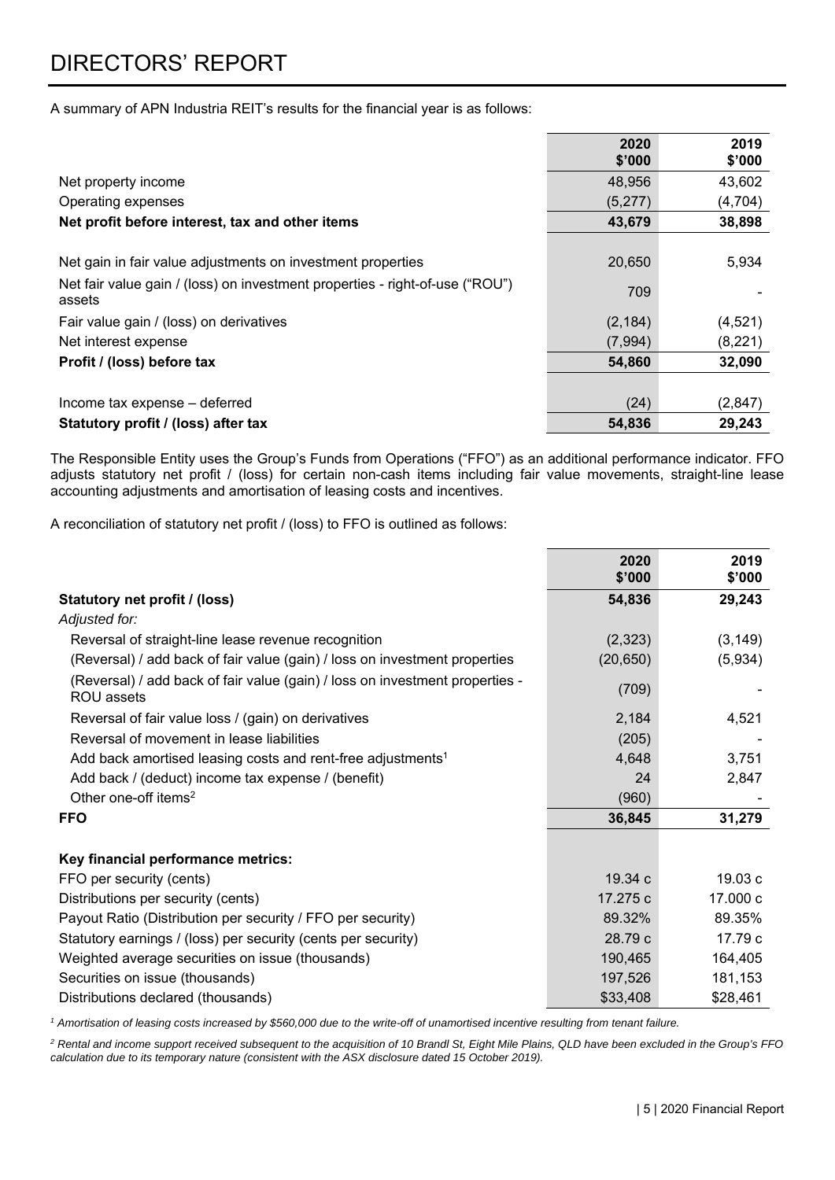# DIRECTORS' REPORT

A summary of APN Industria REIT's results for the financial year is as follows:

| | 2020 \$'000 | 2019 \$'000 |
|---|---|---|
| Net property income | 48,956 | 43,602 |
| Operating expenses | (5,277) | (4,704) |
| **Net profit before interest, tax and other items** | **43,679** | **38,898** |
| | | |
| Net gain in fair value adjustments on investment properties | 20,650 | 5,934 |
| Net fair value gain / (loss) on investment properties - right-of-use ("ROU") assets | 709 | - |
| Fair value gain / (loss) on derivatives | (2,184) | (4,521) |
| Net interest expense | (7,994) | (8,221) |
| **Profit / (loss) before tax** | **54,860** | **32,090** |
| | | |
| Income tax expense – deferred | (24) | (2,847) |
| **Statutory profit / (loss) after tax** | **54,836** | **29,243** |

The Responsible Entity uses the Group's Funds from Operations ("FFO") as an additional performance indicator. FFO adjusts statutory net profit / (loss) for certain non-cash items including fair value movements, straight-line lease accounting adjustments and amortisation of leasing costs and incentives.

A reconciliation of statutory net profit / (loss) to FFO is outlined as follows:

| | 2020 \$'000 | 2019 \$'000 |
|---|---|---|
| **Statutory net profit / (loss)** | **54,836** | **29,243** |
| *Adjusted for:* | | |
| Reversal of straight-line lease revenue recognition | (2,323) | (3,149) |
| (Reversal) / add back of fair value (gain) / loss on investment properties | (20,650) | (5,934) |
| (Reversal) / add back of fair value (gain) / loss on investment properties - ROU assets | (709) | - |
| Reversal of fair value loss / (gain) on derivatives | 2,184 | 4,521 |
| Reversal of movement in lease liabilities | (205) | - |
| Add back amortised leasing costs and rent-free adjustments[1] | 4,648 | 3,751 |
| Add back / (deduct) income tax expense / (benefit) | 24 | 2,847 |
| Other one-off items[2] | (960) | - |
| **FFO** | **36,845** | **31,279** |
| | | |
| **Key financial performance metrics:** | | |
| FFO per security (cents) | 19.34 c | 19.03 c |
| Distributions per security (cents) | 17.275 c | 17.000 c |
| Payout Ratio (Distribution per security / FFO per security) | 89.32% | 89.35% |
| Statutory earnings / (loss) per security (cents per security) | 28.79 c | 17.79 c |
| Weighted average securities on issue (thousands) | 190,465 | 164,405 |
| Securities on issue (thousands) | 197,526 | 181,153 |
| Distributions declared (thousands) | \$33,408 | \$28,461 |

*[1] Amortisation of leasing costs increased by \$560,000 due to the write-off of unamortised incentive resulting from tenant failure.*

*[2] Rental and income support received subsequent to the acquisition of 10 Brandl St, Eight Mile Plains, QLD have been excluded in the Group's FFO calculation due to its temporary nature (consistent with the ASX disclosure dated 15 October 2019).*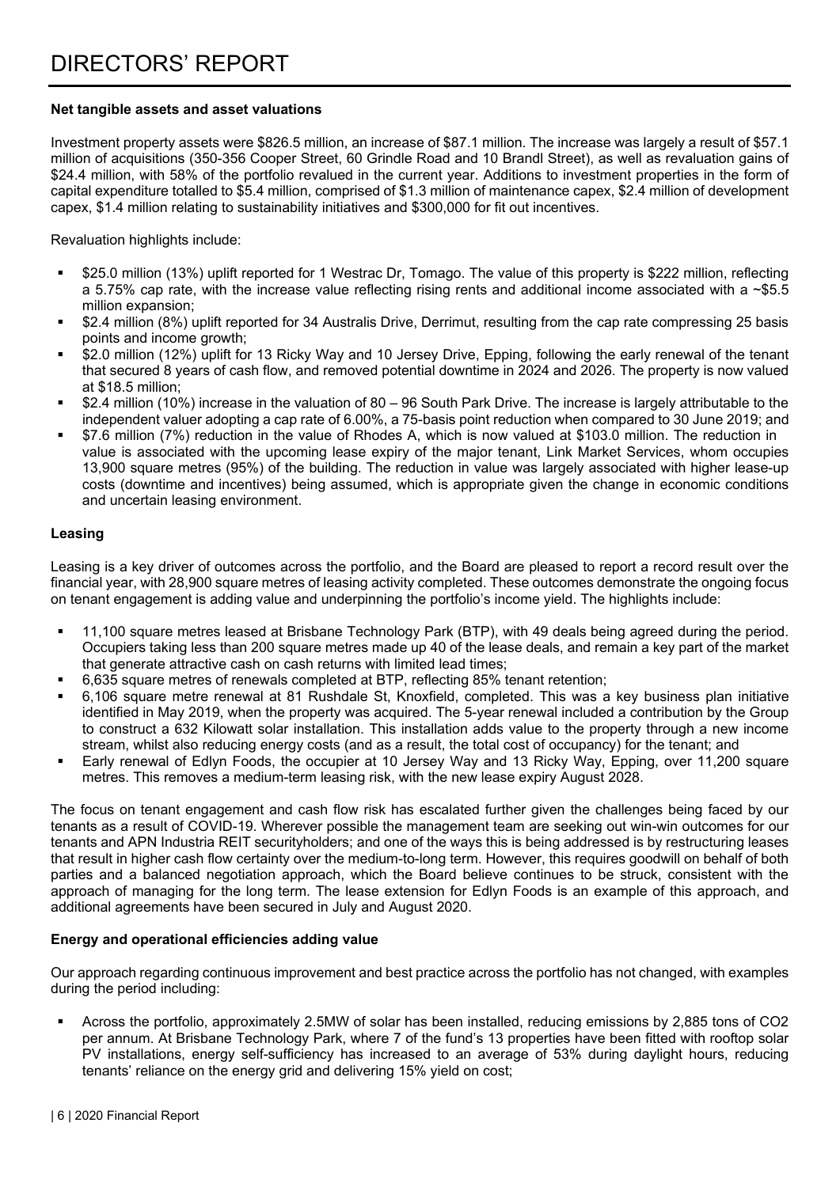# DIRECTORS' REPORT

**Net tangible assets and asset valuations**

Investment property assets were $826.5 million, an increase of $87.1 million. The increase was largely a result of $57.1 million of acquisitions (350-356 Cooper Street, 60 Grindle Road and 10 Brandl Street), as well as revaluation gains of $24.4 million, with 58% of the portfolio revalued in the current year. Additions to investment properties in the form of capital expenditure totalled to $5.4 million, comprised of $1.3 million of maintenance capex, $2.4 million of development capex, $1.4 million relating to sustainability initiatives and $300,000 for fit out incentives.

Revaluation highlights include:

- $25.0 million (13%) uplift reported for 1 Westrac Dr, Tomago. The value of this property is $222 million, reflecting a 5.75% cap rate, with the increase value reflecting rising rents and additional income associated with a ~$5.5 million expansion;
- $2.4 million (8%) uplift reported for 34 Australis Drive, Derrimut, resulting from the cap rate compressing 25 basis points and income growth;
- $2.0 million (12%) uplift for 13 Ricky Way and 10 Jersey Drive, Epping, following the early renewal of the tenant that secured 8 years of cash flow, and removed potential downtime in 2024 and 2026. The property is now valued at $18.5 million;
- $2.4 million (10%) increase in the valuation of 80 – 96 South Park Drive. The increase is largely attributable to the independent valuer adopting a cap rate of 6.00%, a 75-basis point reduction when compared to 30 June 2019; and
- $7.6 million (7%) reduction in the value of Rhodes A, which is now valued at $103.0 million. The reduction in value is associated with the upcoming lease expiry of the major tenant, Link Market Services, whom occupies 13,900 square metres (95%) of the building. The reduction in value was largely associated with higher lease-up costs (downtime and incentives) being assumed, which is appropriate given the change in economic conditions and uncertain leasing environment.

**Leasing**

Leasing is a key driver of outcomes across the portfolio, and the Board are pleased to report a record result over the financial year, with 28,900 square metres of leasing activity completed. These outcomes demonstrate the ongoing focus on tenant engagement is adding value and underpinning the portfolio's income yield. The highlights include:

- 11,100 square metres leased at Brisbane Technology Park (BTP), with 49 deals being agreed during the period. Occupiers taking less than 200 square metres made up 40 of the lease deals, and remain a key part of the market that generate attractive cash on cash returns with limited lead times;
- 6,635 square metres of renewals completed at BTP, reflecting 85% tenant retention;
- 6,106 square metre renewal at 81 Rushdale St, Knoxfield, completed. This was a key business plan initiative identified in May 2019, when the property was acquired. The 5-year renewal included a contribution by the Group to construct a 632 Kilowatt solar installation. This installation adds value to the property through a new income stream, whilst also reducing energy costs (and as a result, the total cost of occupancy) for the tenant; and
- Early renewal of Edlyn Foods, the occupier at 10 Jersey Way and 13 Ricky Way, Epping, over 11,200 square metres. This removes a medium-term leasing risk, with the new lease expiry August 2028.

The focus on tenant engagement and cash flow risk has escalated further given the challenges being faced by our tenants as a result of COVID-19. Wherever possible the management team are seeking out win-win outcomes for our tenants and APN Industria REIT securityholders; and one of the ways this is being addressed is by restructuring leases that result in higher cash flow certainty over the medium-to-long term. However, this requires goodwill on behalf of both parties and a balanced negotiation approach, which the Board believe continues to be struck, consistent with the approach of managing for the long term. The lease extension for Edlyn Foods is an example of this approach, and additional agreements have been secured in July and August 2020.

**Energy and operational efficiencies adding value**

Our approach regarding continuous improvement and best practice across the portfolio has not changed, with examples during the period including:

- Across the portfolio, approximately 2.5MW of solar has been installed, reducing emissions by 2,885 tons of $CO_2$ per annum. At Brisbane Technology Park, where 7 of the fund's 13 properties have been fitted with rooftop solar PV installations, energy self-sufficiency has increased to an average of 53% during daylight hours, reducing tenants' reliance on the energy grid and delivering 15% yield on cost;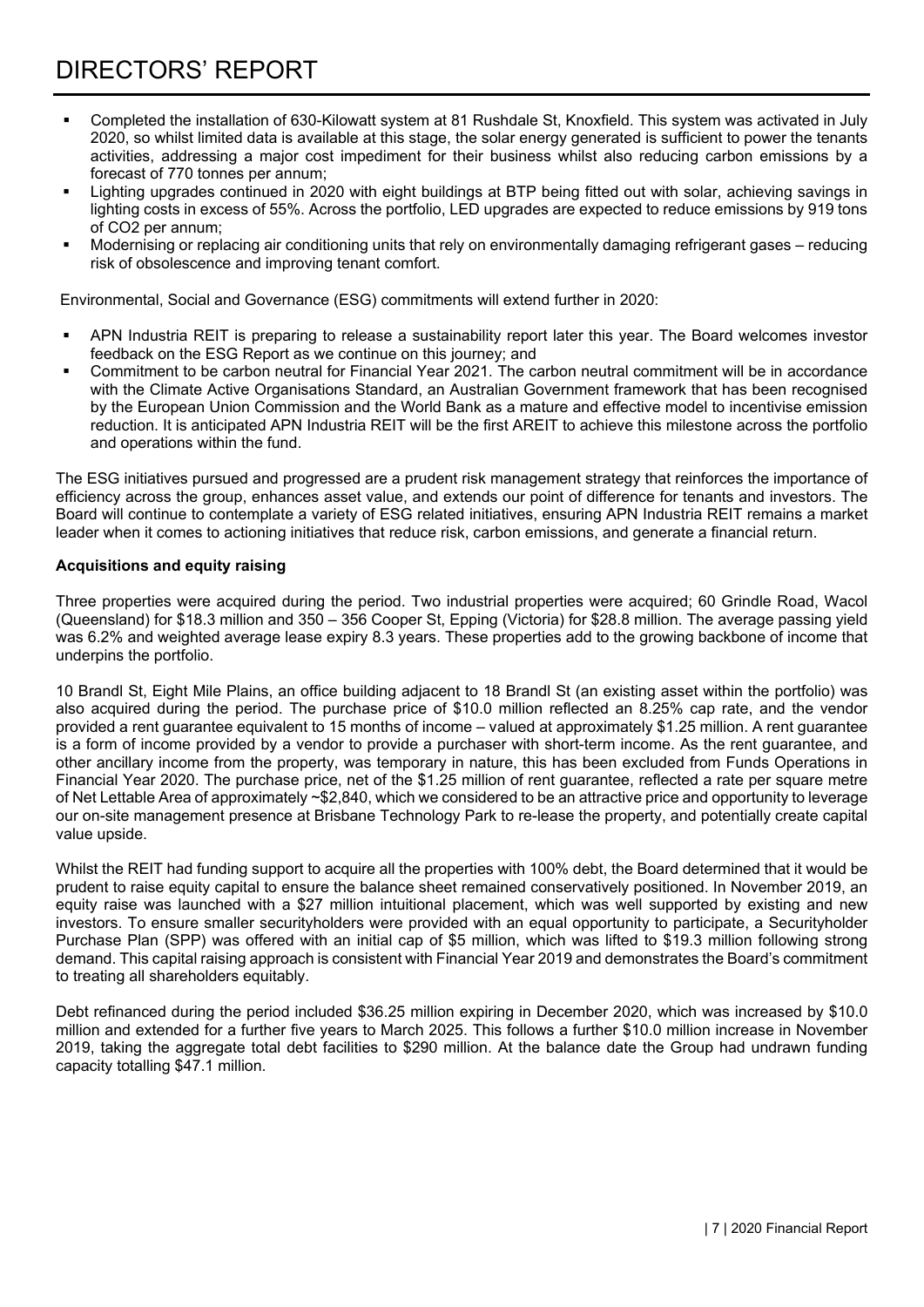# DIRECTORS' REPORT

- Completed the installation of 630-Kilowatt system at 81 Rushdale St, Knoxfield. This system was activated in July 2020, so whilst limited data is available at this stage, the solar energy generated is sufficient to power the tenants activities, addressing a major cost impediment for their business whilst also reducing carbon emissions by a forecast of 770 tonnes per annum;
- Lighting upgrades continued in 2020 with eight buildings at BTP being fitted out with solar, achieving savings in lighting costs in excess of 55%. Across the portfolio, LED upgrades are expected to reduce emissions by 919 tons of CO2 per annum;
- Modernising or replacing air conditioning units that rely on environmentally damaging refrigerant gases – reducing risk of obsolescence and improving tenant comfort.

Environmental, Social and Governance (ESG) commitments will extend further in 2020:

- APN Industria REIT is preparing to release a sustainability report later this year. The Board welcomes investor feedback on the ESG Report as we continue on this journey; and
- Commitment to be carbon neutral for Financial Year 2021. The carbon neutral commitment will be in accordance with the Climate Active Organisations Standard, an Australian Government framework that has been recognised by the European Union Commission and the World Bank as a mature and effective model to incentivise emission reduction. It is anticipated APN Industria REIT will be the first AREIT to achieve this milestone across the portfolio and operations within the fund.

The ESG initiatives pursued and progressed are a prudent risk management strategy that reinforces the importance of efficiency across the group, enhances asset value, and extends our point of difference for tenants and investors. The Board will continue to contemplate a variety of ESG related initiatives, ensuring APN Industria REIT remains a market leader when it comes to actioning initiatives that reduce risk, carbon emissions, and generate a financial return.

**Acquisitions and equity raising**

Three properties were acquired during the period. Two industrial properties were acquired; 60 Grindle Road, Wacol (Queensland) for $18.3 million and 350 – 356 Cooper St, Epping (Victoria) for $28.8 million. The average passing yield was 6.2% and weighted average lease expiry 8.3 years. These properties add to the growing backbone of income that underpins the portfolio.

10 Brandl St, Eight Mile Plains, an office building adjacent to 18 Brandl St (an existing asset within the portfolio) was also acquired during the period. The purchase price of $10.0 million reflected an 8.25% cap rate, and the vendor provided a rent guarantee equivalent to 15 months of income – valued at approximately $1.25 million. A rent guarantee is a form of income provided by a vendor to provide a purchaser with short-term income. As the rent guarantee, and other ancillary income from the property, was temporary in nature, this has been excluded from Funds Operations in Financial Year 2020. The purchase price, net of the $1.25 million of rent guarantee, reflected a rate per square metre of Net Lettable Area of approximately ~$2,840, which we considered to be an attractive price and opportunity to leverage our on-site management presence at Brisbane Technology Park to re-lease the property, and potentially create capital value upside.

Whilst the REIT had funding support to acquire all the properties with 100% debt, the Board determined that it would be prudent to raise equity capital to ensure the balance sheet remained conservatively positioned. In November 2019, an equity raise was launched with a $27 million intuitional placement, which was well supported by existing and new investors. To ensure smaller securityholders were provided with an equal opportunity to participate, a Securityholder Purchase Plan (SPP) was offered with an initial cap of $5 million, which was lifted to $19.3 million following strong demand. This capital raising approach is consistent with Financial Year 2019 and demonstrates the Board's commitment to treating all shareholders equitably.

Debt refinanced during the period included $36.25 million expiring in December 2020, which was increased by $10.0 million and extended for a further five years to March 2025. This follows a further $10.0 million increase in November 2019, taking the aggregate total debt facilities to $290 million. At the balance date the Group had undrawn funding capacity totalling $47.1 million.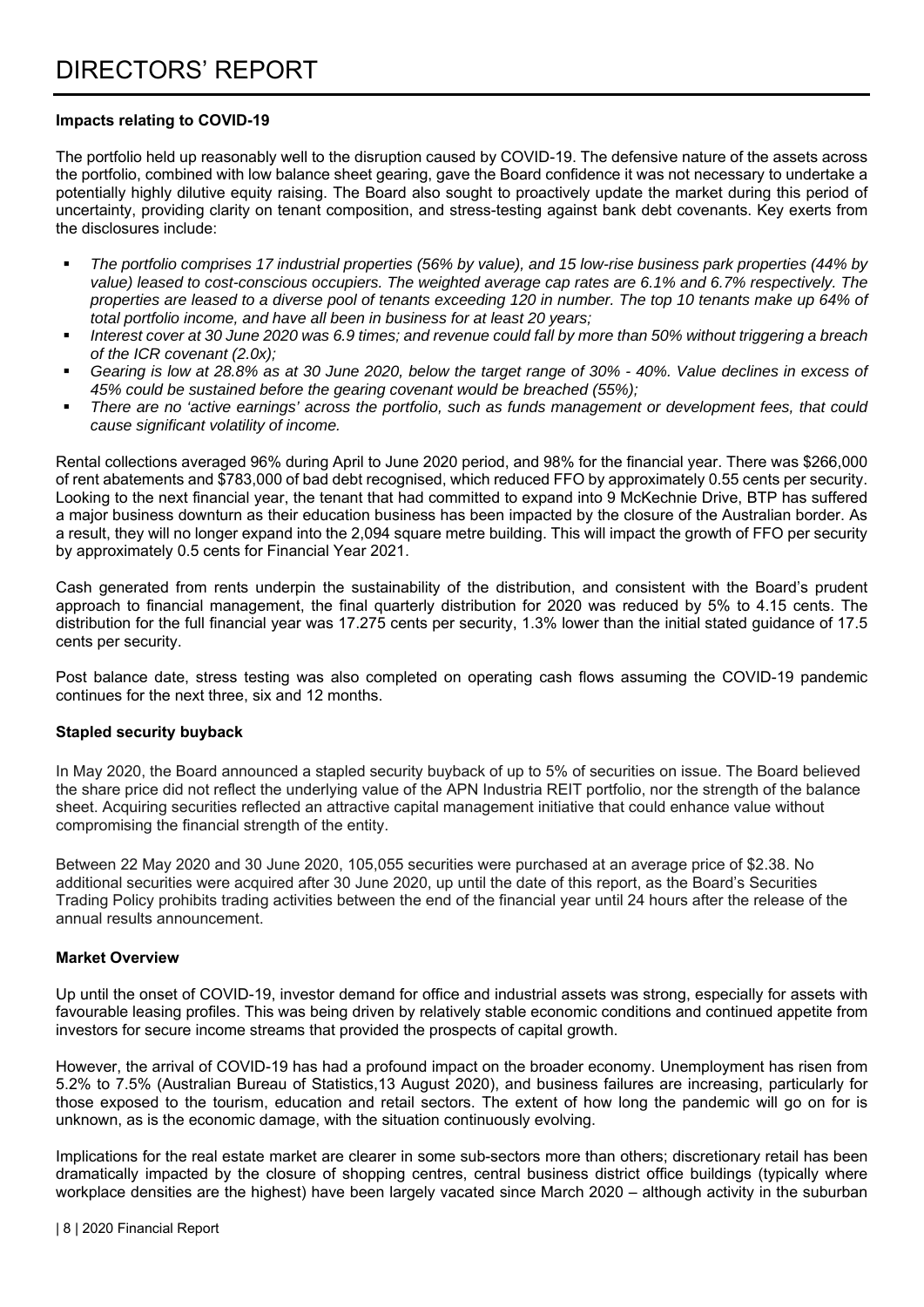# DIRECTORS' REPORT

**Impacts relating to COVID-19**

The portfolio held up reasonably well to the disruption caused by COVID-19. The defensive nature of the assets across the portfolio, combined with low balance sheet gearing, gave the Board confidence it was not necessary to undertake a potentially highly dilutive equity raising. The Board also sought to proactively update the market during this period of uncertainty, providing clarity on tenant composition, and stress-testing against bank debt covenants. Key exerts from the disclosures include:

- *The portfolio comprises 17 industrial properties (56% by value), and 15 low-rise business park properties (44% by value) leased to cost-conscious occupiers. The weighted average cap rates are 6.1% and 6.7% respectively. The properties are leased to a diverse pool of tenants exceeding 120 in number. The top 10 tenants make up 64% of total portfolio income, and have all been in business for at least 20 years;*
- *Interest cover at 30 June 2020 was 6.9 times; and revenue could fall by more than 50% without triggering a breach of the ICR covenant (2.0x);*
- *Gearing is low at 28.8% as at 30 June 2020, below the target range of 30% - 40%. Value declines in excess of 45% could be sustained before the gearing covenant would be breached (55%);*
- *There are no 'active earnings' across the portfolio, such as funds management or development fees, that could cause significant volatility of income.*

Rental collections averaged 96% during April to June 2020 period, and 98% for the financial year. There was $266,000 of rent abatements and $783,000 of bad debt recognised, which reduced FFO by approximately 0.55 cents per security. Looking to the next financial year, the tenant that had committed to expand into 9 McKechnie Drive, BTP has suffered a major business downturn as their education business has been impacted by the closure of the Australian border. As a result, they will no longer expand into the 2,094 square metre building. This will impact the growth of FFO per security by approximately 0.5 cents for Financial Year 2021.

Cash generated from rents underpin the sustainability of the distribution, and consistent with the Board's prudent approach to financial management, the final quarterly distribution for 2020 was reduced by 5% to 4.15 cents. The distribution for the full financial year was 17.275 cents per security, 1.3% lower than the initial stated guidance of 17.5 cents per security.

Post balance date, stress testing was also completed on operating cash flows assuming the COVID-19 pandemic continues for the next three, six and 12 months.

**Stapled security buyback**

In May 2020, the Board announced a stapled security buyback of up to 5% of securities on issue. The Board believed the share price did not reflect the underlying value of the APN Industria REIT portfolio, nor the strength of the balance sheet. Acquiring securities reflected an attractive capital management initiative that could enhance value without compromising the financial strength of the entity.

Between 22 May 2020 and 30 June 2020, 105,055 securities were purchased at an average price of $2.38. No additional securities were acquired after 30 June 2020, up until the date of this report, as the Board's Securities Trading Policy prohibits trading activities between the end of the financial year until 24 hours after the release of the annual results announcement.

**Market Overview**

Up until the onset of COVID-19, investor demand for office and industrial assets was strong, especially for assets with favourable leasing profiles. This was being driven by relatively stable economic conditions and continued appetite from investors for secure income streams that provided the prospects of capital growth.

However, the arrival of COVID-19 has had a profound impact on the broader economy. Unemployment has risen from 5.2% to 7.5% (Australian Bureau of Statistics,13 August 2020), and business failures are increasing, particularly for those exposed to the tourism, education and retail sectors. The extent of how long the pandemic will go on for is unknown, as is the economic damage, with the situation continuously evolving.

Implications for the real estate market are clearer in some sub-sectors more than others; discretionary retail has been dramatically impacted by the closure of shopping centres, central business district office buildings (typically where workplace densities are the highest) have been largely vacated since March 2020 – although activity in the suburban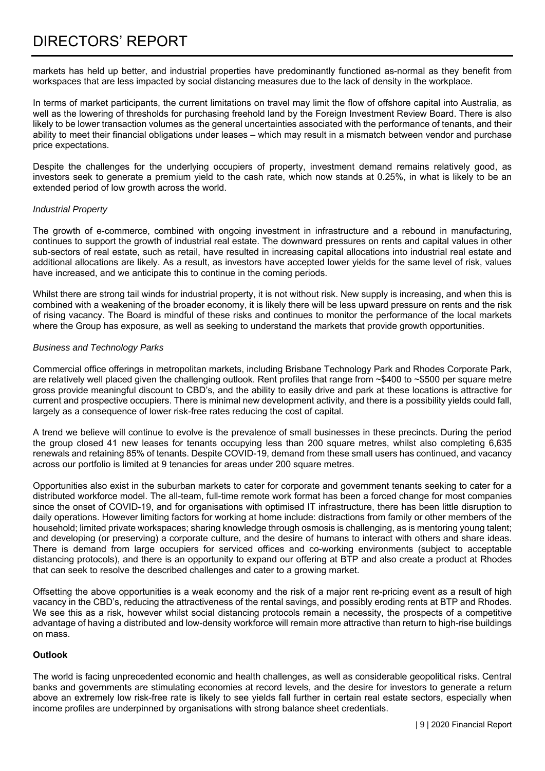markets has held up better, and industrial properties have predominantly functioned as-normal as they benefit from workspaces that are less impacted by social distancing measures due to the lack of density in the workplace.

In terms of market participants, the current limitations on travel may limit the flow of offshore capital into Australia, as well as the lowering of thresholds for purchasing freehold land by the Foreign Investment Review Board. There is also likely to be lower transaction volumes as the general uncertainties associated with the performance of tenants, and their ability to meet their financial obligations under leases – which may result in a mismatch between vendor and purchase price expectations.

Despite the challenges for the underlying occupiers of property, investment demand remains relatively good, as investors seek to generate a premium yield to the cash rate, which now stands at 0.25%, in what is likely to be an extended period of low growth across the world.

*Industrial Property*

The growth of e-commerce, combined with ongoing investment in infrastructure and a rebound in manufacturing, continues to support the growth of industrial real estate. The downward pressures on rents and capital values in other sub-sectors of real estate, such as retail, have resulted in increasing capital allocations into industrial real estate and additional allocations are likely. As a result, as investors have accepted lower yields for the same level of risk, values have increased, and we anticipate this to continue in the coming periods.

Whilst there are strong tail winds for industrial property, it is not without risk. New supply is increasing, and when this is combined with a weakening of the broader economy, it is likely there will be less upward pressure on rents and the risk of rising vacancy. The Board is mindful of these risks and continues to monitor the performance of the local markets where the Group has exposure, as well as seeking to understand the markets that provide growth opportunities.

*Business and Technology Parks*

Commercial office offerings in metropolitan markets, including Brisbane Technology Park and Rhodes Corporate Park, are relatively well placed given the challenging outlook. Rent profiles that range from ~$400 to ~$500 per square metre gross provide meaningful discount to CBD's, and the ability to easily drive and park at these locations is attractive for current and prospective occupiers. There is minimal new development activity, and there is a possibility yields could fall, largely as a consequence of lower risk-free rates reducing the cost of capital.

A trend we believe will continue to evolve is the prevalence of small businesses in these precincts. During the period the group closed 41 new leases for tenants occupying less than 200 square metres, whilst also completing 6,635 renewals and retaining 85% of tenants. Despite COVID-19, demand from these small users has continued, and vacancy across our portfolio is limited at 9 tenancies for areas under 200 square metres.

Opportunities also exist in the suburban markets to cater for corporate and government tenants seeking to cater for a distributed workforce model. The all-team, full-time remote work format has been a forced change for most companies since the onset of COVID-19, and for organisations with optimised IT infrastructure, there has been little disruption to daily operations. However limiting factors for working at home include: distractions from family or other members of the household; limited private workspaces; sharing knowledge through osmosis is challenging, as is mentoring young talent; and developing (or preserving) a corporate culture, and the desire of humans to interact with others and share ideas. There is demand from large occupiers for serviced offices and co-working environments (subject to acceptable distancing protocols), and there is an opportunity to expand our offering at BTP and also create a product at Rhodes that can seek to resolve the described challenges and cater to a growing market.

Offsetting the above opportunities is a weak economy and the risk of a major rent re-pricing event as a result of high vacancy in the CBD's, reducing the attractiveness of the rental savings, and possibly eroding rents at BTP and Rhodes. We see this as a risk, however whilst social distancing protocols remain a necessity, the prospects of a competitive advantage of having a distributed and low-density workforce will remain more attractive than return to high-rise buildings on mass.

**Outlook**

The world is facing unprecedented economic and health challenges, as well as considerable geopolitical risks. Central banks and governments are stimulating economies at record levels, and the desire for investors to generate a return above an extremely low risk-free rate is likely to see yields fall further in certain real estate sectors, especially when income profiles are underpinned by organisations with strong balance sheet credentials.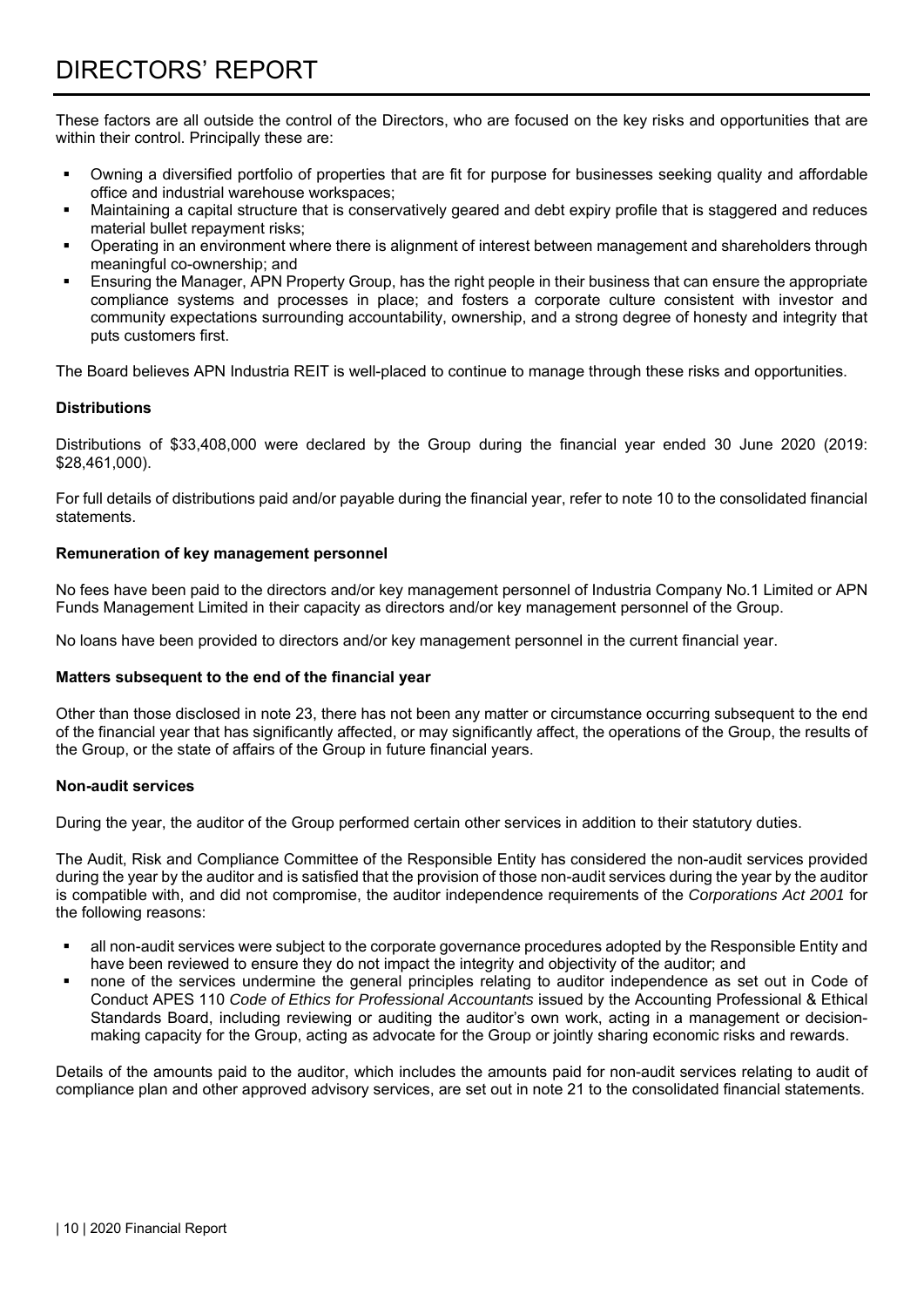# DIRECTORS' REPORT

These factors are all outside the control of the Directors, who are focused on the key risks and opportunities that are within their control. Principally these are:

- Owning a diversified portfolio of properties that are fit for purpose for businesses seeking quality and affordable office and industrial warehouse workspaces;
- Maintaining a capital structure that is conservatively geared and debt expiry profile that is staggered and reduces material bullet repayment risks;
- Operating in an environment where there is alignment of interest between management and shareholders through meaningful co-ownership; and
- Ensuring the Manager, APN Property Group, has the right people in their business that can ensure the appropriate compliance systems and processes in place; and fosters a corporate culture consistent with investor and community expectations surrounding accountability, ownership, and a strong degree of honesty and integrity that puts customers first.

The Board believes APN Industria REIT is well-placed to continue to manage through these risks and opportunities.

**Distributions**

Distributions of $33,408,000 were declared by the Group during the financial year ended 30 June 2020 (2019: $28,461,000).

For full details of distributions paid and/or payable during the financial year, refer to note 10 to the consolidated financial statements.

**Remuneration of key management personnel**

No fees have been paid to the directors and/or key management personnel of Industria Company No.1 Limited or APN Funds Management Limited in their capacity as directors and/or key management personnel of the Group.

No loans have been provided to directors and/or key management personnel in the current financial year.

**Matters subsequent to the end of the financial year**

Other than those disclosed in note 23, there has not been any matter or circumstance occurring subsequent to the end of the financial year that has significantly affected, or may significantly affect, the operations of the Group, the results of the Group, or the state of affairs of the Group in future financial years.

**Non-audit services**

During the year, the auditor of the Group performed certain other services in addition to their statutory duties.

The Audit, Risk and Compliance Committee of the Responsible Entity has considered the non-audit services provided during the year by the auditor and is satisfied that the provision of those non-audit services during the year by the auditor is compatible with, and did not compromise, the auditor independence requirements of the *Corporations Act 2001* for the following reasons:

- all non-audit services were subject to the corporate governance procedures adopted by the Responsible Entity and have been reviewed to ensure they do not impact the integrity and objectivity of the auditor; and
- none of the services undermine the general principles relating to auditor independence as set out in Code of Conduct APES 110 *Code of Ethics for Professional Accountants* issued by the Accounting Professional & Ethical Standards Board, including reviewing or auditing the auditor's own work, acting in a management or decision-making capacity for the Group, acting as advocate for the Group or jointly sharing economic risks and rewards.

Details of the amounts paid to the auditor, which includes the amounts paid for non-audit services relating to audit of compliance plan and other approved advisory services, are set out in note 21 to the consolidated financial statements.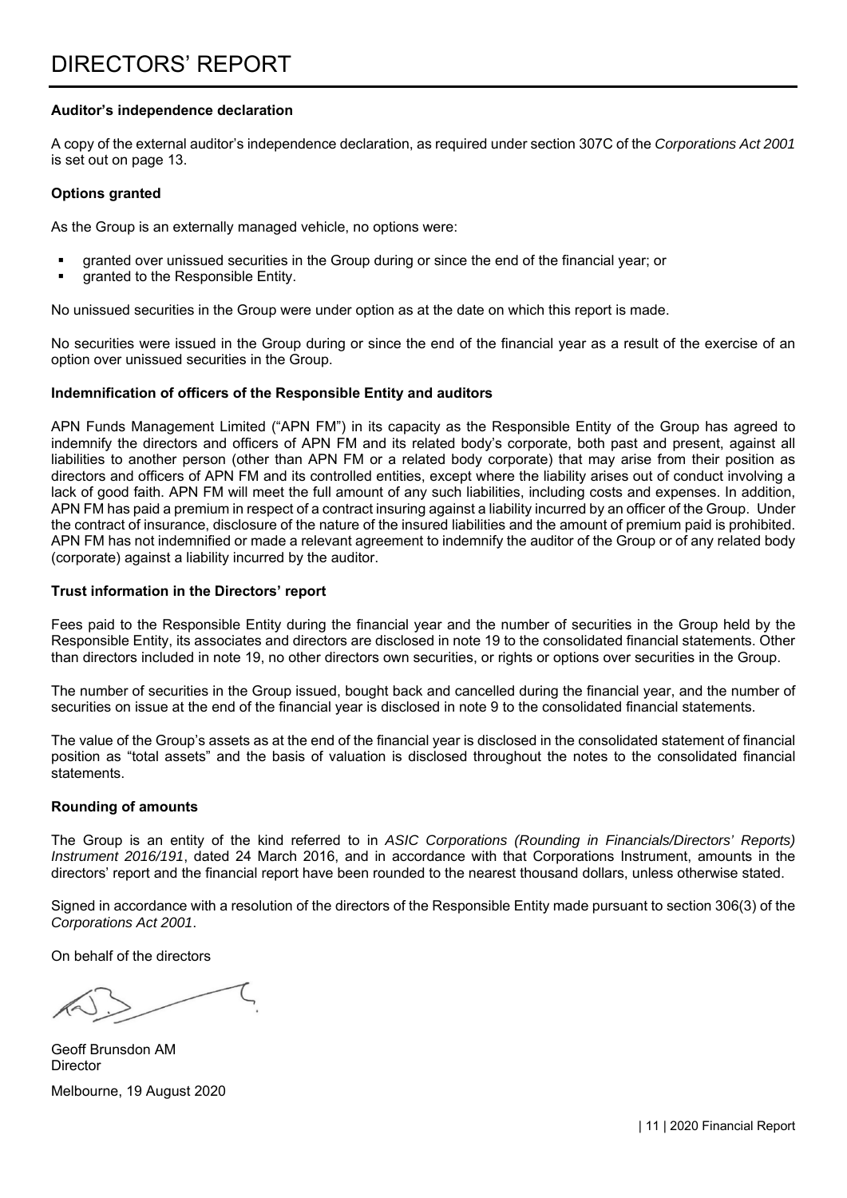# DIRECTORS' REPORT

**Auditor's independence declaration**

A copy of the external auditor's independence declaration, as required under section 307C of the *Corporations Act 2001* is set out on page 13.

**Options granted**

As the Group is an externally managed vehicle, no options were:

- granted over unissued securities in the Group during or since the end of the financial year; or
- granted to the Responsible Entity.

No unissued securities in the Group were under option as at the date on which this report is made.

No securities were issued in the Group during or since the end of the financial year as a result of the exercise of an option over unissued securities in the Group.

**Indemnification of officers of the Responsible Entity and auditors**

APN Funds Management Limited ("APN FM") in its capacity as the Responsible Entity of the Group has agreed to indemnify the directors and officers of APN FM and its related body's corporate, both past and present, against all liabilities to another person (other than APN FM or a related body corporate) that may arise from their position as directors and officers of APN FM and its controlled entities, except where the liability arises out of conduct involving a lack of good faith. APN FM will meet the full amount of any such liabilities, including costs and expenses. In addition, APN FM has paid a premium in respect of a contract insuring against a liability incurred by an officer of the Group. Under the contract of insurance, disclosure of the nature of the insured liabilities and the amount of premium paid is prohibited. APN FM has not indemnified or made a relevant agreement to indemnify the auditor of the Group or of any related body (corporate) against a liability incurred by the auditor.

**Trust information in the Directors' report**

Fees paid to the Responsible Entity during the financial year and the number of securities in the Group held by the Responsible Entity, its associates and directors are disclosed in note 19 to the consolidated financial statements. Other than directors included in note 19, no other directors own securities, or rights or options over securities in the Group.

The number of securities in the Group issued, bought back and cancelled during the financial year, and the number of securities on issue at the end of the financial year is disclosed in note 9 to the consolidated financial statements.

The value of the Group's assets as at the end of the financial year is disclosed in the consolidated statement of financial position as "total assets" and the basis of valuation is disclosed throughout the notes to the consolidated financial statements.

**Rounding of amounts**

The Group is an entity of the kind referred to in *ASIC Corporations (Rounding in Financials/Directors' Reports) Instrument 2016/191*, dated 24 March 2016, and in accordance with that Corporations Instrument, amounts in the directors' report and the financial report have been rounded to the nearest thousand dollars, unless otherwise stated.

Signed in accordance with a resolution of the directors of the Responsible Entity made pursuant to section 306(3) of the *Corporations Act 2001*.

On behalf of the directors

Geoff Brunsdon AM
Director

Melbourne, 19 August 2020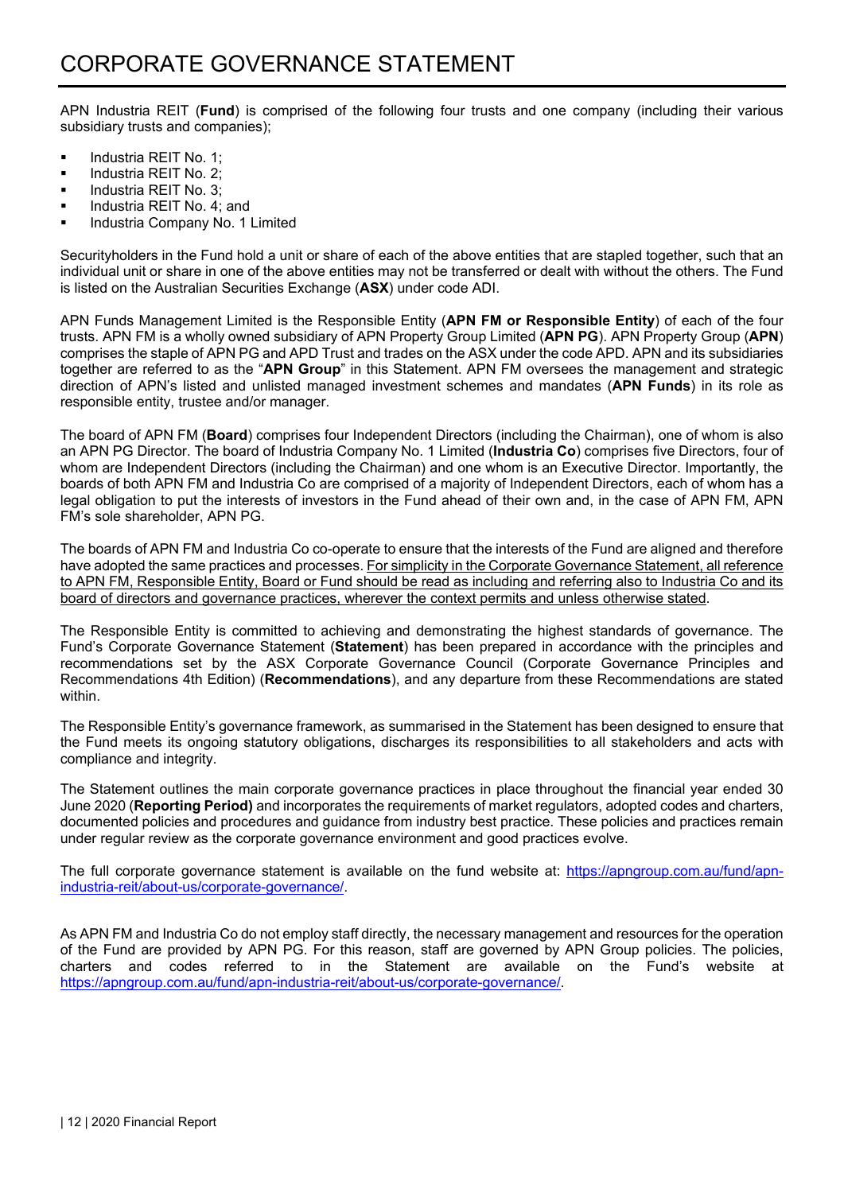# CORPORATE GOVERNANCE STATEMENT

APN Industria REIT (**Fund**) is comprised of the following four trusts and one company (including their various subsidiary trusts and companies);

- Industria REIT No. 1;
- Industria REIT No. 2;
- Industria REIT No. 3;
- Industria REIT No. 4; and
- Industria Company No. 1 Limited

Securityholders in the Fund hold a unit or share of each of the above entities that are stapled together, such that an individual unit or share in one of the above entities may not be transferred or dealt with without the others. The Fund is listed on the Australian Securities Exchange (**ASX**) under code ADI.

APN Funds Management Limited is the Responsible Entity (**APN FM or Responsible Entity**) of each of the four trusts. APN FM is a wholly owned subsidiary of APN Property Group Limited (**APN PG**). APN Property Group (**APN**) comprises the staple of APN PG and APD Trust and trades on the ASX under the code APD. APN and its subsidiaries together are referred to as the "**APN Group**" in this Statement. APN FM oversees the management and strategic direction of APN's listed and unlisted managed investment schemes and mandates (**APN Funds**) in its role as responsible entity, trustee and/or manager.

The board of APN FM (**Board**) comprises four Independent Directors (including the Chairman), one of whom is also an APN PG Director. The board of Industria Company No. 1 Limited (**Industria Co**) comprises five Directors, four of whom are Independent Directors (including the Chairman) and one whom is an Executive Director. Importantly, the boards of both APN FM and Industria Co are comprised of a majority of Independent Directors, each of whom has a legal obligation to put the interests of investors in the Fund ahead of their own and, in the case of APN FM, APN FM's sole shareholder, APN PG.

The boards of APN FM and Industria Co co-operate to ensure that the interests of the Fund are aligned and therefore have adopted the same practices and processes. For simplicity in the Corporate Governance Statement, all reference to APN FM, Responsible Entity, Board or Fund should be read as including and referring also to Industria Co and its board of directors and governance practices, wherever the context permits and unless otherwise stated.

The Responsible Entity is committed to achieving and demonstrating the highest standards of governance. The Fund's Corporate Governance Statement (**Statement**) has been prepared in accordance with the principles and recommendations set by the ASX Corporate Governance Council (Corporate Governance Principles and Recommendations 4th Edition) (**Recommendations**), and any departure from these Recommendations are stated within.

The Responsible Entity's governance framework, as summarised in the Statement has been designed to ensure that the Fund meets its ongoing statutory obligations, discharges its responsibilities to all stakeholders and acts with compliance and integrity.

The Statement outlines the main corporate governance practices in place throughout the financial year ended 30 June 2020 (**Reporting Period)** and incorporates the requirements of market regulators, adopted codes and charters, documented policies and procedures and guidance from industry best practice. These policies and practices remain under regular review as the corporate governance environment and good practices evolve.

The full corporate governance statement is available on the fund website at: https://apngroup.com.au/fund/apn-industria-reit/about-us/corporate-governance/.

As APN FM and Industria Co do not employ staff directly, the necessary management and resources for the operation of the Fund are provided by APN PG. For this reason, staff are governed by APN Group policies. The policies, charters and codes referred to in the Statement are available on the Fund's website at https://apngroup.com.au/fund/apn-industria-reit/about-us/corporate-governance/.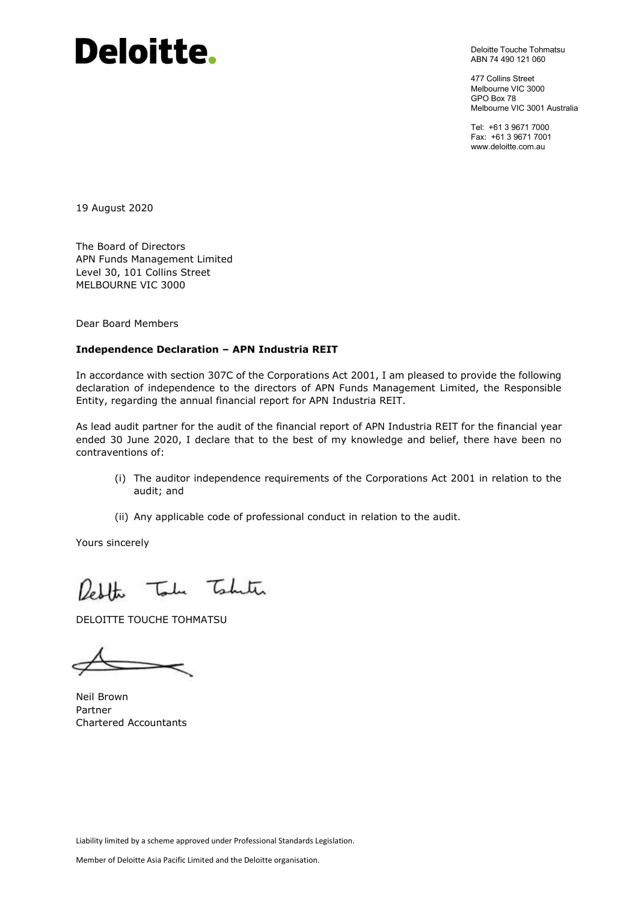# Deloitte.

Deloitte Touche Tohmatsu
ABN 74 490 121 060

477 Collins Street
Melbourne VIC 3000
GPO Box 78
Melbourne VIC 3001 Australia

Tel: +61 3 9671 7000
Fax: +61 3 9671 7001
www.deloitte.com.au

19 August 2020

The Board of Directors
APN Funds Management Limited
Level 30, 101 Collins Street
MELBOURNE VIC 3000

Dear Board Members

**Independence Declaration – APN Industria REIT**

In accordance with section 307C of the Corporations Act 2001, I am pleased to provide the following declaration of independence to the directors of APN Funds Management Limited, the Responsible Entity, regarding the annual financial report for APN Industria REIT.

As lead audit partner for the audit of the financial report of APN Industria REIT for the financial year ended 30 June 2020, I declare that to the best of my knowledge and belief, there have been no contraventions of:

(i) The auditor independence requirements of the Corporations Act 2001 in relation to the audit; and

(ii) Any applicable code of professional conduct in relation to the audit.

Yours sincerely

DELOITTE TOUCHE TOHMATSU

Neil Brown
Partner
Chartered Accountants

Liability limited by a scheme approved under Professional Standards Legislation.

Member of Deloitte Asia Pacific Limited and the Deloitte organisation.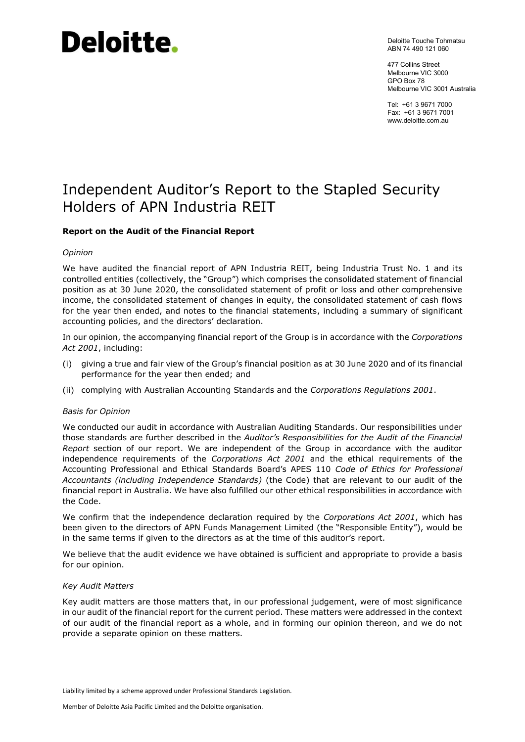Deloitte.

Deloitte Touche Tohmatsu
ABN 74 490 121 060

477 Collins Street
Melbourne VIC 3000
GPO Box 78
Melbourne VIC 3001 Australia

Tel: +61 3 9671 7000
Fax: +61 3 9671 7001
www.deloitte.com.au

# Independent Auditor's Report to the Stapled Security Holders of APN Industria REIT

## Report on the Audit of the Financial Report

*Opinion*

We have audited the financial report of APN Industria REIT, being Industria Trust No. 1 and its controlled entities (collectively, the "Group") which comprises the consolidated statement of financial position as at 30 June 2020, the consolidated statement of profit or loss and other comprehensive income, the consolidated statement of changes in equity, the consolidated statement of cash flows for the year then ended, and notes to the financial statements, including a summary of significant accounting policies, and the directors' declaration.

In our opinion, the accompanying financial report of the Group is in accordance with the *Corporations Act 2001*, including:

(i) giving a true and fair view of the Group's financial position as at 30 June 2020 and of its financial performance for the year then ended; and

(ii) complying with Australian Accounting Standards and the *Corporations Regulations 2001*.

*Basis for Opinion*

We conducted our audit in accordance with Australian Auditing Standards. Our responsibilities under those standards are further described in the *Auditor's Responsibilities for the Audit of the Financial Report* section of our report. We are independent of the Group in accordance with the auditor independence requirements of the *Corporations Act 2001* and the ethical requirements of the Accounting Professional and Ethical Standards Board's APES 110 *Code of Ethics for Professional Accountants (including Independence Standards)* (the Code) that are relevant to our audit of the financial report in Australia. We have also fulfilled our other ethical responsibilities in accordance with the Code.

We confirm that the independence declaration required by the *Corporations Act 2001*, which has been given to the directors of APN Funds Management Limited (the "Responsible Entity"), would be in the same terms if given to the directors as at the time of this auditor's report.

We believe that the audit evidence we have obtained is sufficient and appropriate to provide a basis for our opinion.

*Key Audit Matters*

Key audit matters are those matters that, in our professional judgement, were of most significance in our audit of the financial report for the current period. These matters were addressed in the context of our audit of the financial report as a whole, and in forming our opinion thereon, and we do not provide a separate opinion on these matters.

Liability limited by a scheme approved under Professional Standards Legislation.

Member of Deloitte Asia Pacific Limited and the Deloitte organisation.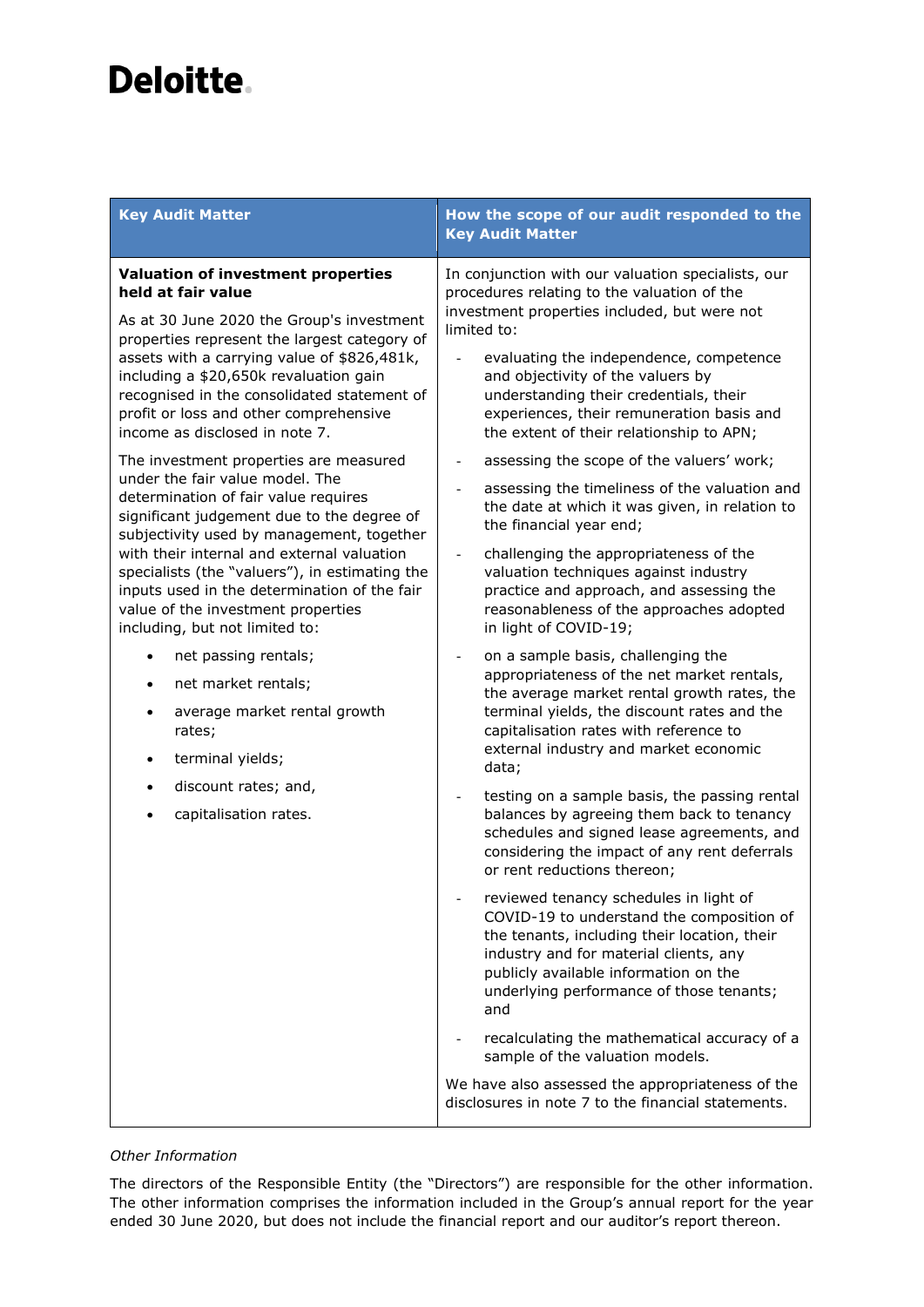Deloitte.

| Key Audit Matter | How the scope of our audit responded to the Key Audit Matter |
|---|---|
| **Valuation of investment properties held at fair value**<br><br>As at 30 June 2020 the Group's investment properties represent the largest category of assets with a carrying value of $826,481k, including a $20,650k revaluation gain recognised in the consolidated statement of profit or loss and other comprehensive income as disclosed in note 7.<br><br>The investment properties are measured under the fair value model. The determination of fair value requires significant judgement due to the degree of subjectivity used by management, together with their internal and external valuation specialists (the "valuers"), in estimating the inputs used in the determination of the fair value of the investment properties including, but not limited to:<br><br>• net passing rentals;<br>• net market rentals;<br>• average market rental growth rates;<br>• terminal yields;<br>• discount rates; and,<br>• capitalisation rates. | In conjunction with our valuation specialists, our procedures relating to the valuation of the investment properties included, but were not limited to:<br><br>- evaluating the independence, competence and objectivity of the valuers by understanding their credentials, their experiences, their remuneration basis and the extent of their relationship to APN;<br>- assessing the scope of the valuers' work;<br>- assessing the timeliness of the valuation and the date at which it was given, in relation to the financial year end;<br>- challenging the appropriateness of the valuation techniques against industry practice and approach, and assessing the reasonableness of the approaches adopted in light of COVID-19;<br>- on a sample basis, challenging the appropriateness of the net market rentals, the average market rental growth rates, the terminal yields, the discount rates and the capitalisation rates with reference to external industry and market economic data;<br>- testing on a sample basis, the passing rental balances by agreeing them back to tenancy schedules and signed lease agreements, and considering the impact of any rent deferrals or rent reductions thereon;<br>- reviewed tenancy schedules in light of COVID-19 to understand the composition of the tenants, including their location, their industry and for material clients, any publicly available information on the underlying performance of those tenants; and<br>- recalculating the mathematical accuracy of a sample of the valuation models.<br><br>We have also assessed the appropriateness of the disclosures in note 7 to the financial statements. |

*Other Information*

The directors of the Responsible Entity (the "Directors") are responsible for the other information. The other information comprises the information included in the Group's annual report for the year ended 30 June 2020, but does not include the financial report and our auditor's report thereon.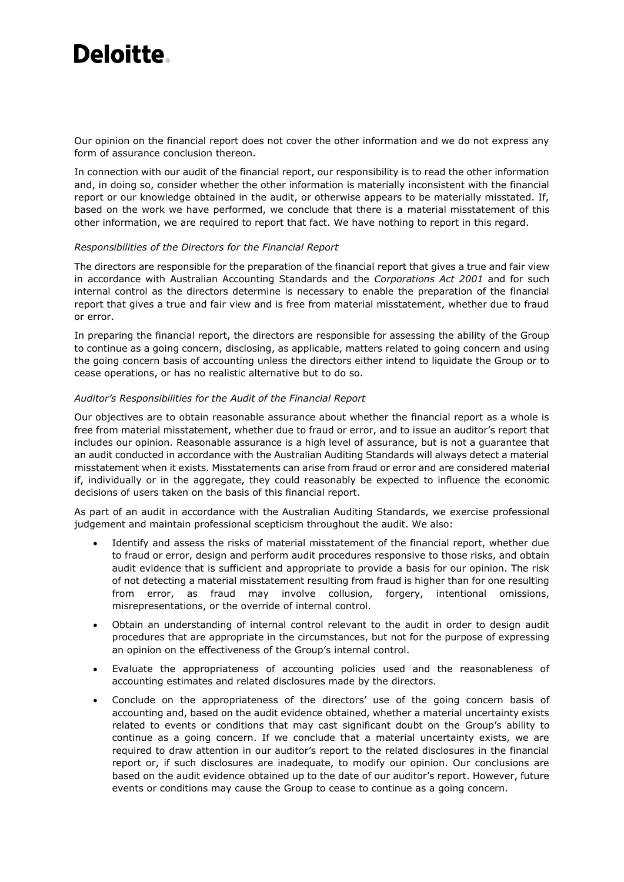Our opinion on the financial report does not cover the other information and we do not express any form of assurance conclusion thereon.

In connection with our audit of the financial report, our responsibility is to read the other information and, in doing so, consider whether the other information is materially inconsistent with the financial report or our knowledge obtained in the audit, or otherwise appears to be materially misstated. If, based on the work we have performed, we conclude that there is a material misstatement of this other information, we are required to report that fact. We have nothing to report in this regard.

*Responsibilities of the Directors for the Financial Report*

The directors are responsible for the preparation of the financial report that gives a true and fair view in accordance with Australian Accounting Standards and the *Corporations Act 2001* and for such internal control as the directors determine is necessary to enable the preparation of the financial report that gives a true and fair view and is free from material misstatement, whether due to fraud or error.

In preparing the financial report, the directors are responsible for assessing the ability of the Group to continue as a going concern, disclosing, as applicable, matters related to going concern and using the going concern basis of accounting unless the directors either intend to liquidate the Group or to cease operations, or has no realistic alternative but to do so.

*Auditor's Responsibilities for the Audit of the Financial Report*

Our objectives are to obtain reasonable assurance about whether the financial report as a whole is free from material misstatement, whether due to fraud or error, and to issue an auditor's report that includes our opinion. Reasonable assurance is a high level of assurance, but is not a guarantee that an audit conducted in accordance with the Australian Auditing Standards will always detect a material misstatement when it exists. Misstatements can arise from fraud or error and are considered material if, individually or in the aggregate, they could reasonably be expected to influence the economic decisions of users taken on the basis of this financial report.

As part of an audit in accordance with the Australian Auditing Standards, we exercise professional judgement and maintain professional scepticism throughout the audit. We also:

- Identify and assess the risks of material misstatement of the financial report, whether due to fraud or error, design and perform audit procedures responsive to those risks, and obtain audit evidence that is sufficient and appropriate to provide a basis for our opinion. The risk of not detecting a material misstatement resulting from fraud is higher than for one resulting from error, as fraud may involve collusion, forgery, intentional omissions, misrepresentations, or the override of internal control.
- Obtain an understanding of internal control relevant to the audit in order to design audit procedures that are appropriate in the circumstances, but not for the purpose of expressing an opinion on the effectiveness of the Group's internal control.
- Evaluate the appropriateness of accounting policies used and the reasonableness of accounting estimates and related disclosures made by the directors.
- Conclude on the appropriateness of the directors' use of the going concern basis of accounting and, based on the audit evidence obtained, whether a material uncertainty exists related to events or conditions that may cast significant doubt on the Group's ability to continue as a going concern. If we conclude that a material uncertainty exists, we are required to draw attention in our auditor's report to the related disclosures in the financial report or, if such disclosures are inadequate, to modify our opinion. Our conclusions are based on the audit evidence obtained up to the date of our auditor's report. However, future events or conditions may cause the Group to cease to continue as a going concern.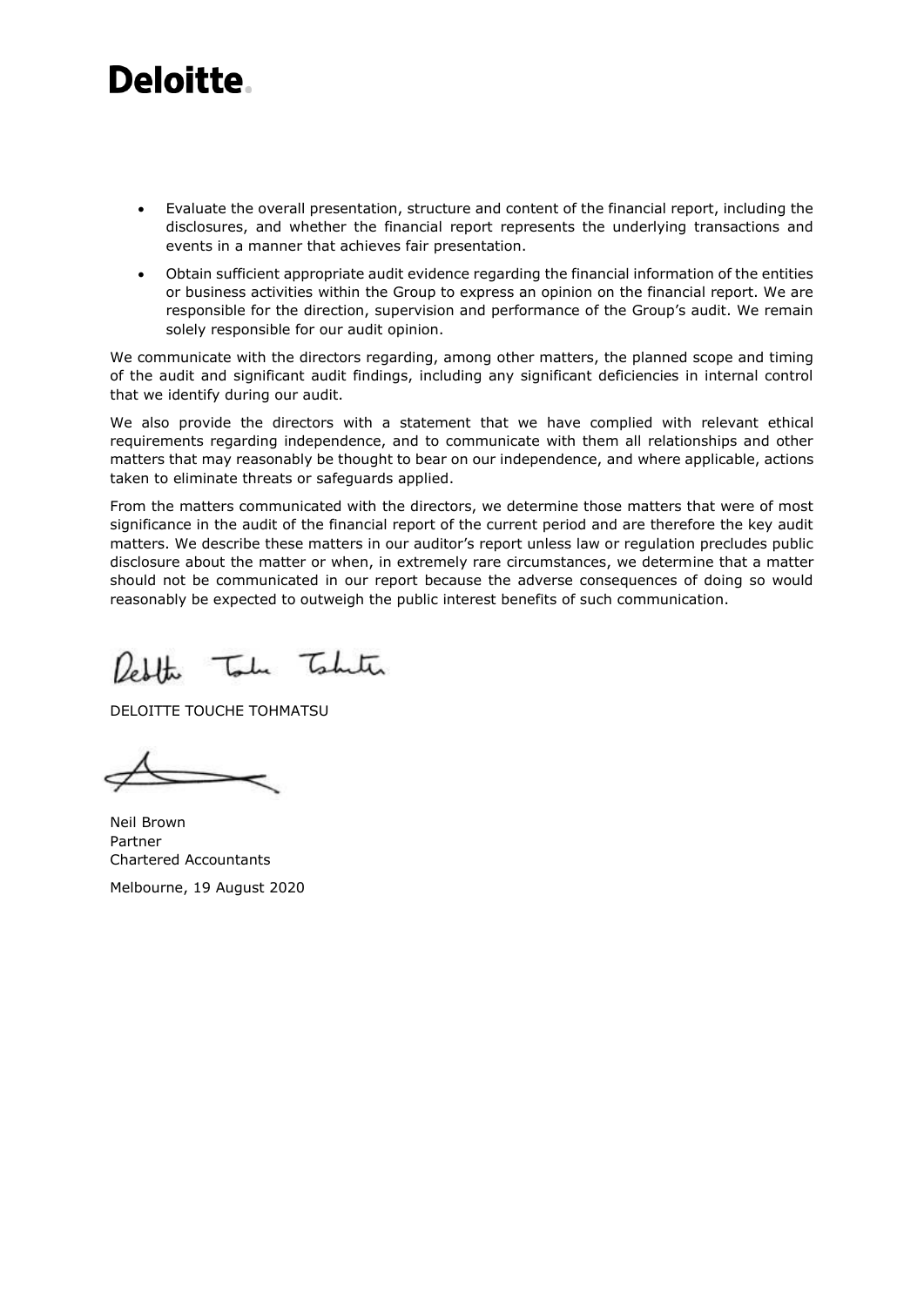- Evaluate the overall presentation, structure and content of the financial report, including the disclosures, and whether the financial report represents the underlying transactions and events in a manner that achieves fair presentation.
- Obtain sufficient appropriate audit evidence regarding the financial information of the entities or business activities within the Group to express an opinion on the financial report. We are responsible for the direction, supervision and performance of the Group's audit. We remain solely responsible for our audit opinion.

We communicate with the directors regarding, among other matters, the planned scope and timing of the audit and significant audit findings, including any significant deficiencies in internal control that we identify during our audit.

We also provide the directors with a statement that we have complied with relevant ethical requirements regarding independence, and to communicate with them all relationships and other matters that may reasonably be thought to bear on our independence, and where applicable, actions taken to eliminate threats or safeguards applied.

From the matters communicated with the directors, we determine those matters that were of most significance in the audit of the financial report of the current period and are therefore the key audit matters. We describe these matters in our auditor's report unless law or regulation precludes public disclosure about the matter or when, in extremely rare circumstances, we determine that a matter should not be communicated in our report because the adverse consequences of doing so would reasonably be expected to outweigh the public interest benefits of such communication.

DELOITTE TOUCHE TOHMATSU

Neil Brown
Partner
Chartered Accountants

Melbourne, 19 August 2020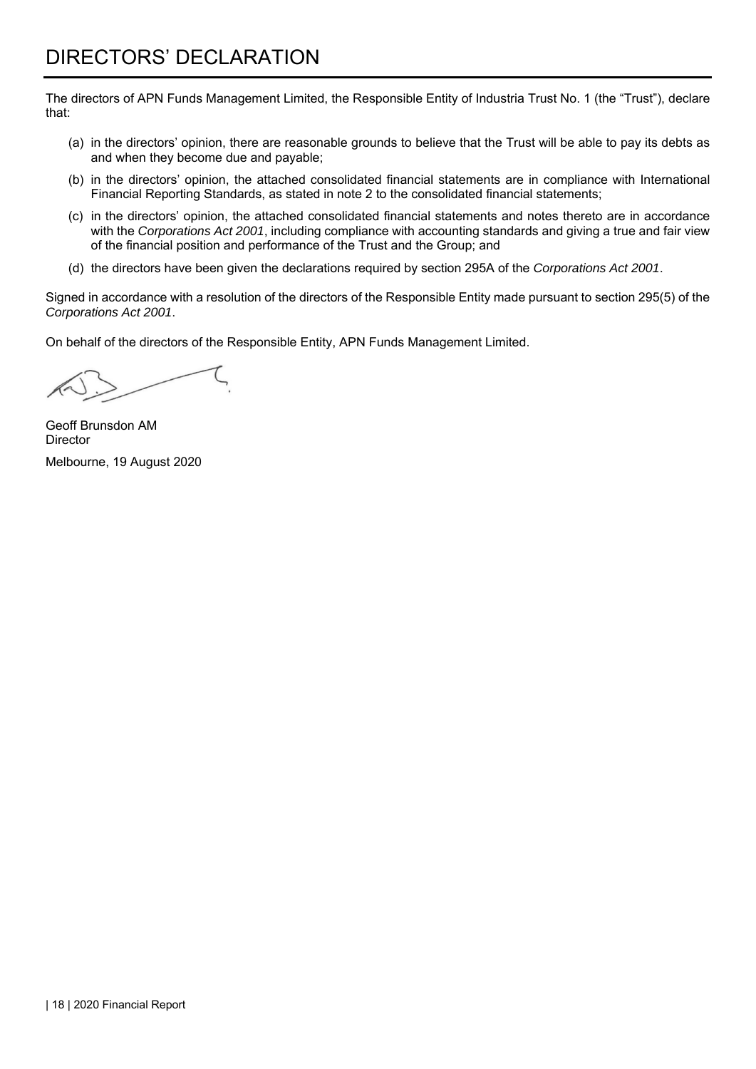# DIRECTORS' DECLARATION

The directors of APN Funds Management Limited, the Responsible Entity of Industria Trust No. 1 (the "Trust"), declare that:

(a) in the directors' opinion, there are reasonable grounds to believe that the Trust will be able to pay its debts as and when they become due and payable;

(b) in the directors' opinion, the attached consolidated financial statements are in compliance with International Financial Reporting Standards, as stated in note 2 to the consolidated financial statements;

(c) in the directors' opinion, the attached consolidated financial statements and notes thereto are in accordance with the *Corporations Act 2001*, including compliance with accounting standards and giving a true and fair view of the financial position and performance of the Trust and the Group; and

(d) the directors have been given the declarations required by section 295A of the *Corporations Act 2001*.

Signed in accordance with a resolution of the directors of the Responsible Entity made pursuant to section 295(5) of the *Corporations Act 2001*.

On behalf of the directors of the Responsible Entity, APN Funds Management Limited.

Geoff Brunsdon AM
Director

Melbourne, 19 August 2020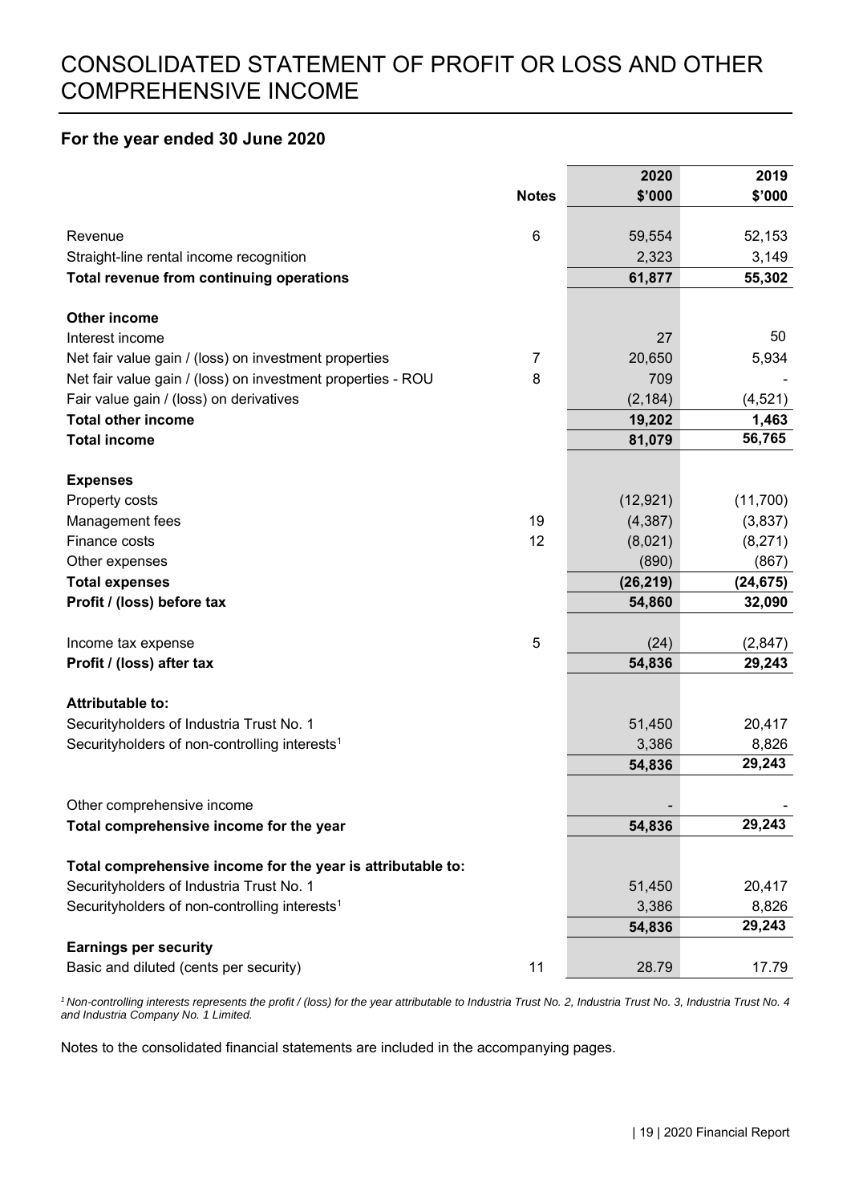# CONSOLIDATED STATEMENT OF PROFIT OR LOSS AND OTHER COMPREHENSIVE INCOME

## For the year ended 30 June 2020

| | Notes | 2020 $'000 | 2019 $'000 |
|---|---|---|---|
| Revenue | 6 | 59,554 | 52,153 |
| Straight-line rental income recognition | | 2,323 | 3,149 |
| **Total revenue from continuing operations** | | **61,877** | **55,302** |
| | | | |
| **Other income** | | | |
| Interest income | | 27 | 50 |
| Net fair value gain / (loss) on investment properties | 7 | 20,650 | 5,934 |
| Net fair value gain / (loss) on investment properties - ROU | 8 | 709 | - |
| Fair value gain / (loss) on derivatives | | (2,184) | (4,521) |
| **Total other income** | | **19,202** | **1,463** |
| **Total income** | | **81,079** | **56,765** |
| | | | |
| **Expenses** | | | |
| Property costs | | (12,921) | (11,700) |
| Management fees | 19 | (4,387) | (3,837) |
| Finance costs | 12 | (8,021) | (8,271) |
| Other expenses | | (890) | (867) |
| **Total expenses** | | **(26,219)** | **(24,675)** |
| **Profit / (loss) before tax** | | **54,860** | **32,090** |
| | | | |
| Income tax expense | 5 | (24) | (2,847) |
| **Profit / (loss) after tax** | | **54,836** | **29,243** |
| | | | |
| **Attributable to:** | | | |
| Securityholders of Industria Trust No. 1 | | 51,450 | 20,417 |
| Securityholders of non-controlling interests[1] | | 3,386 | 8,826 |
| | | **54,836** | **29,243** |
| | | | |
| Other comprehensive income | | - | - |
| **Total comprehensive income for the year** | | **54,836** | **29,243** |
| | | | |
| **Total comprehensive income for the year is attributable to:** | | | |
| Securityholders of Industria Trust No. 1 | | 51,450 | 20,417 |
| Securityholders of non-controlling interests[1] | | 3,386 | 8,826 |
| | | **54,836** | **29,243** |
| **Earnings per security** | | | |
| Basic and diluted (cents per security) | 11 | 28.79 | 17.79 |

*[1] Non-controlling interests represents the profit / (loss) for the year attributable to Industria Trust No. 2, Industria Trust No. 3, Industria Trust No. 4 and Industria Company No. 1 Limited.*

Notes to the consolidated financial statements are included in the accompanying pages.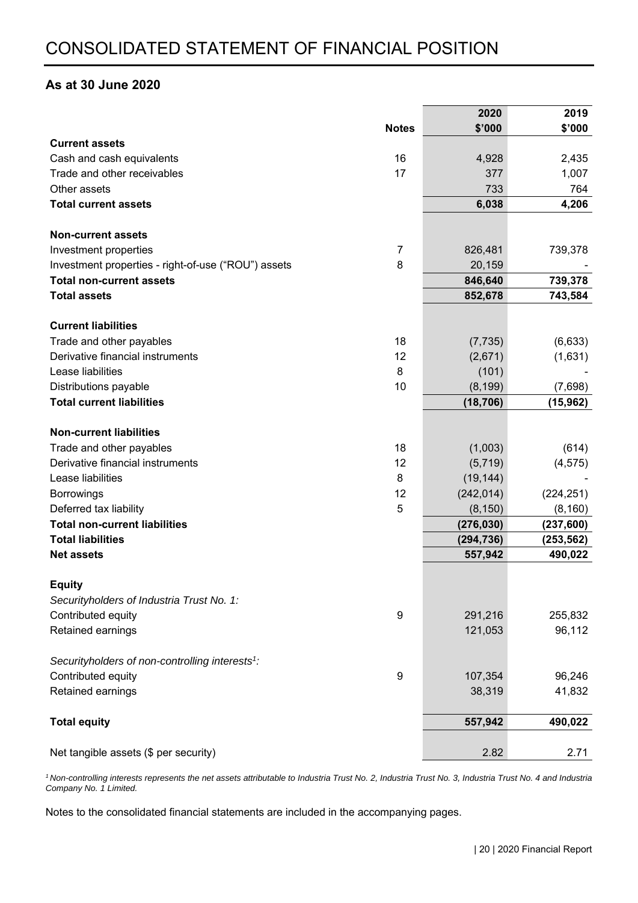# CONSOLIDATED STATEMENT OF FINANCIAL POSITION

## As at 30 June 2020

| | Notes | 2020 $'000 | 2019 $'000 |
|---|---|---|---|
| **Current assets** | | | |
| Cash and cash equivalents | 16 | 4,928 | 2,435 |
| Trade and other receivables | 17 | 377 | 1,007 |
| Other assets | | 733 | 764 |
| **Total current assets** | | **6,038** | **4,206** |
| | | | |
| **Non-current assets** | | | |
| Investment properties | 7 | 826,481 | 739,378 |
| Investment properties - right-of-use ("ROU") assets | 8 | 20,159 | - |
| **Total non-current assets** | | **846,640** | **739,378** |
| **Total assets** | | **852,678** | **743,584** |
| | | | |
| **Current liabilities** | | | |
| Trade and other payables | 18 | (7,735) | (6,633) |
| Derivative financial instruments | 12 | (2,671) | (1,631) |
| Lease liabilities | 8 | (101) | - |
| Distributions payable | 10 | (8,199) | (7,698) |
| **Total current liabilities** | | **(18,706)** | **(15,962)** |
| | | | |
| **Non-current liabilities** | | | |
| Trade and other payables | 18 | (1,003) | (614) |
| Derivative financial instruments | 12 | (5,719) | (4,575) |
| Lease liabilities | 8 | (19,144) | - |
| Borrowings | 12 | (242,014) | (224,251) |
| Deferred tax liability | 5 | (8,150) | (8,160) |
| **Total non-current liabilities** | | **(276,030)** | **(237,600)** |
| **Total liabilities** | | **(294,736)** | **(253,562)** |
| **Net assets** | | **557,942** | **490,022** |
| | | | |
| **Equity** | | | |
| *Securityholders of Industria Trust No. 1:* | | | |
| Contributed equity | 9 | 291,216 | 255,832 |
| Retained earnings | | 121,053 | 96,112 |
| | | | |
| *Securityholders of non-controlling interests[1]:* | | | |
| Contributed equity | 9 | 107,354 | 96,246 |
| Retained earnings | | 38,319 | 41,832 |
| | | | |
| **Total equity** | | **557,942** | **490,022** |
| | | | |
| Net tangible assets ($ per security) | | 2.82 | 2.71 |

*[1] Non-controlling interests represents the net assets attributable to Industria Trust No. 2, Industria Trust No. 3, Industria Trust No. 4 and Industria Company No. 1 Limited.*

Notes to the consolidated financial statements are included in the accompanying pages.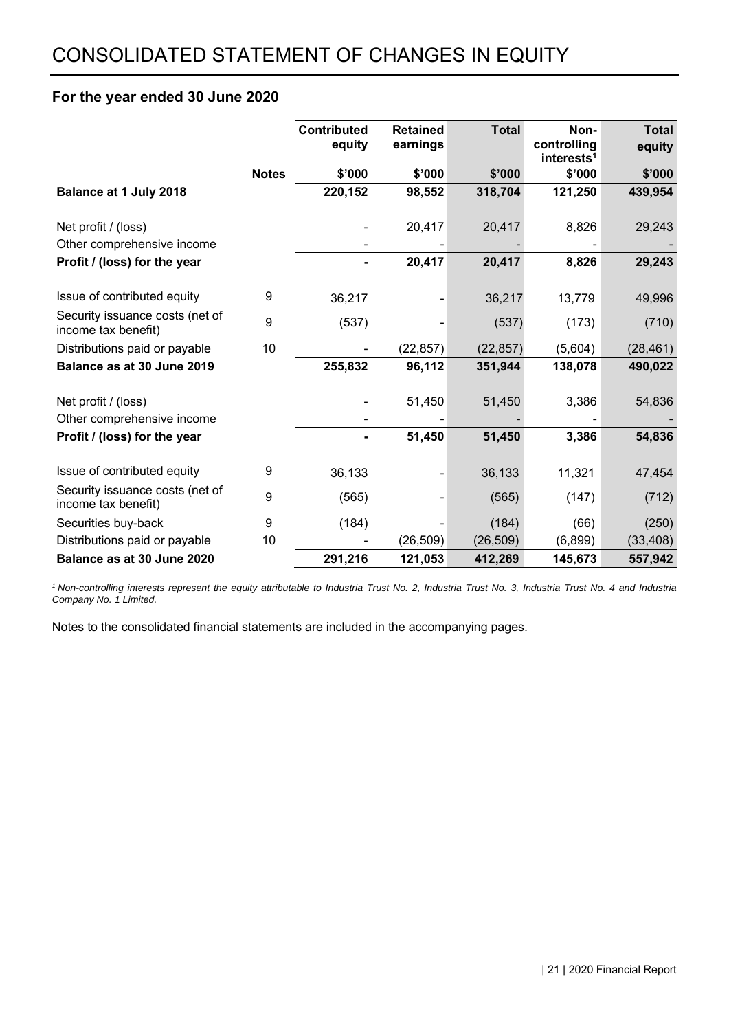# CONSOLIDATED STATEMENT OF CHANGES IN EQUITY

## For the year ended 30 June 2020

| | Notes | Contributed equity | Retained earnings | Total | Non-controlling interests[1] | Total equity |
|---|---|---|---|---|---|---|
| | | $'000 | $'000 | $'000 | $'000 | $'000 |
| **Balance at 1 July 2018** | | **220,152** | **98,552** | **318,704** | **121,250** | **439,954** |
| Net profit / (loss) | | - | 20,417 | 20,417 | 8,826 | 29,243 |
| Other comprehensive income | | - | - | - | - | - |
| **Profit / (loss) for the year** | | **-** | **20,417** | **20,417** | **8,826** | **29,243** |
| Issue of contributed equity | 9 | 36,217 | - | 36,217 | 13,779 | 49,996 |
| Security issuance costs (net of income tax benefit) | 9 | (537) | - | (537) | (173) | (710) |
| Distributions paid or payable | 10 | - | (22,857) | (22,857) | (5,604) | (28,461) |
| **Balance as at 30 June 2019** | | **255,832** | **96,112** | **351,944** | **138,078** | **490,022** |
| Net profit / (loss) | | - | 51,450 | 51,450 | 3,386 | 54,836 |
| Other comprehensive income | | - | - | - | - | - |
| **Profit / (loss) for the year** | | **-** | **51,450** | **51,450** | **3,386** | **54,836** |
| Issue of contributed equity | 9 | 36,133 | - | 36,133 | 11,321 | 47,454 |
| Security issuance costs (net of income tax benefit) | 9 | (565) | - | (565) | (147) | (712) |
| Securities buy-back | 9 | (184) | - | (184) | (66) | (250) |
| Distributions paid or payable | 10 | - | (26,509) | (26,509) | (6,899) | (33,408) |
| **Balance as at 30 June 2020** | | **291,216** | **121,053** | **412,269** | **145,673** | **557,942** |

*[1] Non-controlling interests represent the equity attributable to Industria Trust No. 2, Industria Trust No. 3, Industria Trust No. 4 and Industria Company No. 1 Limited.*

Notes to the consolidated financial statements are included in the accompanying pages.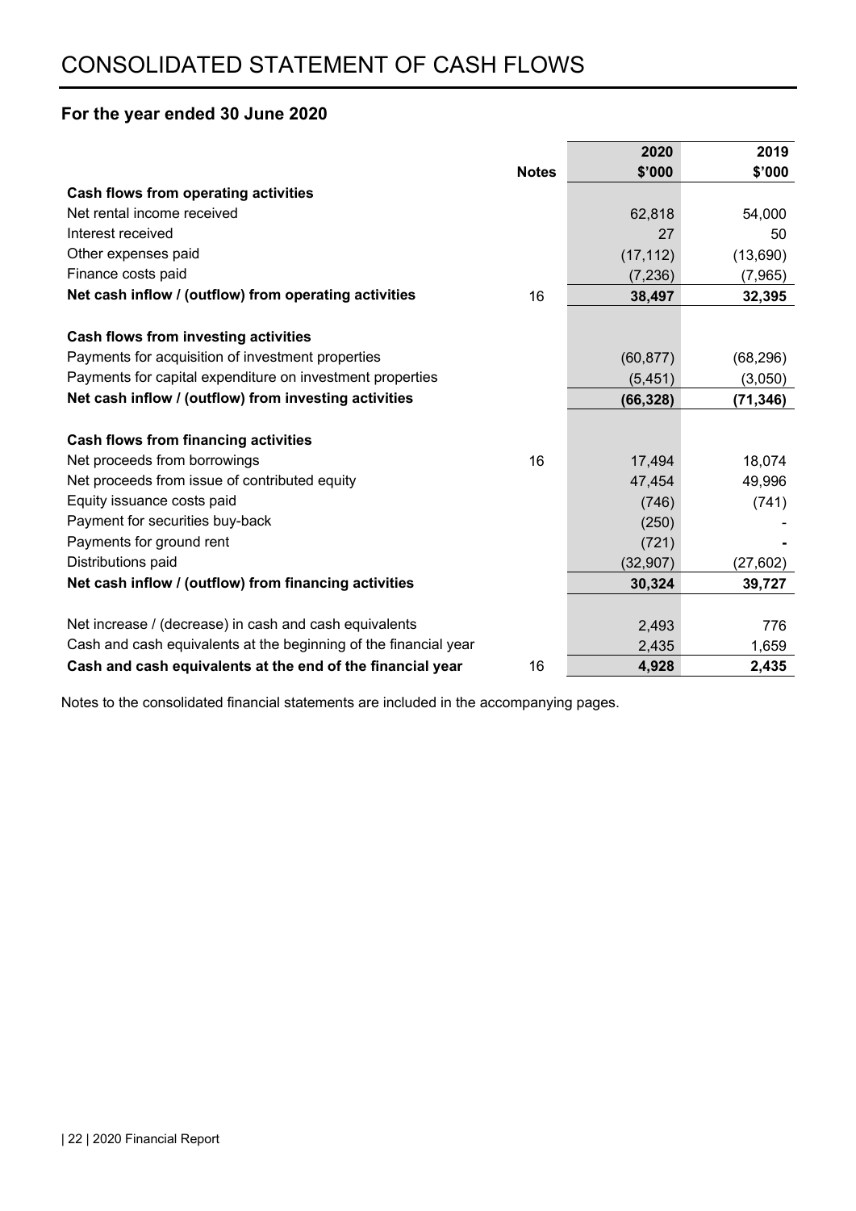# CONSOLIDATED STATEMENT OF CASH FLOWS

## For the year ended 30 June 2020

| | Notes | 2020 $'000 | 2019 $'000 |
|---|---|---|---|
| **Cash flows from operating activities** | | | |
| Net rental income received | | 62,818 | 54,000 |
| Interest received | | 27 | 50 |
| Other expenses paid | | (17,112) | (13,690) |
| Finance costs paid | | (7,236) | (7,965) |
| **Net cash inflow / (outflow) from operating activities** | 16 | **38,497** | **32,395** |
| | | | |
| **Cash flows from investing activities** | | | |
| Payments for acquisition of investment properties | | (60,877) | (68,296) |
| Payments for capital expenditure on investment properties | | (5,451) | (3,050) |
| **Net cash inflow / (outflow) from investing activities** | | **(66,328)** | **(71,346)** |
| | | | |
| **Cash flows from financing activities** | | | |
| Net proceeds from borrowings | 16 | 17,494 | 18,074 |
| Net proceeds from issue of contributed equity | | 47,454 | 49,996 |
| Equity issuance costs paid | | (746) | (741) |
| Payment for securities buy-back | | (250) | - |
| Payments for ground rent | | (721) | - |
| Distributions paid | | (32,907) | (27,602) |
| **Net cash inflow / (outflow) from financing activities** | | **30,324** | **39,727** |
| | | | |
| Net increase / (decrease) in cash and cash equivalents | | 2,493 | 776 |
| Cash and cash equivalents at the beginning of the financial year | | 2,435 | 1,659 |
| **Cash and cash equivalents at the end of the financial year** | 16 | **4,928** | **2,435** |

Notes to the consolidated financial statements are included in the accompanying pages.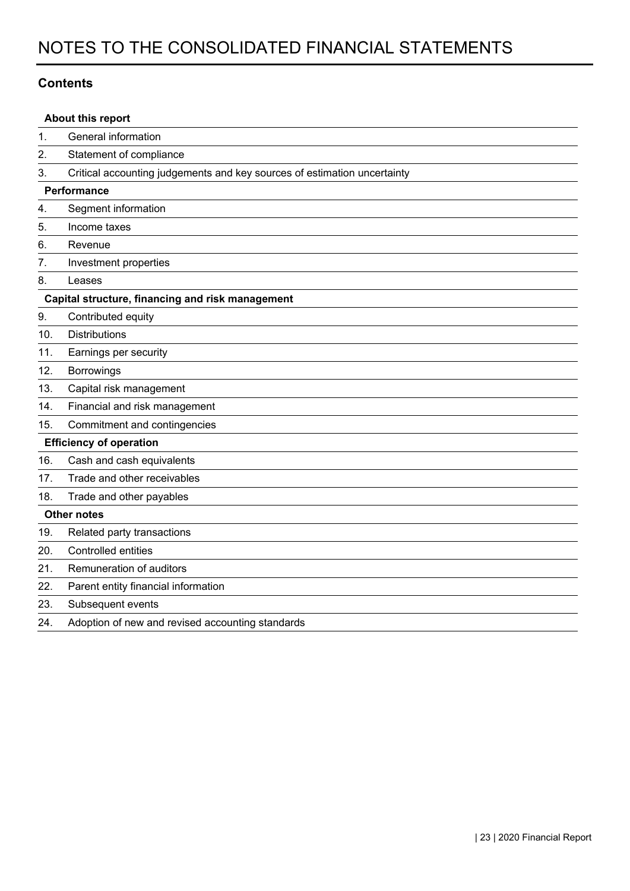# NOTES TO THE CONSOLIDATED FINANCIAL STATEMENTS

## Contents

**About this report**

1. General information
2. Statement of compliance
3. Critical accounting judgements and key sources of estimation uncertainty

**Performance**

4. Segment information
5. Income taxes
6. Revenue
7. Investment properties
8. Leases

**Capital structure, financing and risk management**

9. Contributed equity
10. Distributions
11. Earnings per security
12. Borrowings
13. Capital risk management
14. Financial and risk management
15. Commitment and contingencies

**Efficiency of operation**

16. Cash and cash equivalents
17. Trade and other receivables
18. Trade and other payables

**Other notes**

19. Related party transactions
20. Controlled entities
21. Remuneration of auditors
22. Parent entity financial information
23. Subsequent events
24. Adoption of new and revised accounting standards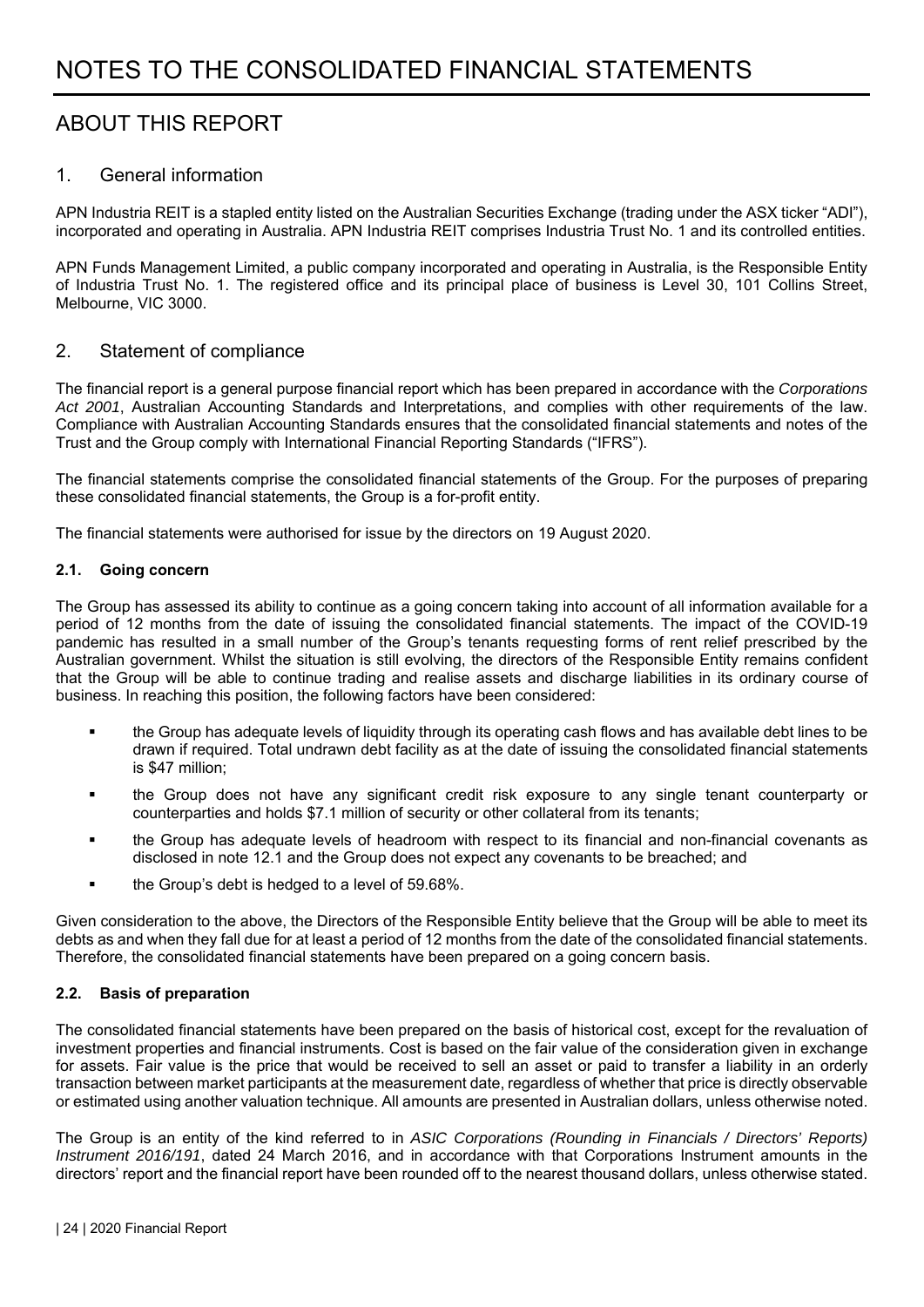// Headers
# NOTES TO THE CONSOLIDATED FINANCIAL STATEMENTS

## ABOUT THIS REPORT

### 1. General information

APN Industria REIT is a stapled entity listed on the Australian Securities Exchange (trading under the ASX ticker "ADI"), incorporated and operating in Australia. APN Industria REIT comprises Industria Trust No. 1 and its controlled entities.

APN Funds Management Limited, a public company incorporated and operating in Australia, is the Responsible Entity of Industria Trust No. 1. The registered office and its principal place of business is Level 30, 101 Collins Street, Melbourne, VIC 3000.

### 2. Statement of compliance

The financial report is a general purpose financial report which has been prepared in accordance with the *Corporations Act 2001*, Australian Accounting Standards and Interpretations, and complies with other requirements of the law. Compliance with Australian Accounting Standards ensures that the consolidated financial statements and notes of the Trust and the Group comply with International Financial Reporting Standards ("IFRS").

The financial statements comprise the consolidated financial statements of the Group. For the purposes of preparing these consolidated financial statements, the Group is a for-profit entity.

The financial statements were authorised for issue by the directors on 19 August 2020.

#### 2.1. Going concern

The Group has assessed its ability to continue as a going concern taking into account of all information available for a period of 12 months from the date of issuing the consolidated financial statements. The impact of the COVID-19 pandemic has resulted in a small number of the Group's tenants requesting forms of rent relief prescribed by the Australian government. Whilst the situation is still evolving, the directors of the Responsible Entity remains confident that the Group will be able to continue trading and realise assets and discharge liabilities in its ordinary course of business. In reaching this position, the following factors have been considered:

- the Group has adequate levels of liquidity through its operating cash flows and has available debt lines to be drawn if required. Total undrawn debt facility as at the date of issuing the consolidated financial statements is $47 million;
- the Group does not have any significant credit risk exposure to any single tenant counterparty or counterparties and holds $7.1 million of security or other collateral from its tenants;
- the Group has adequate levels of headroom with respect to its financial and non-financial covenants as disclosed in note 12.1 and the Group does not expect any covenants to be breached; and
- the Group's debt is hedged to a level of 59.68%.

Given consideration to the above, the Directors of the Responsible Entity believe that the Group will be able to meet its debts as and when they fall due for at least a period of 12 months from the date of the consolidated financial statements. Therefore, the consolidated financial statements have been prepared on a going concern basis.

#### 2.2. Basis of preparation

The consolidated financial statements have been prepared on the basis of historical cost, except for the revaluation of investment properties and financial instruments. Cost is based on the fair value of the consideration given in exchange for assets. Fair value is the price that would be received to sell an asset or paid to transfer a liability in an orderly transaction between market participants at the measurement date, regardless of whether that price is directly observable or estimated using another valuation technique. All amounts are presented in Australian dollars, unless otherwise noted.

The Group is an entity of the kind referred to in *ASIC Corporations (Rounding in Financials / Directors' Reports) Instrument 2016/191*, dated 24 March 2016, and in accordance with that Corporations Instrument amounts in the directors' report and the financial report have been rounded off to the nearest thousand dollars, unless otherwise stated.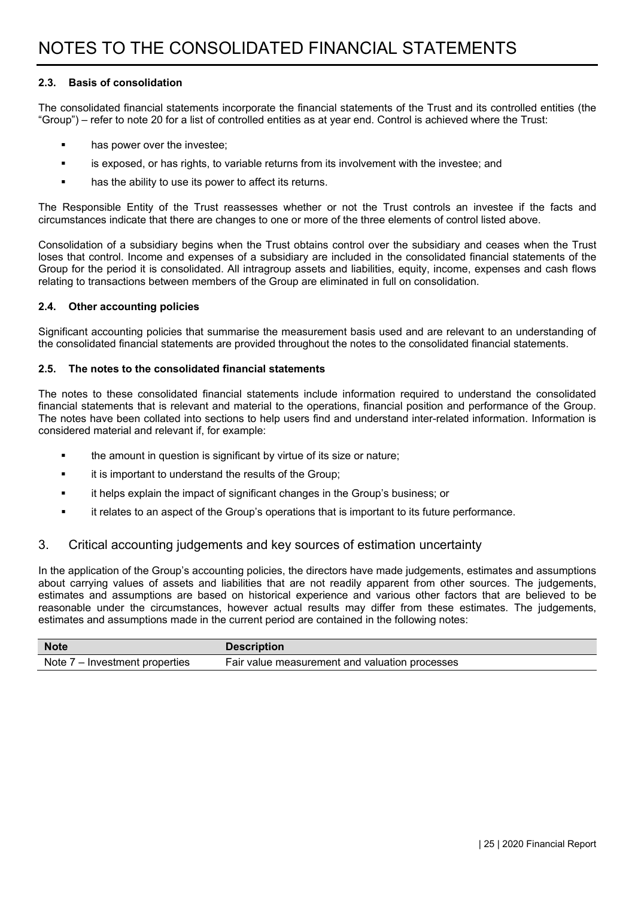# NOTES TO THE CONSOLIDATED FINANCIAL STATEMENTS

### 2.3. Basis of consolidation

The consolidated financial statements incorporate the financial statements of the Trust and its controlled entities (the "Group") – refer to note 20 for a list of controlled entities as at year end. Control is achieved where the Trust:

- has power over the investee;
- is exposed, or has rights, to variable returns from its involvement with the investee; and
- has the ability to use its power to affect its returns.

The Responsible Entity of the Trust reassesses whether or not the Trust controls an investee if the facts and circumstances indicate that there are changes to one or more of the three elements of control listed above.

Consolidation of a subsidiary begins when the Trust obtains control over the subsidiary and ceases when the Trust loses that control. Income and expenses of a subsidiary are included in the consolidated financial statements of the Group for the period it is consolidated. All intragroup assets and liabilities, equity, income, expenses and cash flows relating to transactions between members of the Group are eliminated in full on consolidation.

### 2.4. Other accounting policies

Significant accounting policies that summarise the measurement basis used and are relevant to an understanding of the consolidated financial statements are provided throughout the notes to the consolidated financial statements.

### 2.5. The notes to the consolidated financial statements

The notes to these consolidated financial statements include information required to understand the consolidated financial statements that is relevant and material to the operations, financial position and performance of the Group. The notes have been collated into sections to help users find and understand inter-related information. Information is considered material and relevant if, for example:

- the amount in question is significant by virtue of its size or nature;
- it is important to understand the results of the Group;
- it helps explain the impact of significant changes in the Group's business; or
- it relates to an aspect of the Group's operations that is important to its future performance.

## 3. Critical accounting judgements and key sources of estimation uncertainty

In the application of the Group's accounting policies, the directors have made judgements, estimates and assumptions about carrying values of assets and liabilities that are not readily apparent from other sources. The judgements, estimates and assumptions are based on historical experience and various other factors that are believed to be reasonable under the circumstances, however actual results may differ from these estimates. The judgements, estimates and assumptions made in the current period are contained in the following notes:

| Note | Description |
|---|---|
| Note 7 – Investment properties | Fair value measurement and valuation processes |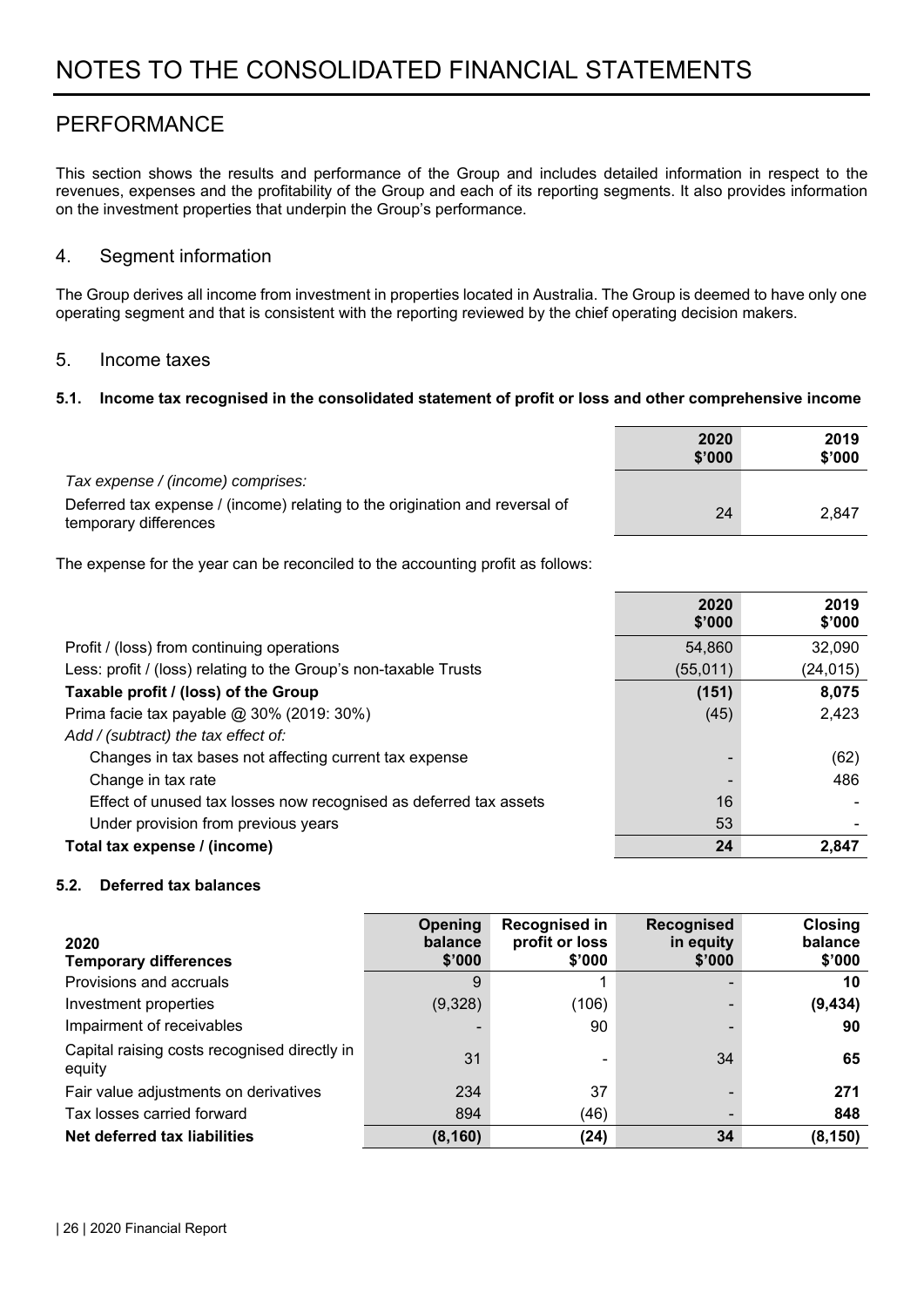# NOTES TO THE CONSOLIDATED FINANCIAL STATEMENTS

## PERFORMANCE

This section shows the results and performance of the Group and includes detailed information in respect to the revenues, expenses and the profitability of the Group and each of its reporting segments. It also provides information on the investment properties that underpin the Group's performance.

### 4. Segment information

The Group derives all income from investment in properties located in Australia. The Group is deemed to have only one operating segment and that is consistent with the reporting reviewed by the chief operating decision makers.

### 5. Income taxes

#### 5.1. Income tax recognised in the consolidated statement of profit or loss and other comprehensive income

| | 2020 \$'000 | 2019 \$'000 |
|---|---|---|
| *Tax expense / (income) comprises:* | | |
| Deferred tax expense / (income) relating to the origination and reversal of temporary differences | 24 | 2,847 |

The expense for the year can be reconciled to the accounting profit as follows:

| | 2020 \$'000 | 2019 \$'000 |
|---|---|---|
| Profit / (loss) from continuing operations | 54,860 | 32,090 |
| Less: profit / (loss) relating to the Group's non-taxable Trusts | (55,011) | (24,015) |
| **Taxable profit / (loss) of the Group** | **(151)** | **8,075** |
| Prima facie tax payable @ 30% (2019: 30%) | (45) | 2,423 |
| *Add / (subtract) the tax effect of:* | | |
| Changes in tax bases not affecting current tax expense | - | (62) |
| Change in tax rate | - | 486 |
| Effect of unused tax losses now recognised as deferred tax assets | 16 | - |
| Under provision from previous years | 53 | - |
| **Total tax expense / (income)** | **24** | **2,847** |

#### 5.2. Deferred tax balances

| 2020 Temporary differences | Opening balance \$'000 | Recognised in profit or loss \$'000 | Recognised in equity \$'000 | Closing balance \$'000 |
|---|---|---|---|---|
| Provisions and accruals | 9 | 1 | - | **10** |
| Investment properties | (9,328) | (106) | - | **(9,434)** |
| Impairment of receivables | - | 90 | - | **90** |
| Capital raising costs recognised directly in equity | 31 | - | 34 | **65** |
| Fair value adjustments on derivatives | 234 | 37 | - | **271** |
| Tax losses carried forward | 894 | (46) | - | **848** |
| **Net deferred tax liabilities** | **(8,160)** | **(24)** | **34** | **(8,150)** |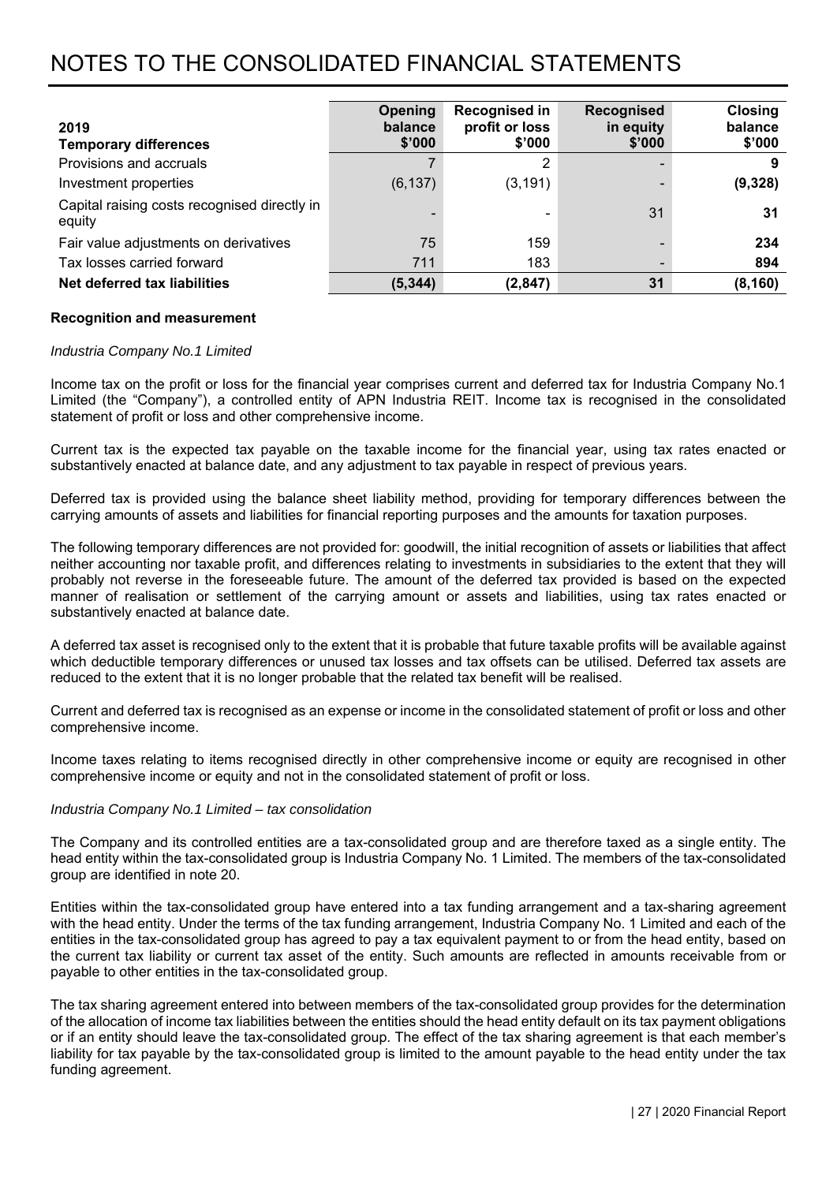# NOTES TO THE CONSOLIDATED FINANCIAL STATEMENTS

| 2019<br>Temporary differences | Opening balance<br>$'000 | Recognised in profit or loss<br>$'000 | Recognised in equity<br>$'000 | Closing balance<br>$'000 |
|---|---|---|---|---|
| Provisions and accruals | 7 | 2 | - | **9** |
| Investment properties | (6,137) | (3,191) | - | **(9,328)** |
| Capital raising costs recognised directly in equity | - | - | 31 | **31** |
| Fair value adjustments on derivatives | 75 | 159 | - | **234** |
| Tax losses carried forward | 711 | 183 | - | **894** |
| **Net deferred tax liabilities** | **(5,344)** | **(2,847)** | **31** | **(8,160)** |

**Recognition and measurement**

*Industria Company No.1 Limited*

Income tax on the profit or loss for the financial year comprises current and deferred tax for Industria Company No.1 Limited (the "Company"), a controlled entity of APN Industria REIT. Income tax is recognised in the consolidated statement of profit or loss and other comprehensive income.

Current tax is the expected tax payable on the taxable income for the financial year, using tax rates enacted or substantively enacted at balance date, and any adjustment to tax payable in respect of previous years.

Deferred tax is provided using the balance sheet liability method, providing for temporary differences between the carrying amounts of assets and liabilities for financial reporting purposes and the amounts for taxation purposes.

The following temporary differences are not provided for: goodwill, the initial recognition of assets or liabilities that affect neither accounting nor taxable profit, and differences relating to investments in subsidiaries to the extent that they will probably not reverse in the foreseeable future. The amount of the deferred tax provided is based on the expected manner of realisation or settlement of the carrying amount or assets and liabilities, using tax rates enacted or substantively enacted at balance date.

A deferred tax asset is recognised only to the extent that it is probable that future taxable profits will be available against which deductible temporary differences or unused tax losses and tax offsets can be utilised. Deferred tax assets are reduced to the extent that it is no longer probable that the related tax benefit will be realised.

Current and deferred tax is recognised as an expense or income in the consolidated statement of profit or loss and other comprehensive income.

Income taxes relating to items recognised directly in other comprehensive income or equity are recognised in other comprehensive income or equity and not in the consolidated statement of profit or loss.

*Industria Company No.1 Limited – tax consolidation*

The Company and its controlled entities are a tax-consolidated group and are therefore taxed as a single entity. The head entity within the tax-consolidated group is Industria Company No. 1 Limited. The members of the tax-consolidated group are identified in note 20.

Entities within the tax-consolidated group have entered into a tax funding arrangement and a tax-sharing agreement with the head entity. Under the terms of the tax funding arrangement, Industria Company No. 1 Limited and each of the entities in the tax-consolidated group has agreed to pay a tax equivalent payment to or from the head entity, based on the current tax liability or current tax asset of the entity. Such amounts are reflected in amounts receivable from or payable to other entities in the tax-consolidated group.

The tax sharing agreement entered into between members of the tax-consolidated group provides for the determination of the allocation of income tax liabilities between the entities should the head entity default on its tax payment obligations or if an entity should leave the tax-consolidated group. The effect of the tax sharing agreement is that each member's liability for tax payable by the tax-consolidated group is limited to the amount payable to the head entity under the tax funding agreement.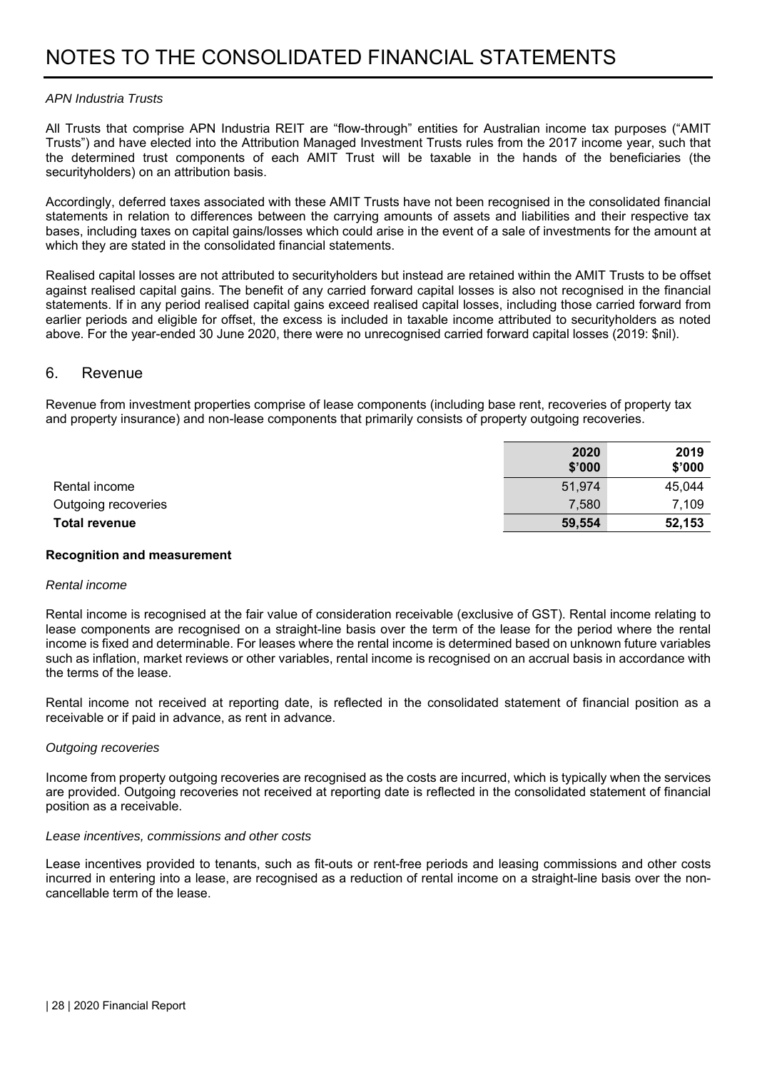# NOTES TO THE CONSOLIDATED FINANCIAL STATEMENTS

*APN Industria Trusts*

All Trusts that comprise APN Industria REIT are "flow-through" entities for Australian income tax purposes ("AMIT Trusts") and have elected into the Attribution Managed Investment Trusts rules from the 2017 income year, such that the determined trust components of each AMIT Trust will be taxable in the hands of the beneficiaries (the securityholders) on an attribution basis.

Accordingly, deferred taxes associated with these AMIT Trusts have not been recognised in the consolidated financial statements in relation to differences between the carrying amounts of assets and liabilities and their respective tax bases, including taxes on capital gains/losses which could arise in the event of a sale of investments for the amount at which they are stated in the consolidated financial statements.

Realised capital losses are not attributed to securityholders but instead are retained within the AMIT Trusts to be offset against realised capital gains. The benefit of any carried forward capital losses is also not recognised in the financial statements. If in any period realised capital gains exceed realised capital losses, including those carried forward from earlier periods and eligible for offset, the excess is included in taxable income attributed to securityholders as noted above. For the year-ended 30 June 2020, there were no unrecognised carried forward capital losses (2019: $nil).

## 6. Revenue

Revenue from investment properties comprise of lease components (including base rent, recoveries of property tax and property insurance) and non-lease components that primarily consists of property outgoing recoveries.

| | 2020 $'000 | 2019 $'000 |
|---|---|---|
| Rental income | 51,974 | 45,044 |
| Outgoing recoveries | 7,580 | 7,109 |
| **Total revenue** | **59,554** | **52,153** |

**Recognition and measurement**

*Rental income*

Rental income is recognised at the fair value of consideration receivable (exclusive of GST). Rental income relating to lease components are recognised on a straight-line basis over the term of the lease for the period where the rental income is fixed and determinable. For leases where the rental income is determined based on unknown future variables such as inflation, market reviews or other variables, rental income is recognised on an accrual basis in accordance with the terms of the lease.

Rental income not received at reporting date, is reflected in the consolidated statement of financial position as a receivable or if paid in advance, as rent in advance.

*Outgoing recoveries*

Income from property outgoing recoveries are recognised as the costs are incurred, which is typically when the services are provided. Outgoing recoveries not received at reporting date is reflected in the consolidated statement of financial position as a receivable.

*Lease incentives, commissions and other costs*

Lease incentives provided to tenants, such as fit-outs or rent-free periods and leasing commissions and other costs incurred in entering into a lease, are recognised as a reduction of rental income on a straight-line basis over the non-cancellable term of the lease.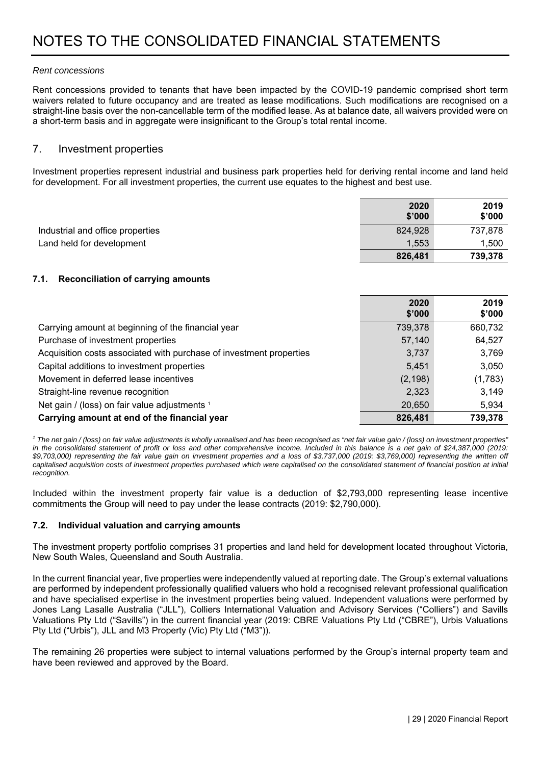# NOTES TO THE CONSOLIDATED FINANCIAL STATEMENTS

*Rent concessions*

Rent concessions provided to tenants that have been impacted by the COVID-19 pandemic comprised short term waivers related to future occupancy and are treated as lease modifications. Such modifications are recognised on a straight-line basis over the non-cancellable term of the modified lease. As at balance date, all waivers provided were on a short-term basis and in aggregate were insignificant to the Group's total rental income.

## 7. Investment properties

Investment properties represent industrial and business park properties held for deriving rental income and land held for development. For all investment properties, the current use equates to the highest and best use.

| | 2020 $'000 | 2019 $'000 |
|---|---|---|
| Industrial and office properties | 824,928 | 737,878 |
| Land held for development | 1,553 | 1,500 |
| | **826,481** | **739,378** |

### 7.1. Reconciliation of carrying amounts

| | 2020 $'000 | 2019 $'000 |
|---|---|---|
| Carrying amount at beginning of the financial year | 739,378 | 660,732 |
| Purchase of investment properties | 57,140 | 64,527 |
| Acquisition costs associated with purchase of investment properties | 3,737 | 3,769 |
| Capital additions to investment properties | 5,451 | 3,050 |
| Movement in deferred lease incentives | (2,198) | (1,783) |
| Straight-line revenue recognition | 2,323 | 3,149 |
| Net gain / (loss) on fair value adjustments [1] | 20,650 | 5,934 |
| **Carrying amount at end of the financial year** | **826,481** | **739,378** |

*[1] The net gain / (loss) on fair value adjustments is wholly unrealised and has been recognised as "net fair value gain / (loss) on investment properties" in the consolidated statement of profit or loss and other comprehensive income. Included in this balance is a net gain of $24,387,000 (2019: $9,703,000) representing the fair value gain on investment properties and a loss of $3,737,000 (2019: $3,769,000) representing the written off capitalised acquisition costs of investment properties purchased which were capitalised on the consolidated statement of financial position at initial recognition.*

Included within the investment property fair value is a deduction of $2,793,000 representing lease incentive commitments the Group will need to pay under the lease contracts (2019: $2,790,000).

### 7.2. Individual valuation and carrying amounts

The investment property portfolio comprises 31 properties and land held for development located throughout Victoria, New South Wales, Queensland and South Australia.

In the current financial year, five properties were independently valued at reporting date. The Group's external valuations are performed by independent professionally qualified valuers who hold a recognised relevant professional qualification and have specialised expertise in the investment properties being valued. Independent valuations were performed by Jones Lang Lasalle Australia ("JLL"), Colliers International Valuation and Advisory Services ("Colliers") and Savills Valuations Pty Ltd ("Savills") in the current financial year (2019: CBRE Valuations Pty Ltd ("CBRE"), Urbis Valuations Pty Ltd ("Urbis"), JLL and M3 Property (Vic) Pty Ltd ("M3")).

The remaining 26 properties were subject to internal valuations performed by the Group's internal property team and have been reviewed and approved by the Board.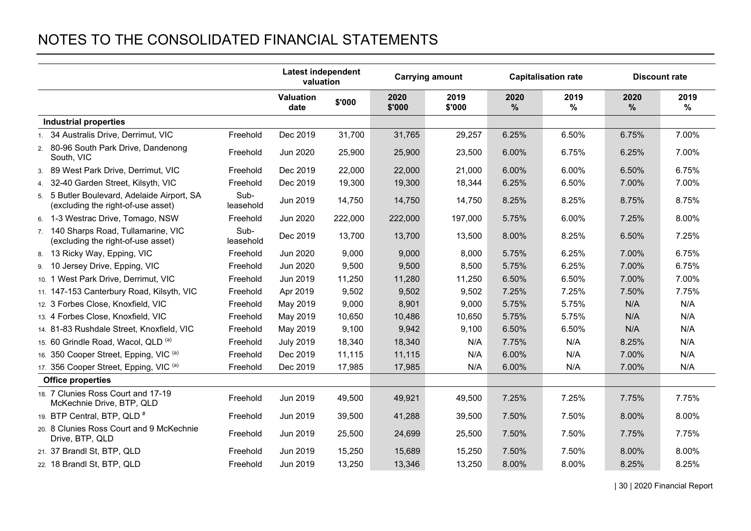# NOTES TO THE CONSOLIDATED FINANCIAL STATEMENTS

| | | Latest independent valuation | | Carrying amount | | Capitalisation rate | | Discount rate | |
|---|---|---|---|---|---|---|---|---|---|
| | | Valuation date | $'000 | 2020 $'000 | 2019 $'000 | 2020 % | 2019 % | 2020 % | 2019 % |
| **Industrial properties** | | | | | | | | | |
| 1. 34 Australis Drive, Derrimut, VIC | Freehold | Dec 2019 | 31,700 | 31,765 | 29,257 | 6.25% | 6.50% | 6.75% | 7.00% |
| 2. 80-96 South Park Drive, Dandenong South, VIC | Freehold | Jun 2020 | 25,900 | 25,900 | 23,500 | 6.00% | 6.75% | 6.25% | 7.00% |
| 3. 89 West Park Drive, Derrimut, VIC | Freehold | Dec 2019 | 22,000 | 22,000 | 21,000 | 6.00% | 6.00% | 6.50% | 6.75% |
| 4. 32-40 Garden Street, Kilsyth, VIC | Freehold | Dec 2019 | 19,300 | 19,300 | 18,344 | 6.25% | 6.50% | 7.00% | 7.00% |
| 5. 5 Butler Boulevard, Adelaide Airport, SA (excluding the right-of-use asset) | Sub-leasehold | Jun 2019 | 14,750 | 14,750 | 14,750 | 8.25% | 8.25% | 8.75% | 8.75% |
| 6. 1-3 Westrac Drive, Tomago, NSW | Freehold | Jun 2020 | 222,000 | 222,000 | 197,000 | 5.75% | 6.00% | 7.25% | 8.00% |
| 7. 140 Sharps Road, Tullamarine, VIC (excluding the right-of-use asset) | Sub-leasehold | Dec 2019 | 13,700 | 13,700 | 13,500 | 8.00% | 8.25% | 6.50% | 7.25% |
| 8. 13 Ricky Way, Epping, VIC | Freehold | Jun 2020 | 9,000 | 9,000 | 8,000 | 5.75% | 6.25% | 7.00% | 6.75% |
| 9. 10 Jersey Drive, Epping, VIC | Freehold | Jun 2020 | 9,500 | 9,500 | 8,500 | 5.75% | 6.25% | 7.00% | 6.75% |
| 10. 1 West Park Drive, Derrimut, VIC | Freehold | Jun 2019 | 11,250 | 11,280 | 11,250 | 6.50% | 6.50% | 7.00% | 7.00% |
| 11. 147-153 Canterbury Road, Kilsyth, VIC | Freehold | Apr 2019 | 9,502 | 9,502 | 9,502 | 7.25% | 7.25% | 7.50% | 7.75% |
| 12. 3 Forbes Close, Knoxfield, VIC | Freehold | May 2019 | 9,000 | 8,901 | 9,000 | 5.75% | 5.75% | N/A | N/A |
| 13. 4 Forbes Close, Knoxfield, VIC | Freehold | May 2019 | 10,650 | 10,486 | 10,650 | 5.75% | 5.75% | N/A | N/A |
| 14. 81-83 Rushdale Street, Knoxfield, VIC | Freehold | May 2019 | 9,100 | 9,942 | 9,100 | 6.50% | 6.50% | N/A | N/A |
| 15. 60 Grindle Road, Wacol, QLD [(a)] | Freehold | July 2019 | 18,340 | 18,340 | N/A | 7.75% | N/A | 8.25% | N/A |
| 16. 350 Cooper Street, Epping, VIC [(a)] | Freehold | Dec 2019 | 11,115 | 11,115 | N/A | 6.00% | N/A | 7.00% | N/A |
| 17. 356 Cooper Street, Epping, VIC [(a)] | Freehold | Dec 2019 | 17,985 | 17,985 | N/A | 6.00% | N/A | 7.00% | N/A |
| **Office properties** | | | | | | | | | |
| 18. 7 Clunies Ross Court and 17-19 McKechnie Drive, BTP, QLD | Freehold | Jun 2019 | 49,500 | 49,921 | 49,500 | 7.25% | 7.25% | 7.75% | 7.75% |
| 19. BTP Central, BTP, QLD [#] | Freehold | Jun 2019 | 39,500 | 41,288 | 39,500 | 7.50% | 7.50% | 8.00% | 8.00% |
| 20. 8 Clunies Ross Court and 9 McKechnie Drive, BTP, QLD | Freehold | Jun 2019 | 25,500 | 24,699 | 25,500 | 7.50% | 7.50% | 7.75% | 7.75% |
| 21. 37 Brandl St, BTP, QLD | Freehold | Jun 2019 | 15,250 | 15,689 | 15,250 | 7.50% | 7.50% | 8.00% | 8.00% |
| 22. 18 Brandl St, BTP, QLD | Freehold | Jun 2019 | 13,250 | 13,346 | 13,250 | 8.00% | 8.00% | 8.25% | 8.25% |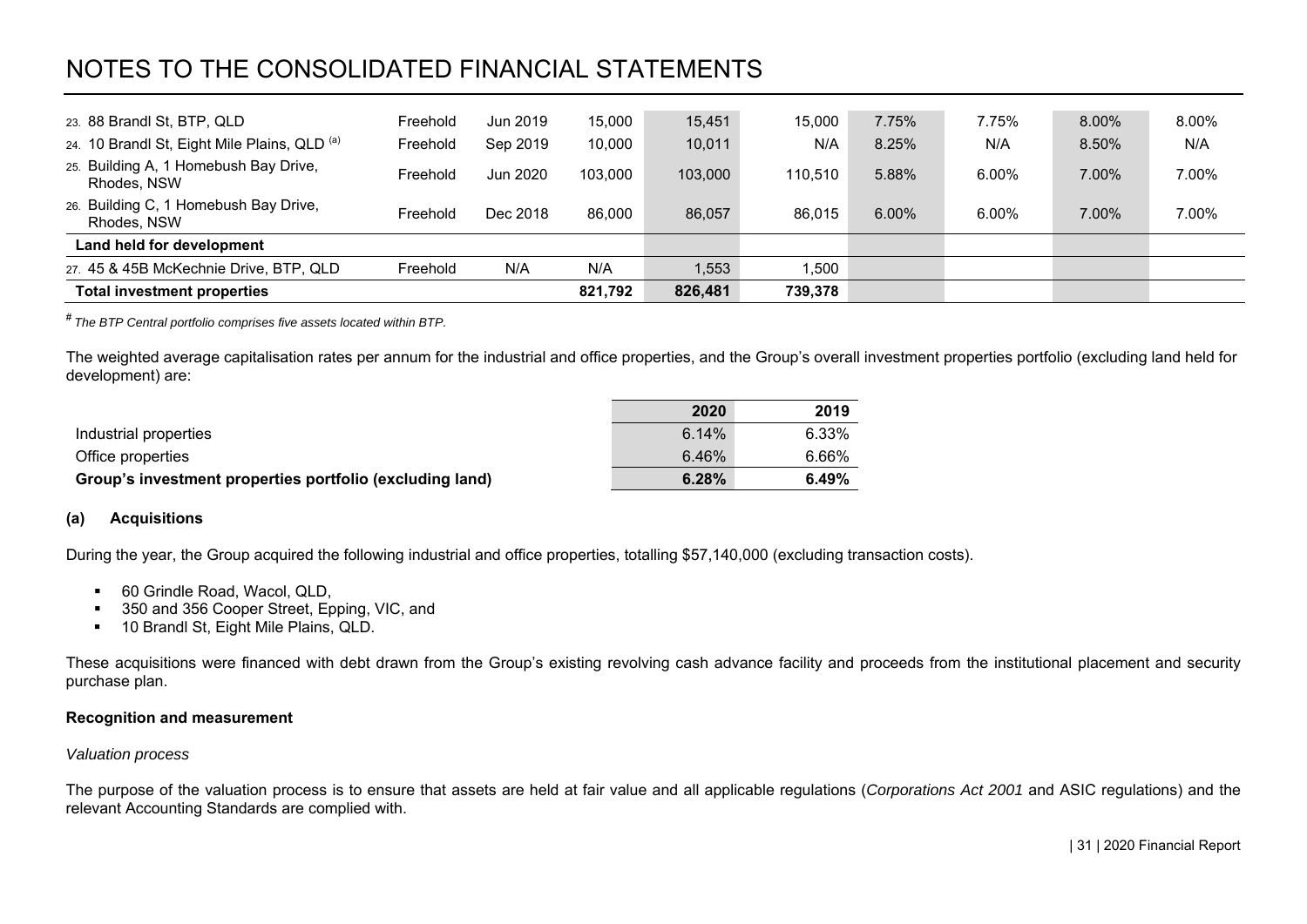# NOTES TO THE CONSOLIDATED FINANCIAL STATEMENTS

| | | | | | | | | | |
|---|---|---|---|---|---|---|---|---|---|
| 23. 88 Brandl St, BTP, QLD | Freehold | Jun 2019 | 15,000 | 15,451 | 15,000 | 7.75% | 7.75% | 8.00% | 8.00% |
| 24. 10 Brandl St, Eight Mile Plains, QLD [(a)] | Freehold | Sep 2019 | 10,000 | 10,011 | N/A | 8.25% | N/A | 8.50% | N/A |
| 25. Building A, 1 Homebush Bay Drive, Rhodes, NSW | Freehold | Jun 2020 | 103,000 | 103,000 | 110,510 | 5.88% | 6.00% | 7.00% | 7.00% |
| 26. Building C, 1 Homebush Bay Drive, Rhodes, NSW | Freehold | Dec 2018 | 86,000 | 86,057 | 86,015 | 6.00% | 6.00% | 7.00% | 7.00% |
| **Land held for development** | | | | | | | | | |
| 27. 45 & 45B McKechnie Drive, BTP, QLD | Freehold | N/A | N/A | 1,553 | 1,500 | | | | |
| **Total investment properties** | | | **821,792** | **826,481** | **739,378** | | | | |

*# The BTP Central portfolio comprises five assets located within BTP.*

The weighted average capitalisation rates per annum for the industrial and office properties, and the Group's overall investment properties portfolio (excluding land held for development) are:

| | 2020 | 2019 |
|---|---|---|
| Industrial properties | 6.14% | 6.33% |
| Office properties | 6.46% | 6.66% |
| **Group's investment properties portfolio (excluding land)** | **6.28%** | **6.49%** |

## (a) Acquisitions

During the year, the Group acquired the following industrial and office properties, totalling $57,140,000 (excluding transaction costs).

- 60 Grindle Road, Wacol, QLD,
- 350 and 356 Cooper Street, Epping, VIC, and
- 10 Brandl St, Eight Mile Plains, QLD.

These acquisitions were financed with debt drawn from the Group's existing revolving cash advance facility and proceeds from the institutional placement and security purchase plan.

**Recognition and measurement**

*Valuation process*

The purpose of the valuation process is to ensure that assets are held at fair value and all applicable regulations (*Corporations Act 2001* and ASIC regulations) and the relevant Accounting Standards are complied with.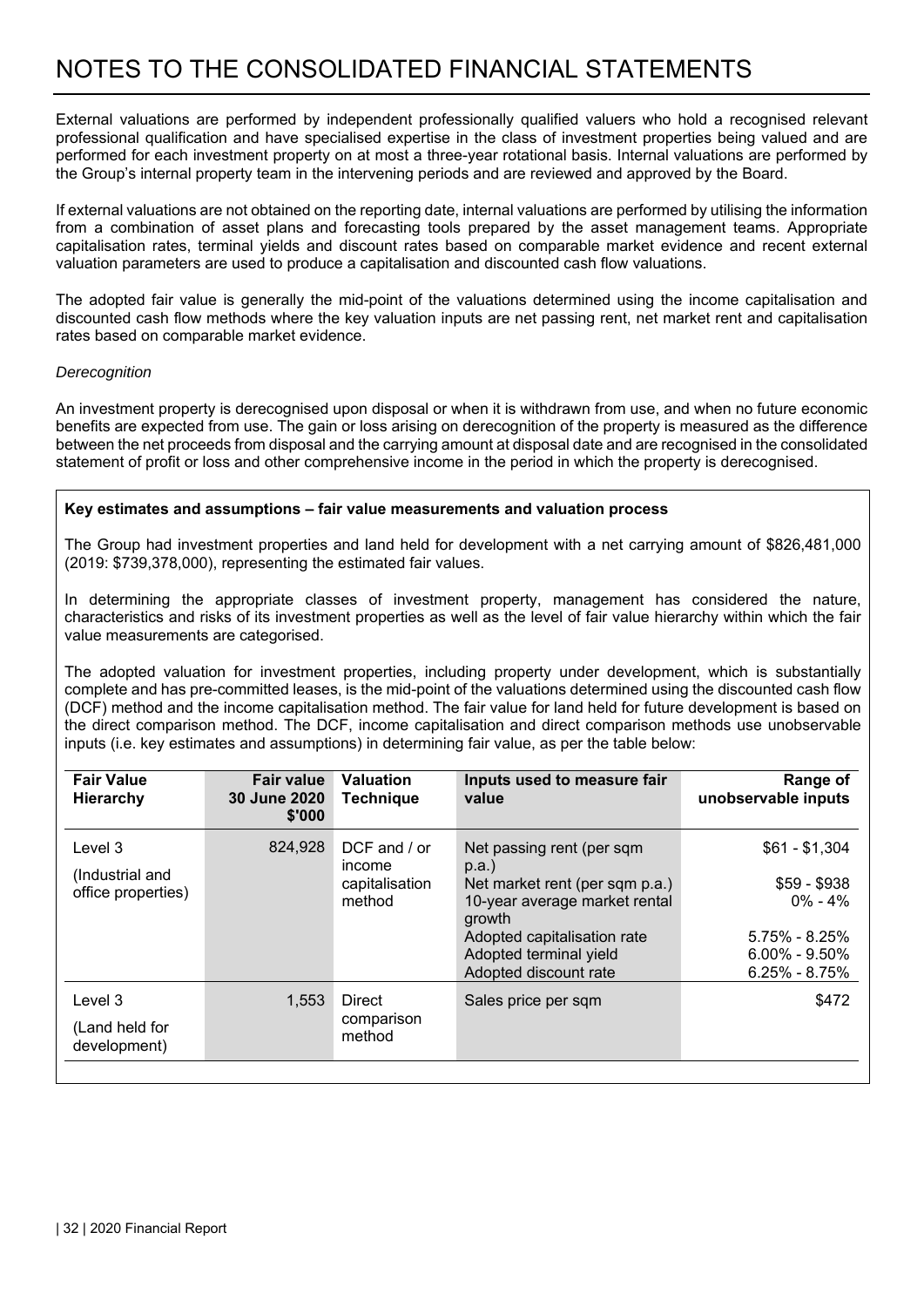# NOTES TO THE CONSOLIDATED FINANCIAL STATEMENTS

External valuations are performed by independent professionally qualified valuers who hold a recognised relevant professional qualification and have specialised expertise in the class of investment properties being valued and are performed for each investment property on at most a three-year rotational basis. Internal valuations are performed by the Group's internal property team in the intervening periods and are reviewed and approved by the Board.

If external valuations are not obtained on the reporting date, internal valuations are performed by utilising the information from a combination of asset plans and forecasting tools prepared by the asset management teams. Appropriate capitalisation rates, terminal yields and discount rates based on comparable market evidence and recent external valuation parameters are used to produce a capitalisation and discounted cash flow valuations.

The adopted fair value is generally the mid-point of the valuations determined using the income capitalisation and discounted cash flow methods where the key valuation inputs are net passing rent, net market rent and capitalisation rates based on comparable market evidence.

*Derecognition*

An investment property is derecognised upon disposal or when it is withdrawn from use, and when no future economic benefits are expected from use. The gain or loss arising on derecognition of the property is measured as the difference between the net proceeds from disposal and the carrying amount at disposal date and are recognised in the consolidated statement of profit or loss and other comprehensive income in the period in which the property is derecognised.

**Key estimates and assumptions – fair value measurements and valuation process**

The Group had investment properties and land held for development with a net carrying amount of $826,481,000 (2019: $739,378,000), representing the estimated fair values.

In determining the appropriate classes of investment property, management has considered the nature, characteristics and risks of its investment properties as well as the level of fair value hierarchy within which the fair value measurements are categorised.

The adopted valuation for investment properties, including property under development, which is substantially complete and has pre-committed leases, is the mid-point of the valuations determined using the discounted cash flow (DCF) method and the income capitalisation method. The fair value for land held for future development is based on the direct comparison method. The DCF, income capitalisation and direct comparison methods use unobservable inputs (i.e. key estimates and assumptions) in determining fair value, as per the table below:

| Fair Value Hierarchy | Fair value 30 June 2020 $'000 | Valuation Technique | Inputs used to measure fair value | Range of unobservable inputs |
|---|---|---|---|---|
| Level 3 (Industrial and office properties) | 824,928 | DCF and / or income capitalisation method | Net passing rent (per sqm p.a.) | $61 - $1,304 |
| | | | Net market rent (per sqm p.a.) | $59 - $938 |
| | | | 10-year average market rental growth | 0% - 4% |
| | | | Adopted capitalisation rate | 5.75% - 8.25% |
| | | | Adopted terminal yield | 6.00% - 9.50% |
| | | | Adopted discount rate | 6.25% - 8.75% |
| Level 3 (Land held for development) | 1,553 | Direct comparison method | Sales price per sqm | $472 |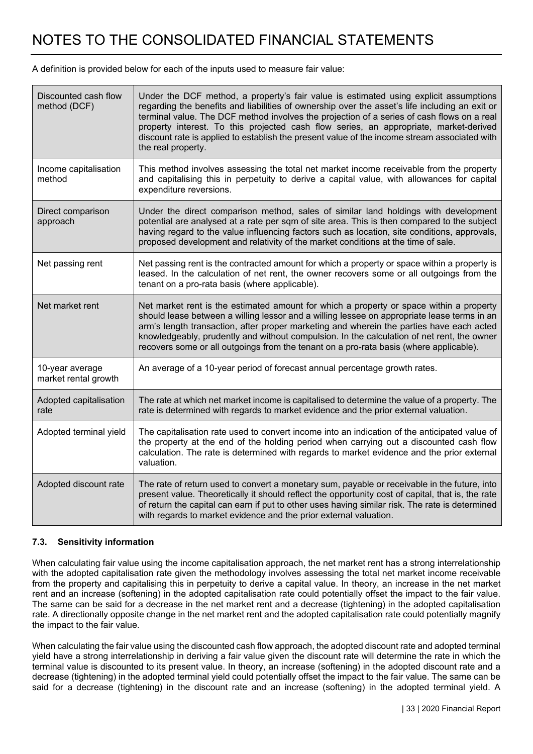# NOTES TO THE CONSOLIDATED FINANCIAL STATEMENTS

A definition is provided below for each of the inputs used to measure fair value:

| | |
|---|---|
| Discounted cash flow method (DCF) | Under the DCF method, a property's fair value is estimated using explicit assumptions regarding the benefits and liabilities of ownership over the asset's life including an exit or terminal value. The DCF method involves the projection of a series of cash flows on a real property interest. To this projected cash flow series, an appropriate, market-derived discount rate is applied to establish the present value of the income stream associated with the real property. |
| Income capitalisation method | This method involves assessing the total net market income receivable from the property and capitalising this in perpetuity to derive a capital value, with allowances for capital expenditure reversions. |
| Direct comparison approach | Under the direct comparison method, sales of similar land holdings with development potential are analysed at a rate per sqm of site area. This is then compared to the subject having regard to the value influencing factors such as location, site conditions, approvals, proposed development and relativity of the market conditions at the time of sale. |
| Net passing rent | Net passing rent is the contracted amount for which a property or space within a property is leased. In the calculation of net rent, the owner recovers some or all outgoings from the tenant on a pro-rata basis (where applicable). |
| Net market rent | Net market rent is the estimated amount for which a property or space within a property should lease between a willing lessor and a willing lessee on appropriate lease terms in an arm's length transaction, after proper marketing and wherein the parties have each acted knowledgeably, prudently and without compulsion. In the calculation of net rent, the owner recovers some or all outgoings from the tenant on a pro-rata basis (where applicable). |
| 10-year average market rental growth | An average of a 10-year period of forecast annual percentage growth rates. |
| Adopted capitalisation rate | The rate at which net market income is capitalised to determine the value of a property. The rate is determined with regards to market evidence and the prior external valuation. |
| Adopted terminal yield | The capitalisation rate used to convert income into an indication of the anticipated value of the property at the end of the holding period when carrying out a discounted cash flow calculation. The rate is determined with regards to market evidence and the prior external valuation. |
| Adopted discount rate | The rate of return used to convert a monetary sum, payable or receivable in the future, into present value. Theoretically it should reflect the opportunity cost of capital, that is, the rate of return the capital can earn if put to other uses having similar risk. The rate is determined with regards to market evidence and the prior external valuation. |

### 7.3. Sensitivity information

When calculating fair value using the income capitalisation approach, the net market rent has a strong interrelationship with the adopted capitalisation rate given the methodology involves assessing the total net market income receivable from the property and capitalising this in perpetuity to derive a capital value. In theory, an increase in the net market rent and an increase (softening) in the adopted capitalisation rate could potentially offset the impact to the fair value. The same can be said for a decrease in the net market rent and a decrease (tightening) in the adopted capitalisation rate. A directionally opposite change in the net market rent and the adopted capitalisation rate could potentially magnify the impact to the fair value.

When calculating the fair value using the discounted cash flow approach, the adopted discount rate and adopted terminal yield have a strong interrelationship in deriving a fair value given the discount rate will determine the rate in which the terminal value is discounted to its present value. In theory, an increase (softening) in the adopted discount rate and a decrease (tightening) in the adopted terminal yield could potentially offset the impact to the fair value. The same can be said for a decrease (tightening) in the discount rate and an increase (softening) in the adopted terminal yield. A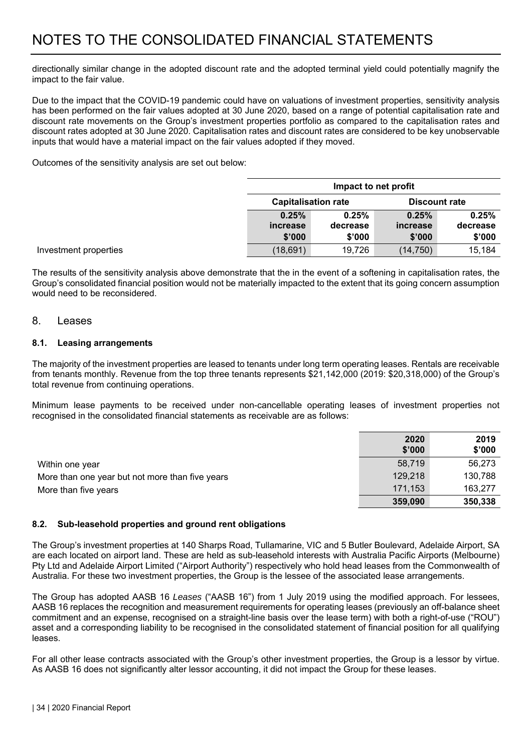directionally similar change in the adopted discount rate and the adopted terminal yield could potentially magnify the impact to the fair value.

Due to the impact that the COVID-19 pandemic could have on valuations of investment properties, sensitivity analysis has been performed on the fair values adopted at 30 June 2020, based on a range of potential capitalisation rate and discount rate movements on the Group's investment properties portfolio as compared to the capitalisation rates and discount rates adopted at 30 June 2020. Capitalisation rates and discount rates are considered to be key unobservable inputs that would have a material impact on the fair values adopted if they moved.

Outcomes of the sensitivity analysis are set out below:

| | Impact to net profit | | | |
|---|---|---|---|---|
| | Capitalisation rate | | Discount rate | |
| | 0.25% increase $'000 | 0.25% decrease $'000 | 0.25% increase $'000 | 0.25% decrease $'000 |
| Investment properties | (18,691) | 19,726 | (14,750) | 15,184 |

The results of the sensitivity analysis above demonstrate that the in the event of a softening in capitalisation rates, the Group's consolidated financial position would not be materially impacted to the extent that its going concern assumption would need to be reconsidered.

## 8. Leases

### 8.1. Leasing arrangements

The majority of the investment properties are leased to tenants under long term operating leases. Rentals are receivable from tenants monthly. Revenue from the top three tenants represents $21,142,000 (2019: $20,318,000) of the Group's total revenue from continuing operations.

Minimum lease payments to be received under non-cancellable operating leases of investment properties not recognised in the consolidated financial statements as receivable are as follows:

| | 2020 $'000 | 2019 $'000 |
|---|---|---|
| Within one year | 58,719 | 56,273 |
| More than one year but not more than five years | 129,218 | 130,788 |
| More than five years | 171,153 | 163,277 |
| | **359,090** | **350,338** |

### 8.2. Sub-leasehold properties and ground rent obligations

The Group's investment properties at 140 Sharps Road, Tullamarine, VIC and 5 Butler Boulevard, Adelaide Airport, SA are each located on airport land. These are held as sub-leasehold interests with Australia Pacific Airports (Melbourne) Pty Ltd and Adelaide Airport Limited ("Airport Authority") respectively who hold head leases from the Commonwealth of Australia. For these two investment properties, the Group is the lessee of the associated lease arrangements.

The Group has adopted AASB 16 *Leases* ("AASB 16") from 1 July 2019 using the modified approach. For lessees, AASB 16 replaces the recognition and measurement requirements for operating leases (previously an off-balance sheet commitment and an expense, recognised on a straight-line basis over the lease term) with both a right-of-use ("ROU") asset and a corresponding liability to be recognised in the consolidated statement of financial position for all qualifying leases.

For all other lease contracts associated with the Group's other investment properties, the Group is a lessor by virtue. As AASB 16 does not significantly alter lessor accounting, it did not impact the Group for these leases.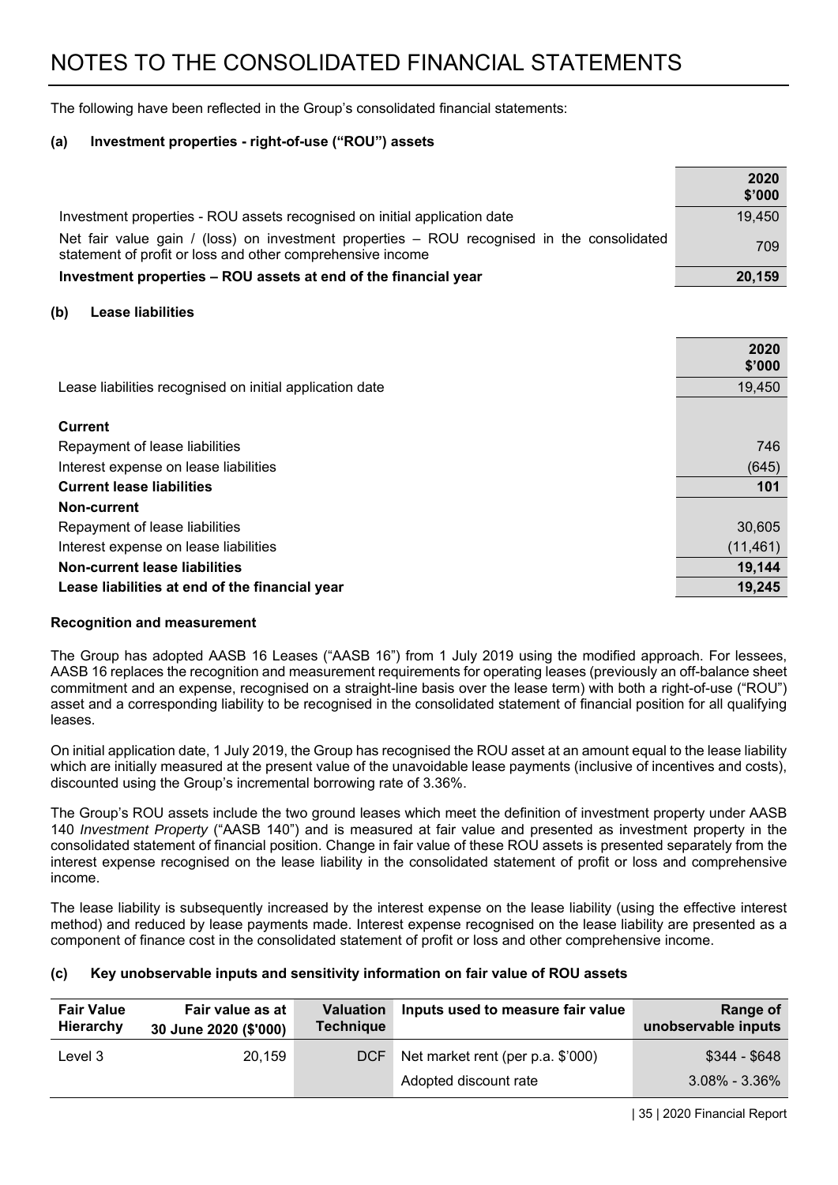# NOTES TO THE CONSOLIDATED FINANCIAL STATEMENTS

The following have been reflected in the Group's consolidated financial statements:

**(a) Investment properties - right-of-use ("ROU") assets**

| | 2020 $'000 |
|---|---|
| Investment properties - ROU assets recognised on initial application date | 19,450 |
| Net fair value gain / (loss) on investment properties – ROU recognised in the consolidated statement of profit or loss and other comprehensive income | 709 |
| **Investment properties – ROU assets at end of the financial year** | **20,159** |

**(b) Lease liabilities**

| | 2020 $'000 |
|---|---|
| Lease liabilities recognised on initial application date | 19,450 |
| **Current** | |
| Repayment of lease liabilities | 746 |
| Interest expense on lease liabilities | (645) |
| **Current lease liabilities** | **101** |
| **Non-current** | |
| Repayment of lease liabilities | 30,605 |
| Interest expense on lease liabilities | (11,461) |
| **Non-current lease liabilities** | **19,144** |
| **Lease liabilities at end of the financial year** | **19,245** |

**Recognition and measurement**

The Group has adopted AASB 16 Leases ("AASB 16") from 1 July 2019 using the modified approach. For lessees, AASB 16 replaces the recognition and measurement requirements for operating leases (previously an off-balance sheet commitment and an expense, recognised on a straight-line basis over the lease term) with both a right-of-use ("ROU") asset and a corresponding liability to be recognised in the consolidated statement of financial position for all qualifying leases.

On initial application date, 1 July 2019, the Group has recognised the ROU asset at an amount equal to the lease liability which are initially measured at the present value of the unavoidable lease payments (inclusive of incentives and costs), discounted using the Group's incremental borrowing rate of 3.36%.

The Group's ROU assets include the two ground leases which meet the definition of investment property under AASB 140 *Investment Property* ("AASB 140") and is measured at fair value and presented as investment property in the consolidated statement of financial position. Change in fair value of these ROU assets is presented separately from the interest expense recognised on the lease liability in the consolidated statement of profit or loss and comprehensive income.

The lease liability is subsequently increased by the interest expense on the lease liability (using the effective interest method) and reduced by lease payments made. Interest expense recognised on the lease liability are presented as a component of finance cost in the consolidated statement of profit or loss and other comprehensive income.

**(c) Key unobservable inputs and sensitivity information on fair value of ROU assets**

| Fair Value Hierarchy | Fair value as at 30 June 2020 ($'000) | Valuation Technique | Inputs used to measure fair value | Range of unobservable inputs |
|---|---|---|---|---|
| Level 3 | 20,159 | DCF | Net market rent (per p.a. $'000) | $344 - $648 |
| | | | Adopted discount rate | 3.08% - 3.36% |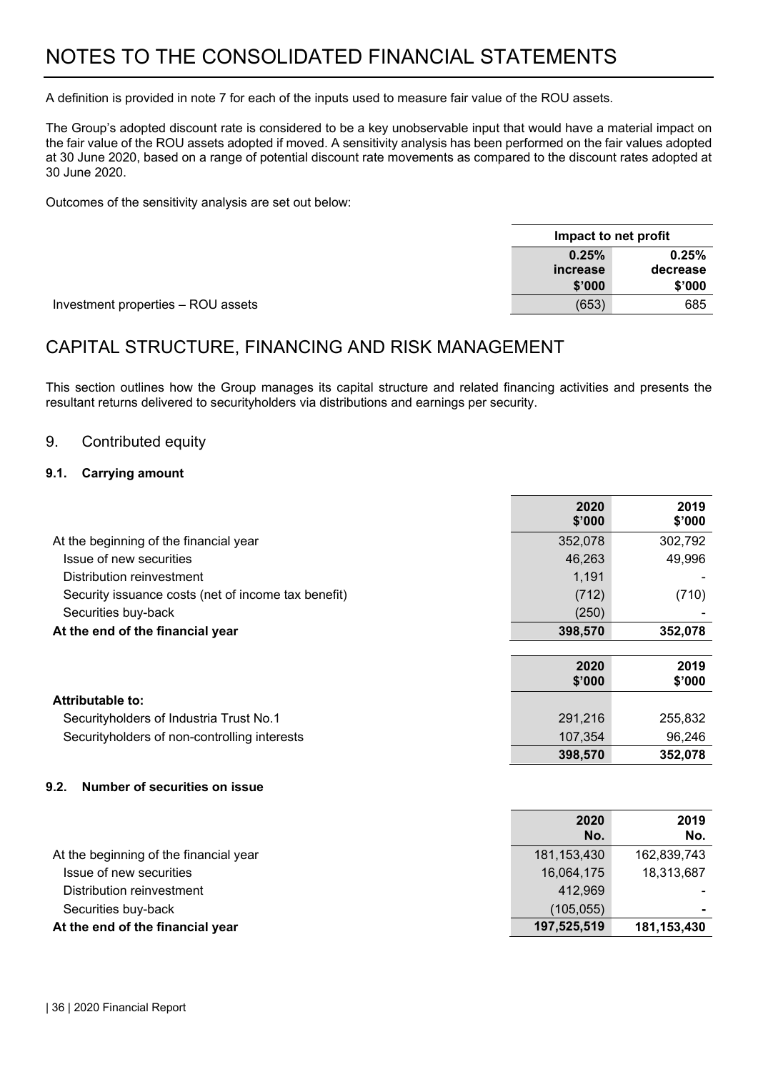# NOTES TO THE CONSOLIDATED FINANCIAL STATEMENTS

A definition is provided in note 7 for each of the inputs used to measure fair value of the ROU assets.

The Group's adopted discount rate is considered to be a key unobservable input that would have a material impact on the fair value of the ROU assets adopted if moved. A sensitivity analysis has been performed on the fair values adopted at 30 June 2020, based on a range of potential discount rate movements as compared to the discount rates adopted at 30 June 2020.

Outcomes of the sensitivity analysis are set out below:

| | Impact to net profit | |
|---|---|---|
| | **0.25% increase $'000** | **0.25% decrease $'000** |
| Investment properties – ROU assets | (653) | 685 |

## CAPITAL STRUCTURE, FINANCING AND RISK MANAGEMENT

This section outlines how the Group manages its capital structure and related financing activities and presents the resultant returns delivered to securityholders via distributions and earnings per security.

### 9. Contributed equity

#### 9.1. Carrying amount

| | 2020 $'000 | 2019 $'000 |
|---|---|---|
| At the beginning of the financial year | 352,078 | 302,792 |
| Issue of new securities | 46,263 | 49,996 |
| Distribution reinvestment | 1,191 | - |
| Security issuance costs (net of income tax benefit) | (712) | (710) |
| Securities buy-back | (250) | - |
| **At the end of the financial year** | **398,570** | **352,078** |

| | 2020 $'000 | 2019 $'000 |
|---|---|---|
| **Attributable to:** | | |
| Securityholders of Industria Trust No.1 | 291,216 | 255,832 |
| Securityholders of non-controlling interests | 107,354 | 96,246 |
| | **398,570** | **352,078** |

#### 9.2. Number of securities on issue

| | 2020 No. | 2019 No. |
|---|---|---|
| At the beginning of the financial year | 181,153,430 | 162,839,743 |
| Issue of new securities | 16,064,175 | 18,313,687 |
| Distribution reinvestment | 412,969 | - |
| Securities buy-back | (105,055) | - |
| **At the end of the financial year** | **197,525,519** | **181,153,430** |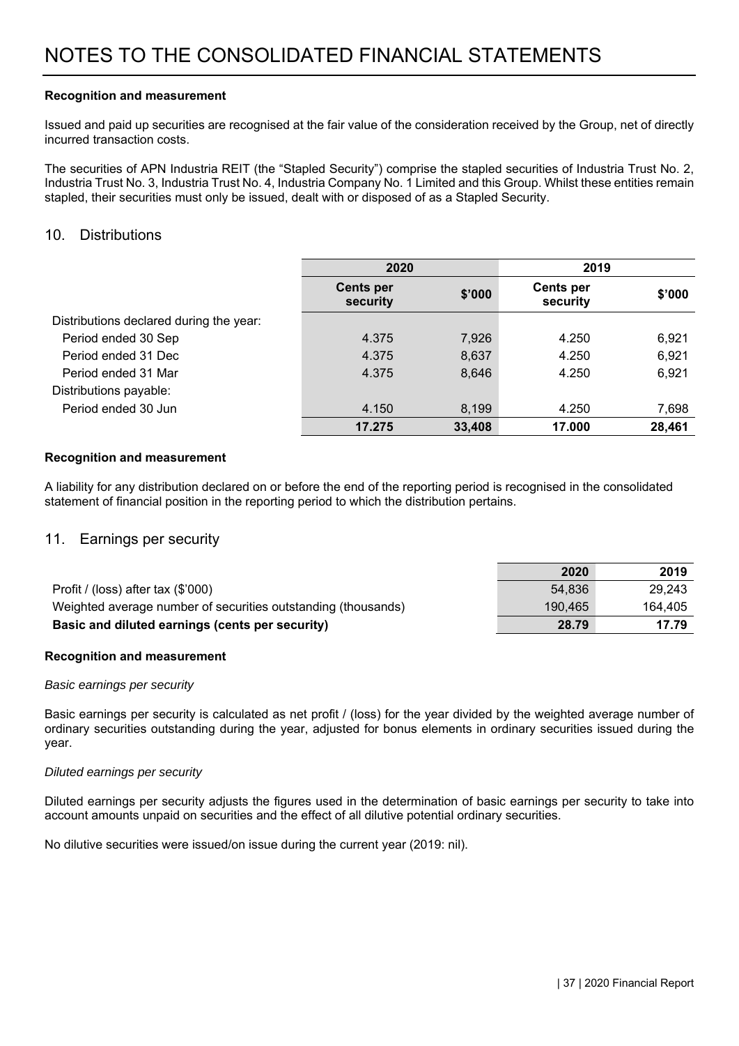# NOTES TO THE CONSOLIDATED FINANCIAL STATEMENTS

**Recognition and measurement**

Issued and paid up securities are recognised at the fair value of the consideration received by the Group, net of directly incurred transaction costs.

The securities of APN Industria REIT (the "Stapled Security") comprise the stapled securities of Industria Trust No. 2, Industria Trust No. 3, Industria Trust No. 4, Industria Company No. 1 Limited and this Group. Whilst these entities remain stapled, their securities must only be issued, dealt with or disposed of as a Stapled Security.

## 10. Distributions

| | 2020 | | 2019 | |
|---|---|---|---|---|
| | **Cents per security** | **\$'000** | **Cents per security** | **\$'000** |
| Distributions declared during the year: | | | | |
| Period ended 30 Sep | 4.375 | 7,926 | 4.250 | 6,921 |
| Period ended 31 Dec | 4.375 | 8,637 | 4.250 | 6,921 |
| Period ended 31 Mar | 4.375 | 8,646 | 4.250 | 6,921 |
| Distributions payable: | | | | |
| Period ended 30 Jun | 4.150 | 8,199 | 4.250 | 7,698 |
| | **17.275** | **33,408** | **17.000** | **28,461** |

**Recognition and measurement**

A liability for any distribution declared on or before the end of the reporting period is recognised in the consolidated statement of financial position in the reporting period to which the distribution pertains.

## 11. Earnings per security

| | 2020 | 2019 |
|---|---|---|
| Profit / (loss) after tax (\$'000) | 54,836 | 29,243 |
| Weighted average number of securities outstanding (thousands) | 190,465 | 164,405 |
| **Basic and diluted earnings (cents per security)** | **28.79** | **17.79** |

**Recognition and measurement**

*Basic earnings per security*

Basic earnings per security is calculated as net profit / (loss) for the year divided by the weighted average number of ordinary securities outstanding during the year, adjusted for bonus elements in ordinary securities issued during the year.

*Diluted earnings per security*

Diluted earnings per security adjusts the figures used in the determination of basic earnings per security to take into account amounts unpaid on securities and the effect of all dilutive potential ordinary securities.

No dilutive securities were issued/on issue during the current year (2019: nil).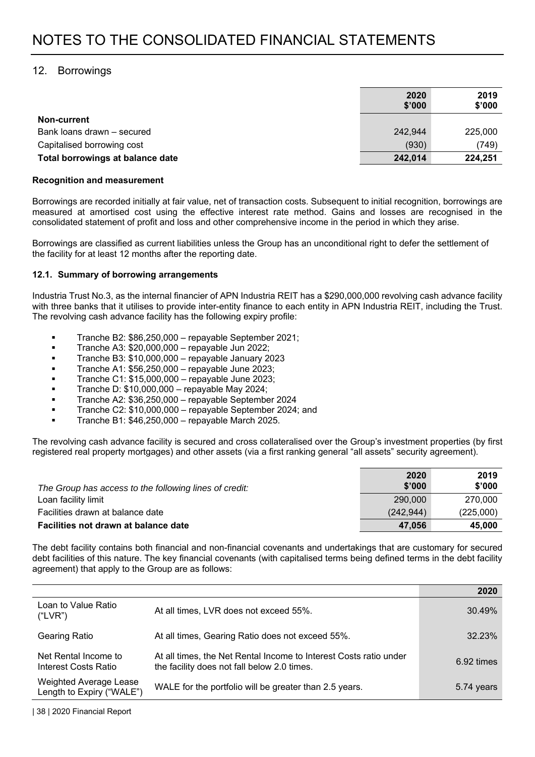# NOTES TO THE CONSOLIDATED FINANCIAL STATEMENTS

## 12. Borrowings

| | 2020 $'000 | 2019 $'000 |
|---|---|---|
| **Non-current** | | |
| Bank loans drawn – secured | 242,944 | 225,000 |
| Capitalised borrowing cost | (930) | (749) |
| **Total borrowings at balance date** | **242,014** | **224,251** |

**Recognition and measurement**

Borrowings are recorded initially at fair value, net of transaction costs. Subsequent to initial recognition, borrowings are measured at amortised cost using the effective interest rate method. Gains and losses are recognised in the consolidated statement of profit and loss and other comprehensive income in the period in which they arise.

Borrowings are classified as current liabilities unless the Group has an unconditional right to defer the settlement of the facility for at least 12 months after the reporting date.

### 12.1. Summary of borrowing arrangements

Industria Trust No.3, as the internal financier of APN Industria REIT has a $290,000,000 revolving cash advance facility with three banks that it utilises to provide inter-entity finance to each entity in APN Industria REIT, including the Trust. The revolving cash advance facility has the following expiry profile:

- Tranche B2: $86,250,000 – repayable September 2021;
- Tranche A3: $20,000,000 – repayable Jun 2022;
- Tranche B3: $10,000,000 – repayable January 2023
- Tranche A1: $56,250,000 – repayable June 2023;
- Tranche C1: $15,000,000 – repayable June 2023;
- Tranche D: $10,000,000 – repayable May 2024;
- Tranche A2: $36,250,000 – repayable September 2024
- Tranche C2: $10,000,000 – repayable September 2024; and
- Tranche B1: $46,250,000 – repayable March 2025.

The revolving cash advance facility is secured and cross collateralised over the Group's investment properties (by first registered real property mortgages) and other assets (via a first ranking general "all assets" security agreement).

| *The Group has access to the following lines of credit:* | 2020 $'000 | 2019 $'000 |
|---|---|---|
| Loan facility limit | 290,000 | 270,000 |
| Facilities drawn at balance date | (242,944) | (225,000) |
| **Facilities not drawn at balance date** | **47,056** | **45,000** |

The debt facility contains both financial and non-financial covenants and undertakings that are customary for secured debt facilities of this nature. The key financial covenants (with capitalised terms being defined terms in the debt facility agreement) that apply to the Group are as follows:

| | | 2020 |
|---|---|---|
| Loan to Value Ratio ("LVR") | At all times, LVR does not exceed 55%. | 30.49% |
| Gearing Ratio | At all times, Gearing Ratio does not exceed 55%. | 32.23% |
| Net Rental Income to Interest Costs Ratio | At all times, the Net Rental Income to Interest Costs ratio under the facility does not fall below 2.0 times. | 6.92 times |
| Weighted Average Lease Length to Expiry ("WALE") | WALE for the portfolio will be greater than 2.5 years. | 5.74 years |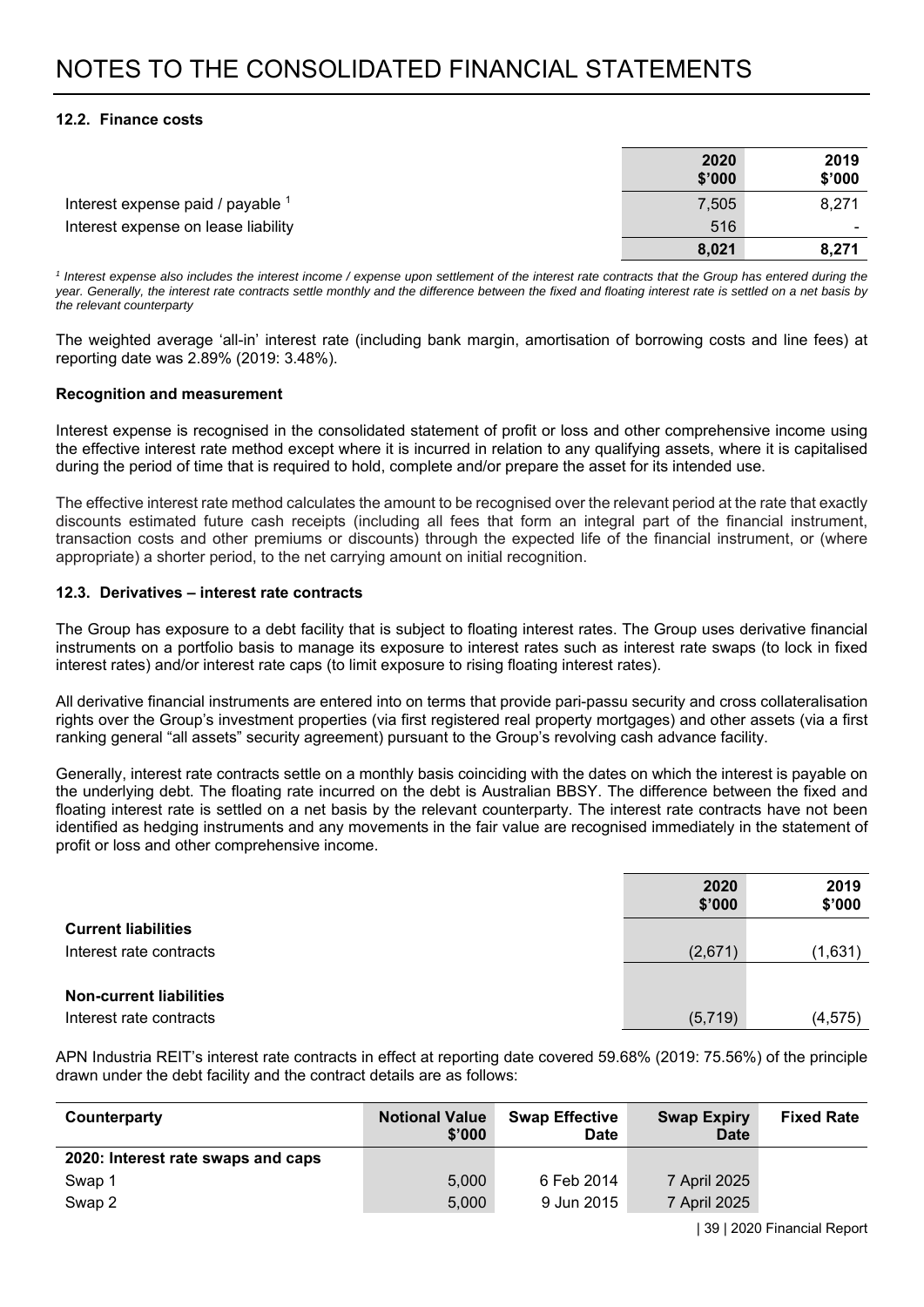# NOTES TO THE CONSOLIDATED FINANCIAL STATEMENTS

### 12.2. Finance costs

| | 2020 $'000 | 2019 $'000 |
|---|---|---|
| Interest expense paid / payable [1] | 7,505 | 8,271 |
| Interest expense on lease liability | 516 | - |
| | **8,021** | **8,271** |

*[1] Interest expense also includes the interest income / expense upon settlement of the interest rate contracts that the Group has entered during the year. Generally, the interest rate contracts settle monthly and the difference between the fixed and floating interest rate is settled on a net basis by the relevant counterparty*

The weighted average 'all-in' interest rate (including bank margin, amortisation of borrowing costs and line fees) at reporting date was 2.89% (2019: 3.48%).

**Recognition and measurement**

Interest expense is recognised in the consolidated statement of profit or loss and other comprehensive income using the effective interest rate method except where it is incurred in relation to any qualifying assets, where it is capitalised during the period of time that is required to hold, complete and/or prepare the asset for its intended use.

The effective interest rate method calculates the amount to be recognised over the relevant period at the rate that exactly discounts estimated future cash receipts (including all fees that form an integral part of the financial instrument, transaction costs and other premiums or discounts) through the expected life of the financial instrument, or (where appropriate) a shorter period, to the net carrying amount on initial recognition.

### 12.3. Derivatives – interest rate contracts

The Group has exposure to a debt facility that is subject to floating interest rates. The Group uses derivative financial instruments on a portfolio basis to manage its exposure to interest rates such as interest rate swaps (to lock in fixed interest rates) and/or interest rate caps (to limit exposure to rising floating interest rates).

All derivative financial instruments are entered into on terms that provide pari-passu security and cross collateralisation rights over the Group's investment properties (via first registered real property mortgages) and other assets (via a first ranking general "all assets" security agreement) pursuant to the Group's revolving cash advance facility.

Generally, interest rate contracts settle on a monthly basis coinciding with the dates on which the interest is payable on the underlying debt. The floating rate incurred on the debt is Australian BBSY. The difference between the fixed and floating interest rate is settled on a net basis by the relevant counterparty. The interest rate contracts have not been identified as hedging instruments and any movements in the fair value are recognised immediately in the statement of profit or loss and other comprehensive income.

| | 2020 $'000 | 2019 $'000 |
|---|---|---|
| **Current liabilities** | | |
| Interest rate contracts | (2,671) | (1,631) |
| **Non-current liabilities** | | |
| Interest rate contracts | (5,719) | (4,575) |

APN Industria REIT's interest rate contracts in effect at reporting date covered 59.68% (2019: 75.56%) of the principle drawn under the debt facility and the contract details are as follows:

| Counterparty | Notional Value $'000 | Swap Effective Date | Swap Expiry Date | Fixed Rate |
|---|---|---|---|---|
| **2020: Interest rate swaps and caps** | | | | |
| Swap 1 | 5,000 | 6 Feb 2014 | 7 April 2025 | |
| Swap 2 | 5,000 | 9 Jun 2015 | 7 April 2025 | |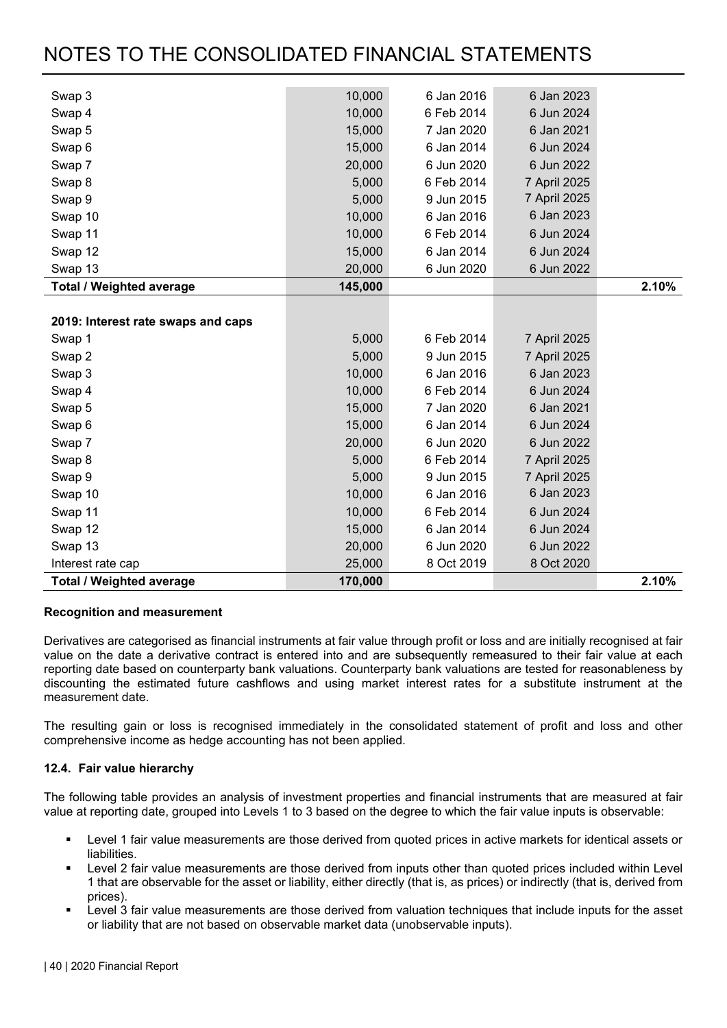# NOTES TO THE CONSOLIDATED FINANCIAL STATEMENTS

| | | | | |
|---|---|---|---|---|
| Swap 3 | 10,000 | 6 Jan 2016 | 6 Jan 2023 | |
| Swap 4 | 10,000 | 6 Feb 2014 | 6 Jun 2024 | |
| Swap 5 | 15,000 | 7 Jan 2020 | 6 Jan 2021 | |
| Swap 6 | 15,000 | 6 Jan 2014 | 6 Jun 2024 | |
| Swap 7 | 20,000 | 6 Jun 2020 | 6 Jun 2022 | |
| Swap 8 | 5,000 | 6 Feb 2014 | 7 April 2025 | |
| Swap 9 | 5,000 | 9 Jun 2015 | 7 April 2025 | |
| Swap 10 | 10,000 | 6 Jan 2016 | 6 Jan 2023 | |
| Swap 11 | 10,000 | 6 Feb 2014 | 6 Jun 2024 | |
| Swap 12 | 15,000 | 6 Jan 2014 | 6 Jun 2024 | |
| Swap 13 | 20,000 | 6 Jun 2020 | 6 Jun 2022 | |
| **Total / Weighted average** | **145,000** | | | **2.10%** |
| | | | | |
| **2019: Interest rate swaps and caps** | | | | |
| Swap 1 | 5,000 | 6 Feb 2014 | 7 April 2025 | |
| Swap 2 | 5,000 | 9 Jun 2015 | 7 April 2025 | |
| Swap 3 | 10,000 | 6 Jan 2016 | 6 Jan 2023 | |
| Swap 4 | 10,000 | 6 Feb 2014 | 6 Jun 2024 | |
| Swap 5 | 15,000 | 7 Jan 2020 | 6 Jan 2021 | |
| Swap 6 | 15,000 | 6 Jan 2014 | 6 Jun 2024 | |
| Swap 7 | 20,000 | 6 Jun 2020 | 6 Jun 2022 | |
| Swap 8 | 5,000 | 6 Feb 2014 | 7 April 2025 | |
| Swap 9 | 5,000 | 9 Jun 2015 | 7 April 2025 | |
| Swap 10 | 10,000 | 6 Jan 2016 | 6 Jan 2023 | |
| Swap 11 | 10,000 | 6 Feb 2014 | 6 Jun 2024 | |
| Swap 12 | 15,000 | 6 Jan 2014 | 6 Jun 2024 | |
| Swap 13 | 20,000 | 6 Jun 2020 | 6 Jun 2022 | |
| Interest rate cap | 25,000 | 8 Oct 2019 | 8 Oct 2020 | |
| **Total / Weighted average** | **170,000** | | | **2.10%** |

**Recognition and measurement**

Derivatives are categorised as financial instruments at fair value through profit or loss and are initially recognised at fair value on the date a derivative contract is entered into and are subsequently remeasured to their fair value at each reporting date based on counterparty bank valuations. Counterparty bank valuations are tested for reasonableness by discounting the estimated future cashflows and using market interest rates for a substitute instrument at the measurement date.

The resulting gain or loss is recognised immediately in the consolidated statement of profit and loss and other comprehensive income as hedge accounting has not been applied.

**12.4. Fair value hierarchy**

The following table provides an analysis of investment properties and financial instruments that are measured at fair value at reporting date, grouped into Levels 1 to 3 based on the degree to which the fair value inputs is observable:

- Level 1 fair value measurements are those derived from quoted prices in active markets for identical assets or liabilities.
- Level 2 fair value measurements are those derived from inputs other than quoted prices included within Level 1 that are observable for the asset or liability, either directly (that is, as prices) or indirectly (that is, derived from prices).
- Level 3 fair value measurements are those derived from valuation techniques that include inputs for the asset or liability that are not based on observable market data (unobservable inputs).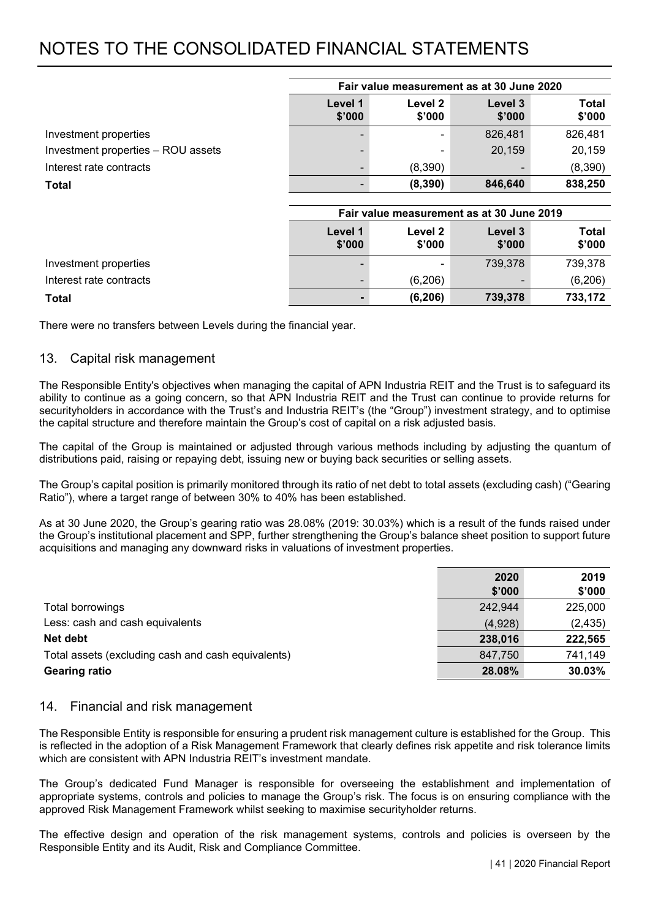# NOTES TO THE CONSOLIDATED FINANCIAL STATEMENTS

| | Fair value measurement as at 30 June 2020 | | | |
|---|---|---|---|---|
| | Level 1 $'000 | Level 2 $'000 | Level 3 $'000 | Total $'000 |
| Investment properties | - | - | 826,481 | 826,481 |
| Investment properties – ROU assets | - | - | 20,159 | 20,159 |
| Interest rate contracts | - | (8,390) | - | (8,390) |
| **Total** | - | **(8,390)** | **846,640** | **838,250** |

| | Fair value measurement as at 30 June 2019 | | | |
|---|---|---|---|---|
| | Level 1 $'000 | Level 2 $'000 | Level 3 $'000 | Total $'000 |
| Investment properties | - | - | 739,378 | 739,378 |
| Interest rate contracts | - | (6,206) | - | (6,206) |
| **Total** | **-** | **(6,206)** | **739,378** | **733,172** |

There were no transfers between Levels during the financial year.

## 13. Capital risk management

The Responsible Entity's objectives when managing the capital of APN Industria REIT and the Trust is to safeguard its ability to continue as a going concern, so that APN Industria REIT and the Trust can continue to provide returns for securityholders in accordance with the Trust's and Industria REIT's (the "Group") investment strategy, and to optimise the capital structure and therefore maintain the Group's cost of capital on a risk adjusted basis.

The capital of the Group is maintained or adjusted through various methods including by adjusting the quantum of distributions paid, raising or repaying debt, issuing new or buying back securities or selling assets.

The Group's capital position is primarily monitored through its ratio of net debt to total assets (excluding cash) ("Gearing Ratio"), where a target range of between 30% to 40% has been established.

As at 30 June 2020, the Group's gearing ratio was 28.08% (2019: 30.03%) which is a result of the funds raised under the Group's institutional placement and SPP, further strengthening the Group's balance sheet position to support future acquisitions and managing any downward risks in valuations of investment properties.

| | 2020 $'000 | 2019 $'000 |
|---|---|---|
| Total borrowings | 242,944 | 225,000 |
| Less: cash and cash equivalents | (4,928) | (2,435) |
| **Net debt** | **238,016** | **222,565** |
| Total assets (excluding cash and cash equivalents) | 847,750 | 741,149 |
| **Gearing ratio** | **28.08%** | **30.03%** |

## 14. Financial and risk management

The Responsible Entity is responsible for ensuring a prudent risk management culture is established for the Group. This is reflected in the adoption of a Risk Management Framework that clearly defines risk appetite and risk tolerance limits which are consistent with APN Industria REIT's investment mandate.

The Group's dedicated Fund Manager is responsible for overseeing the establishment and implementation of appropriate systems, controls and policies to manage the Group's risk. The focus is on ensuring compliance with the approved Risk Management Framework whilst seeking to maximise securityholder returns.

The effective design and operation of the risk management systems, controls and policies is overseen by the Responsible Entity and its Audit, Risk and Compliance Committee.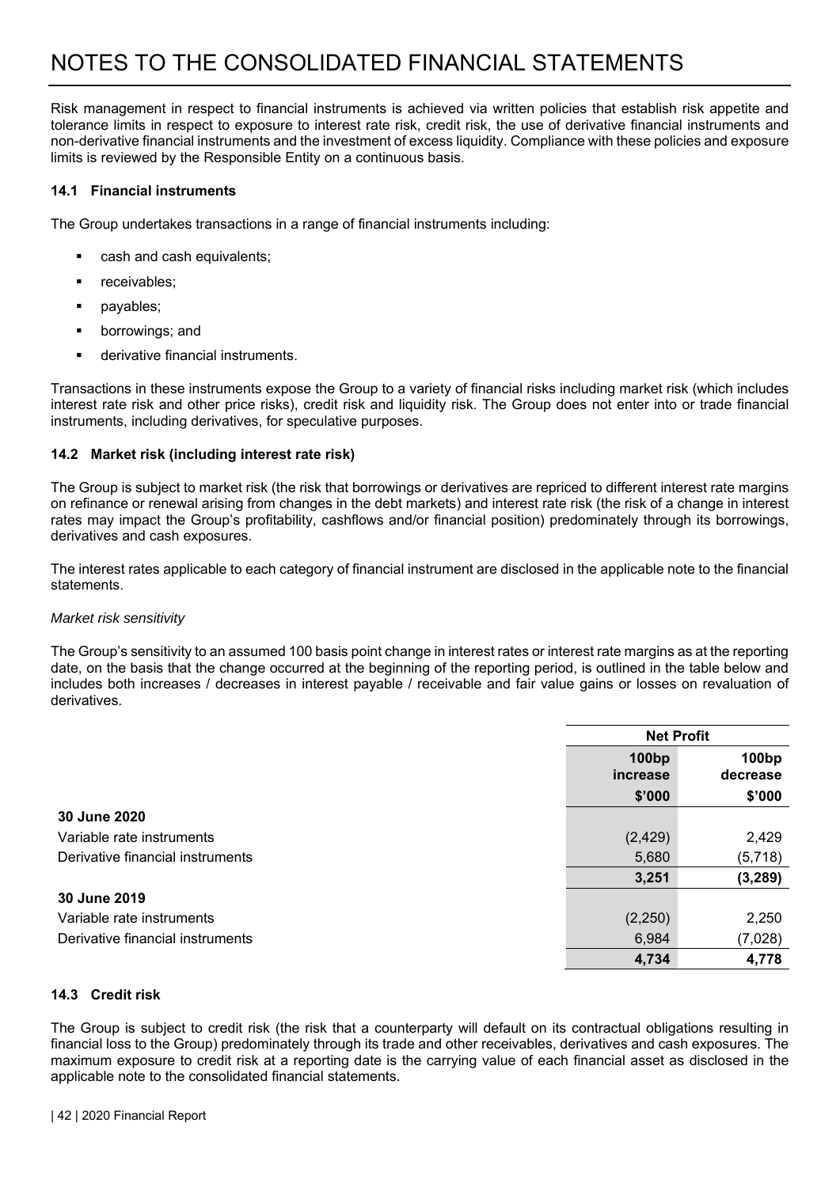# NOTES TO THE CONSOLIDATED FINANCIAL STATEMENTS

Risk management in respect to financial instruments is achieved via written policies that establish risk appetite and tolerance limits in respect to exposure to interest rate risk, credit risk, the use of derivative financial instruments and non-derivative financial instruments and the investment of excess liquidity. Compliance with these policies and exposure limits is reviewed by the Responsible Entity on a continuous basis.

### 14.1 Financial instruments

The Group undertakes transactions in a range of financial instruments including:

- cash and cash equivalents;
- receivables;
- payables;
- borrowings; and
- derivative financial instruments.

Transactions in these instruments expose the Group to a variety of financial risks including market risk (which includes interest rate risk and other price risks), credit risk and liquidity risk. The Group does not enter into or trade financial instruments, including derivatives, for speculative purposes.

### 14.2 Market risk (including interest rate risk)

The Group is subject to market risk (the risk that borrowings or derivatives are repriced to different interest rate margins on refinance or renewal arising from changes in the debt markets) and interest rate risk (the risk of a change in interest rates may impact the Group's profitability, cashflows and/or financial position) predominately through its borrowings, derivatives and cash exposures.

The interest rates applicable to each category of financial instrument are disclosed in the applicable note to the financial statements.

*Market risk sensitivity*

The Group's sensitivity to an assumed 100 basis point change in interest rates or interest rate margins as at the reporting date, on the basis that the change occurred at the beginning of the reporting period, is outlined in the table below and includes both increases / decreases in interest payable / receivable and fair value gains or losses on revaluation of derivatives.

| | Net Profit | |
|---|---|---|
| | **100bp increase** | **100bp decrease** |
| | **$'000** | **$'000** |
| **30 June 2020** | | |
| Variable rate instruments | (2,429) | 2,429 |
| Derivative financial instruments | 5,680 | (5,718) |
| | **3,251** | **(3,289)** |
| **30 June 2019** | | |
| Variable rate instruments | (2,250) | 2,250 |
| Derivative financial instruments | 6,984 | (7,028) |
| | **4,734** | **4,778** |

### 14.3 Credit risk

The Group is subject to credit risk (the risk that a counterparty will default on its contractual obligations resulting in financial loss to the Group) predominately through its trade and other receivables, derivatives and cash exposures. The maximum exposure to credit risk at a reporting date is the carrying value of each financial asset as disclosed in the applicable note to the consolidated financial statements.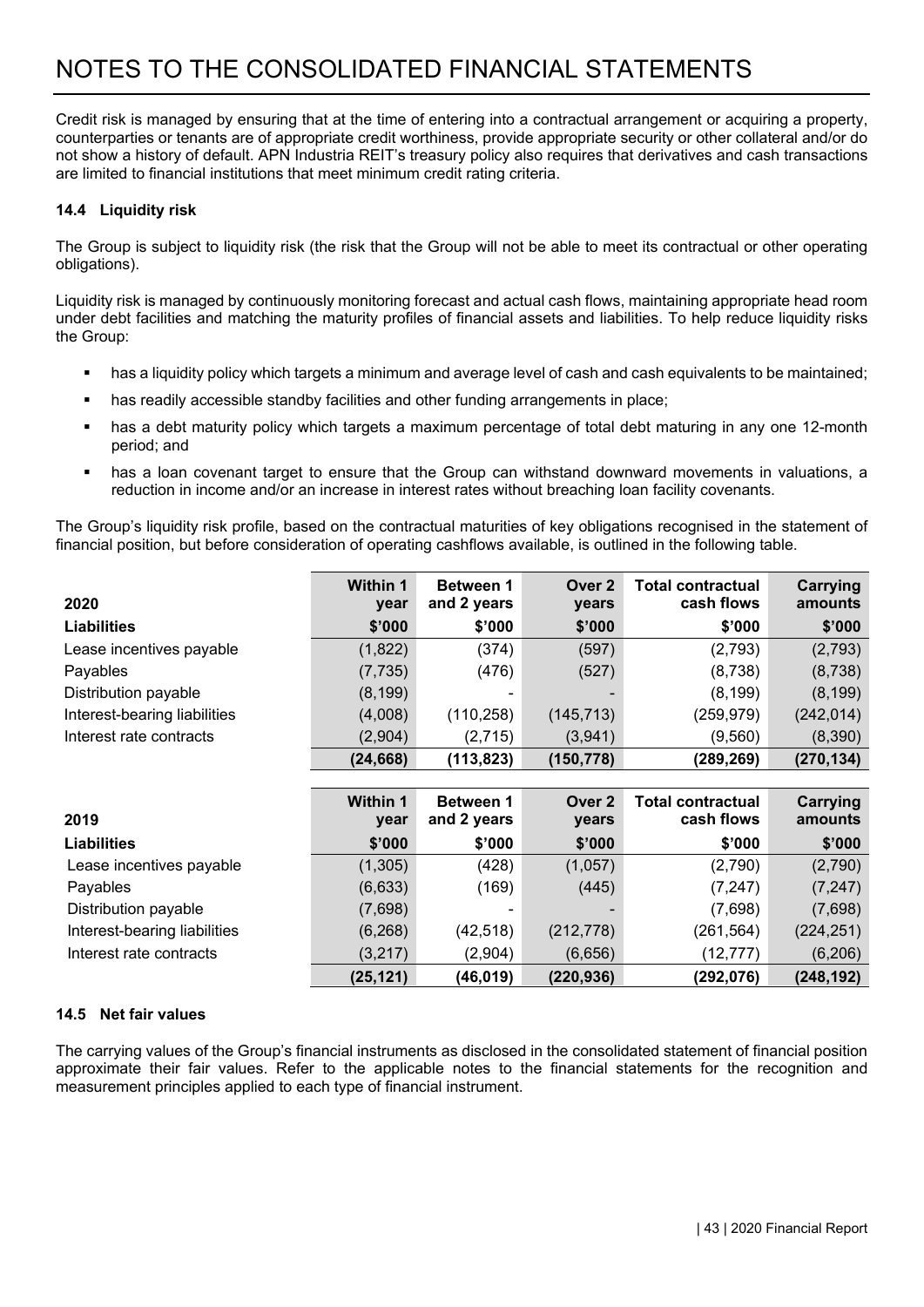# NOTES TO THE CONSOLIDATED FINANCIAL STATEMENTS

Credit risk is managed by ensuring that at the time of entering into a contractual arrangement or acquiring a property, counterparties or tenants are of appropriate credit worthiness, provide appropriate security or other collateral and/or do not show a history of default. APN Industria REIT's treasury policy also requires that derivatives and cash transactions are limited to financial institutions that meet minimum credit rating criteria.

### 14.4 Liquidity risk

The Group is subject to liquidity risk (the risk that the Group will not be able to meet its contractual or other operating obligations).

Liquidity risk is managed by continuously monitoring forecast and actual cash flows, maintaining appropriate head room under debt facilities and matching the maturity profiles of financial assets and liabilities. To help reduce liquidity risks the Group:

- has a liquidity policy which targets a minimum and average level of cash and cash equivalents to be maintained;
- has readily accessible standby facilities and other funding arrangements in place;
- has a debt maturity policy which targets a maximum percentage of total debt maturing in any one 12-month period; and
- has a loan covenant target to ensure that the Group can withstand downward movements in valuations, a reduction in income and/or an increase in interest rates without breaching loan facility covenants.

The Group's liquidity risk profile, based on the contractual maturities of key obligations recognised in the statement of financial position, but before consideration of operating cashflows available, is outlined in the following table.

| 2020 | Within 1 year | Between 1 and 2 years | Over 2 years | Total contractual cash flows | Carrying amounts |
|---|---|---|---|---|---|
| **Liabilities** | **\$'000** | **\$'000** | **\$'000** | **\$'000** | **\$'000** |
| Lease incentives payable | (1,822) | (374) | (597) | (2,793) | (2,793) |
| Payables | (7,735) | (476) | (527) | (8,738) | (8,738) |
| Distribution payable | (8,199) | - | - | (8,199) | (8,199) |
| Interest-bearing liabilities | (4,008) | (110,258) | (145,713) | (259,979) | (242,014) |
| Interest rate contracts | (2,904) | (2,715) | (3,941) | (9,560) | (8,390) |
| | **(24,668)** | **(113,823)** | **(150,778)** | **(289,269)** | **(270,134)** |

| 2019 | Within 1 year | Between 1 and 2 years | Over 2 years | Total contractual cash flows | Carrying amounts |
|---|---|---|---|---|---|
| **Liabilities** | **\$'000** | **\$'000** | **\$'000** | **\$'000** | **\$'000** |
| Lease incentives payable | (1,305) | (428) | (1,057) | (2,790) | (2,790) |
| Payables | (6,633) | (169) | (445) | (7,247) | (7,247) |
| Distribution payable | (7,698) | - | - | (7,698) | (7,698) |
| Interest-bearing liabilities | (6,268) | (42,518) | (212,778) | (261,564) | (224,251) |
| Interest rate contracts | (3,217) | (2,904) | (6,656) | (12,777) | (6,206) |
| | **(25,121)** | **(46,019)** | **(220,936)** | **(292,076)** | **(248,192)** |

### 14.5 Net fair values

The carrying values of the Group's financial instruments as disclosed in the consolidated statement of financial position approximate their fair values. Refer to the applicable notes to the financial statements for the recognition and measurement principles applied to each type of financial instrument.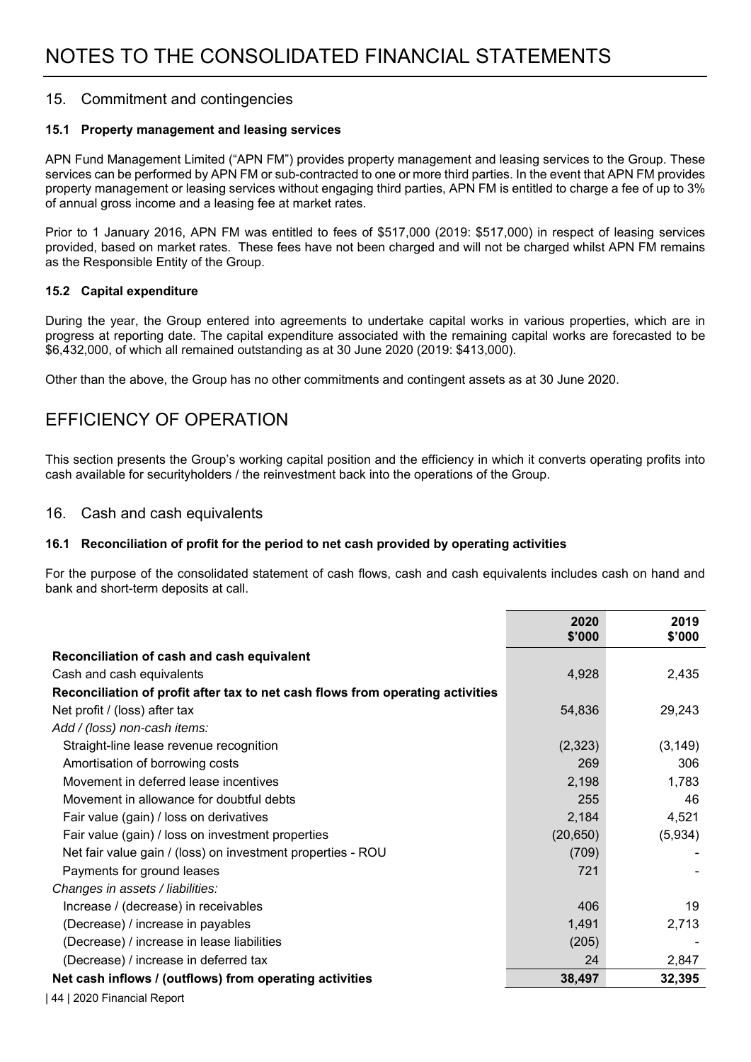# NOTES TO THE CONSOLIDATED FINANCIAL STATEMENTS

## 15. Commitment and contingencies

### 15.1 Property management and leasing services

APN Fund Management Limited ("APN FM") provides property management and leasing services to the Group. These services can be performed by APN FM or sub-contracted to one or more third parties. In the event that APN FM provides property management or leasing services without engaging third parties, APN FM is entitled to charge a fee of up to 3% of annual gross income and a leasing fee at market rates.

Prior to 1 January 2016, APN FM was entitled to fees of $517,000 (2019: $517,000) in respect of leasing services provided, based on market rates. These fees have not been charged and will not be charged whilst APN FM remains as the Responsible Entity of the Group.

### 15.2 Capital expenditure

During the year, the Group entered into agreements to undertake capital works in various properties, which are in progress at reporting date. The capital expenditure associated with the remaining capital works are forecasted to be $6,432,000, of which all remained outstanding as at 30 June 2020 (2019: $413,000).

Other than the above, the Group has no other commitments and contingent assets as at 30 June 2020.

# EFFICIENCY OF OPERATION

This section presents the Group's working capital position and the efficiency in which it converts operating profits into cash available for securityholders / the reinvestment back into the operations of the Group.

## 16. Cash and cash equivalents

### 16.1 Reconciliation of profit for the period to net cash provided by operating activities

For the purpose of the consolidated statement of cash flows, cash and cash equivalents includes cash on hand and bank and short-term deposits at call.

| | 2020 $'000 | 2019 $'000 |
|---|---|---|
| **Reconciliation of cash and cash equivalent** | | |
| Cash and cash equivalents | 4,928 | 2,435 |
| **Reconciliation of profit after tax to net cash flows from operating activities** | | |
| Net profit / (loss) after tax | 54,836 | 29,243 |
| *Add / (loss) non-cash items:* | | |
| Straight-line lease revenue recognition | (2,323) | (3,149) |
| Amortisation of borrowing costs | 269 | 306 |
| Movement in deferred lease incentives | 2,198 | 1,783 |
| Movement in allowance for doubtful debts | 255 | 46 |
| Fair value (gain) / loss on derivatives | 2,184 | 4,521 |
| Fair value (gain) / loss on investment properties | (20,650) | (5,934) |
| Net fair value gain / (loss) on investment properties - ROU | (709) | - |
| Payments for ground leases | 721 | - |
| *Changes in assets / liabilities:* | | |
| Increase / (decrease) in receivables | 406 | 19 |
| (Decrease) / increase in payables | 1,491 | 2,713 |
| (Decrease) / increase in lease liabilities | (205) | - |
| (Decrease) / increase in deferred tax | 24 | 2,847 |
| **Net cash inflows / (outflows) from operating activities** | **38,497** | **32,395** |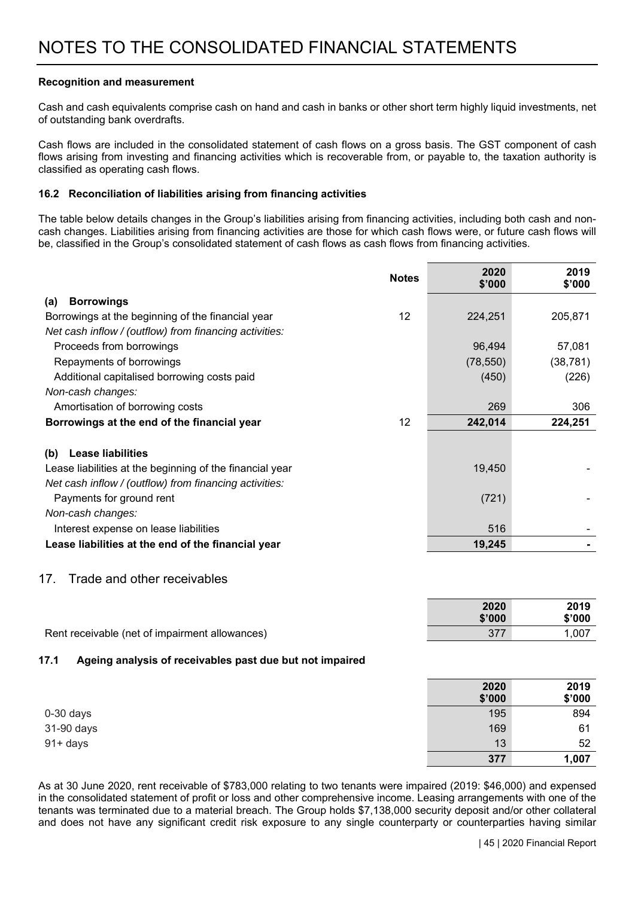**Recognition and measurement**

Cash and cash equivalents comprise cash on hand and cash in banks or other short term highly liquid investments, net of outstanding bank overdrafts.

Cash flows are included in the consolidated statement of cash flows on a gross basis. The GST component of cash flows arising from investing and financing activities which is recoverable from, or payable to, the taxation authority is classified as operating cash flows.

### 16.2 Reconciliation of liabilities arising from financing activities

The table below details changes in the Group's liabilities arising from financing activities, including both cash and non-cash changes. Liabilities arising from financing activities are those for which cash flows were, or future cash flows will be, classified in the Group's consolidated statement of cash flows as cash flows from financing activities.

| | Notes | 2020 $'000 | 2019 $'000 |
|---|---|---|---|
| **(a) Borrowings** | | | |
| Borrowings at the beginning of the financial year | 12 | 224,251 | 205,871 |
| *Net cash inflow / (outflow) from financing activities:* | | | |
| Proceeds from borrowings | | 96,494 | 57,081 |
| Repayments of borrowings | | (78,550) | (38,781) |
| Additional capitalised borrowing costs paid | | (450) | (226) |
| *Non-cash changes:* | | | |
| Amortisation of borrowing costs | | 269 | 306 |
| **Borrowings at the end of the financial year** | 12 | **242,014** | **224,251** |
| **(b) Lease liabilities** | | | |
| Lease liabilities at the beginning of the financial year | | 19,450 | - |
| *Net cash inflow / (outflow) from financing activities:* | | | |
| Payments for ground rent | | (721) | - |
| *Non-cash changes:* | | | |
| Interest expense on lease liabilities | | 516 | - |
| **Lease liabilities at the end of the financial year** | | **19,245** | **-** |

## 17. Trade and other receivables

| | 2020 $'000 | 2019 $'000 |
|---|---|---|
| Rent receivable (net of impairment allowances) | 377 | 1,007 |

### 17.1 Ageing analysis of receivables past due but not impaired

| | 2020 $'000 | 2019 $'000 |
|---|---|---|
| 0-30 days | 195 | 894 |
| 31-90 days | 169 | 61 |
| 91+ days | 13 | 52 |
| | **377** | **1,007** |

As at 30 June 2020, rent receivable of $783,000 relating to two tenants were impaired (2019: $46,000) and expensed in the consolidated statement of profit or loss and other comprehensive income. Leasing arrangements with one of the tenants was terminated due to a material breach. The Group holds $7,138,000 security deposit and/or other collateral and does not have any significant credit risk exposure to any single counterparty or counterparties having similar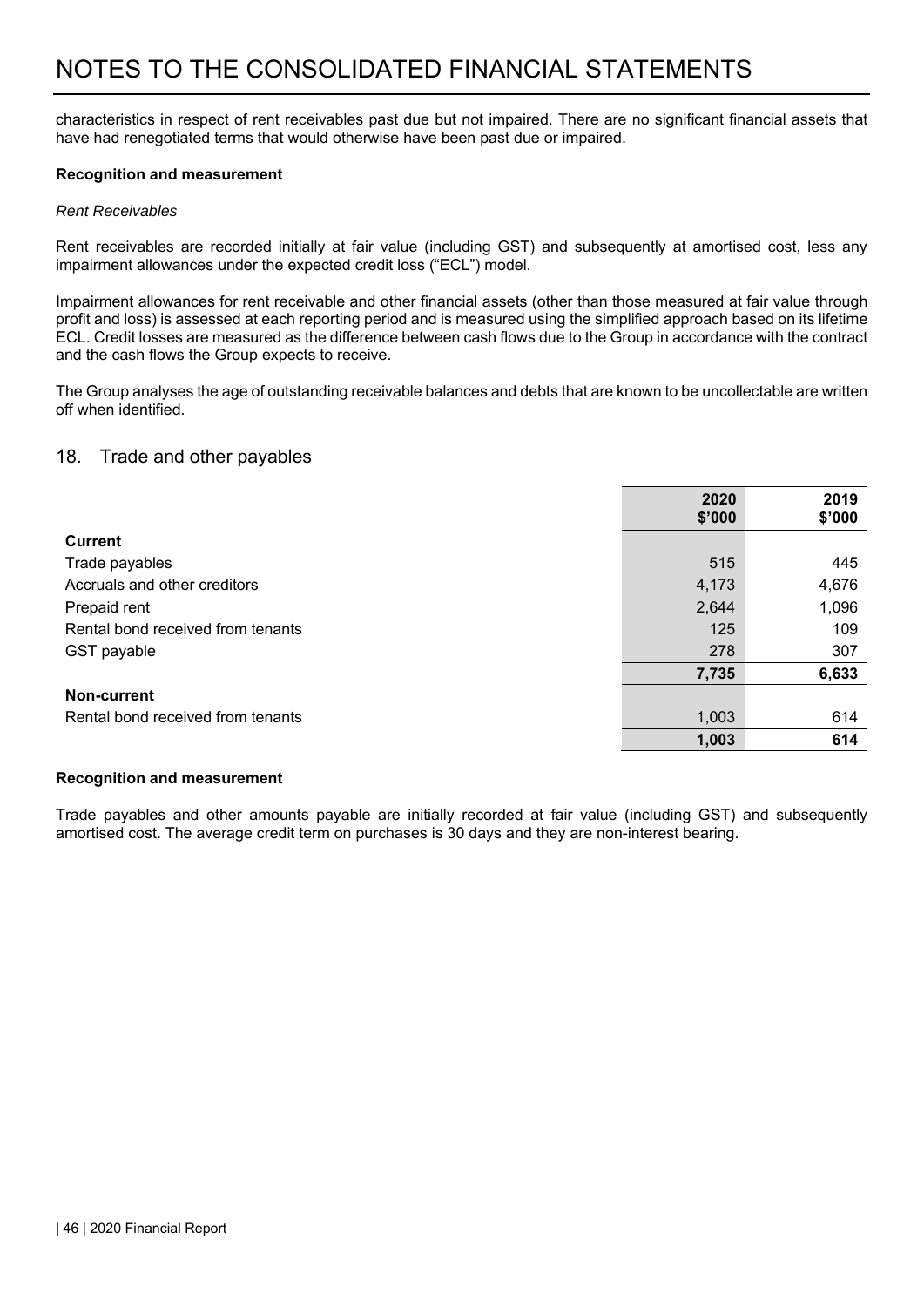characteristics in respect of rent receivables past due but not impaired. There are no significant financial assets that have had renegotiated terms that would otherwise have been past due or impaired.

**Recognition and measurement**

*Rent Receivables*

Rent receivables are recorded initially at fair value (including GST) and subsequently at amortised cost, less any impairment allowances under the expected credit loss ("ECL") model.

Impairment allowances for rent receivable and other financial assets (other than those measured at fair value through profit and loss) is assessed at each reporting period and is measured using the simplified approach based on its lifetime ECL. Credit losses are measured as the difference between cash flows due to the Group in accordance with the contract and the cash flows the Group expects to receive.

The Group analyses the age of outstanding receivable balances and debts that are known to be uncollectable are written off when identified.

## 18. Trade and other payables

| | 2020 \$'000 | 2019 \$'000 |
|---|---|---|
| **Current** | | |
| Trade payables | 515 | 445 |
| Accruals and other creditors | 4,173 | 4,676 |
| Prepaid rent | 2,644 | 1,096 |
| Rental bond received from tenants | 125 | 109 |
| GST payable | 278 | 307 |
| | **7,735** | **6,633** |
| **Non-current** | | |
| Rental bond received from tenants | 1,003 | 614 |
| | **1,003** | **614** |

**Recognition and measurement**

Trade payables and other amounts payable are initially recorded at fair value (including GST) and subsequently amortised cost. The average credit term on purchases is 30 days and they are non-interest bearing.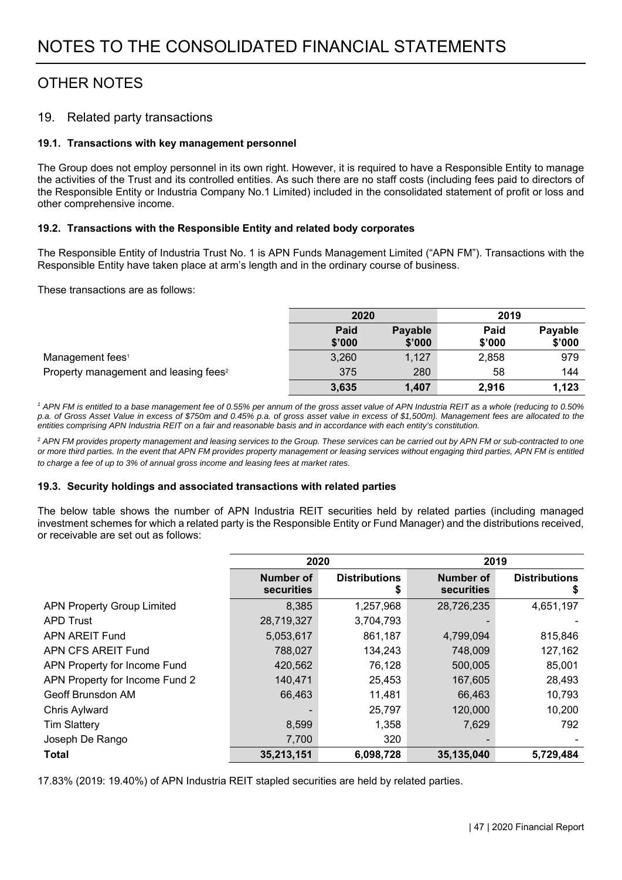# NOTES TO THE CONSOLIDATED FINANCIAL STATEMENTS

## OTHER NOTES

### 19. Related party transactions

#### 19.1. Transactions with key management personnel

The Group does not employ personnel in its own right. However, it is required to have a Responsible Entity to manage the activities of the Trust and its controlled entities. As such there are no staff costs (including fees paid to directors of the Responsible Entity or Industria Company No.1 Limited) included in the consolidated statement of profit or loss and other comprehensive income.

#### 19.2. Transactions with the Responsible Entity and related body corporates

The Responsible Entity of Industria Trust No. 1 is APN Funds Management Limited ("APN FM"). Transactions with the Responsible Entity have taken place at arm's length and in the ordinary course of business.

These transactions are as follows:

| | 2020 | | 2019 | |
|---|---|---|---|---|
| | Paid $'000 | Payable $'000 | Paid $'000 | Payable $'000 |
| Management fees[1] | 3,260 | 1,127 | 2,858 | 979 |
| Property management and leasing fees[2] | 375 | 280 | 58 | 144 |
| | **3,635** | **1,407** | **2,916** | **1,123** |

*[1] APN FM is entitled to a base management fee of 0.55% per annum of the gross asset value of APN Industria REIT as a whole (reducing to 0.50% p.a. of Gross Asset Value in excess of $750m and 0.45% p.a. of gross asset value in excess of $1,500m). Management fees are allocated to the entities comprising APN Industria REIT on a fair and reasonable basis and in accordance with each entity's constitution.*

*[2] APN FM provides property management and leasing services to the Group. These services can be carried out by APN FM or sub-contracted to one or more third parties. In the event that APN FM provides property management or leasing services without engaging third parties, APN FM is entitled to charge a fee of up to 3% of annual gross income and leasing fees at market rates.*

#### 19.3. Security holdings and associated transactions with related parties

The below table shows the number of APN Industria REIT securities held by related parties (including managed investment schemes for which a related party is the Responsible Entity or Fund Manager) and the distributions received, or receivable are set out as follows:

| | 2020 | | 2019 | |
|---|---|---|---|---|
| | Number of securities | Distributions $ | Number of securities | Distributions $ |
| APN Property Group Limited | 8,385 | 1,257,968 | 28,726,235 | 4,651,197 |
| APD Trust | 28,719,327 | 3,704,793 | - | - |
| APN AREIT Fund | 5,053,617 | 861,187 | 4,799,094 | 815,846 |
| APN CFS AREIT Fund | 788,027 | 134,243 | 748,009 | 127,162 |
| APN Property for Income Fund | 420,562 | 76,128 | 500,005 | 85,001 |
| APN Property for Income Fund 2 | 140,471 | 25,453 | 167,605 | 28,493 |
| Geoff Brunsdon AM | 66,463 | 11,481 | 66,463 | 10,793 |
| Chris Aylward | - | 25,797 | 120,000 | 10,200 |
| Tim Slattery | 8,599 | 1,358 | 7,629 | 792 |
| Joseph De Rango | 7,700 | 320 | - | - |
| **Total** | **35,213,151** | **6,098,728** | **35,135,040** | **5,729,484** |

17.83% (2019: 19.40%) of APN Industria REIT stapled securities are held by related parties.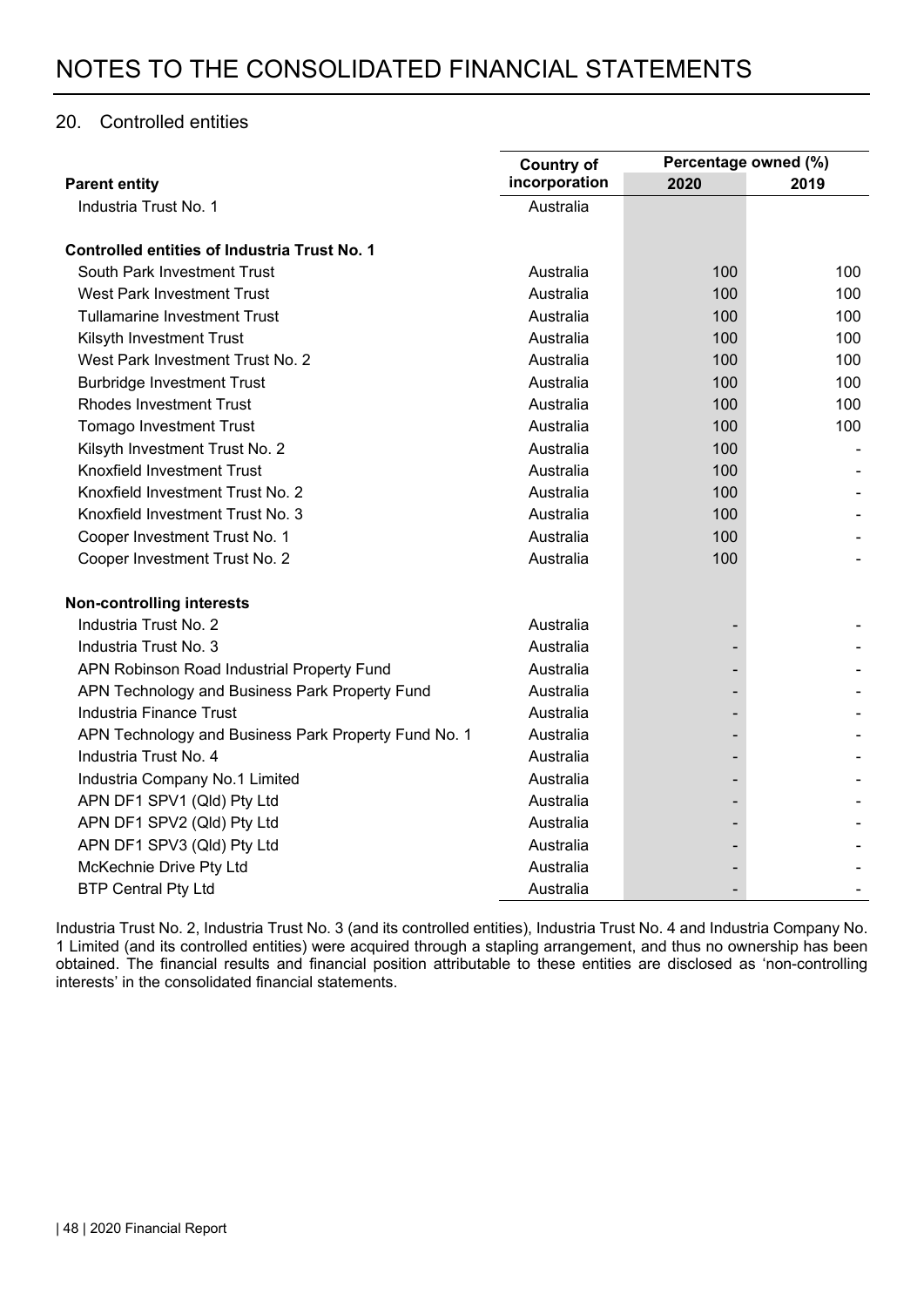# NOTES TO THE CONSOLIDATED FINANCIAL STATEMENTS

## 20. Controlled entities

| | Country of incorporation | Percentage owned (%) | |
|---|---|---|---|
| **Parent entity** | | **2020** | **2019** |
| Industria Trust No. 1 | Australia | | |
| | | | |
| **Controlled entities of Industria Trust No. 1** | | | |
| South Park Investment Trust | Australia | 100 | 100 |
| West Park Investment Trust | Australia | 100 | 100 |
| Tullamarine Investment Trust | Australia | 100 | 100 |
| Kilsyth Investment Trust | Australia | 100 | 100 |
| West Park Investment Trust No. 2 | Australia | 100 | 100 |
| Burbridge Investment Trust | Australia | 100 | 100 |
| Rhodes Investment Trust | Australia | 100 | 100 |
| Tomago Investment Trust | Australia | 100 | 100 |
| Kilsyth Investment Trust No. 2 | Australia | 100 | - |
| Knoxfield Investment Trust | Australia | 100 | - |
| Knoxfield Investment Trust No. 2 | Australia | 100 | - |
| Knoxfield Investment Trust No. 3 | Australia | 100 | - |
| Cooper Investment Trust No. 1 | Australia | 100 | - |
| Cooper Investment Trust No. 2 | Australia | 100 | - |
| | | | |
| **Non-controlling interests** | | | |
| Industria Trust No. 2 | Australia | - | - |
| Industria Trust No. 3 | Australia | - | - |
| APN Robinson Road Industrial Property Fund | Australia | - | - |
| APN Technology and Business Park Property Fund | Australia | - | - |
| Industria Finance Trust | Australia | - | - |
| APN Technology and Business Park Property Fund No. 1 | Australia | - | - |
| Industria Trust No. 4 | Australia | - | - |
| Industria Company No.1 Limited | Australia | - | - |
| APN DF1 SPV1 (Qld) Pty Ltd | Australia | - | - |
| APN DF1 SPV2 (Qld) Pty Ltd | Australia | - | - |
| APN DF1 SPV3 (Qld) Pty Ltd | Australia | - | - |
| McKechnie Drive Pty Ltd | Australia | - | - |
| BTP Central Pty Ltd | Australia | - | - |

Industria Trust No. 2, Industria Trust No. 3 (and its controlled entities), Industria Trust No. 4 and Industria Company No. 1 Limited (and its controlled entities) were acquired through a stapling arrangement, and thus no ownership has been obtained. The financial results and financial position attributable to these entities are disclosed as 'non-controlling interests' in the consolidated financial statements.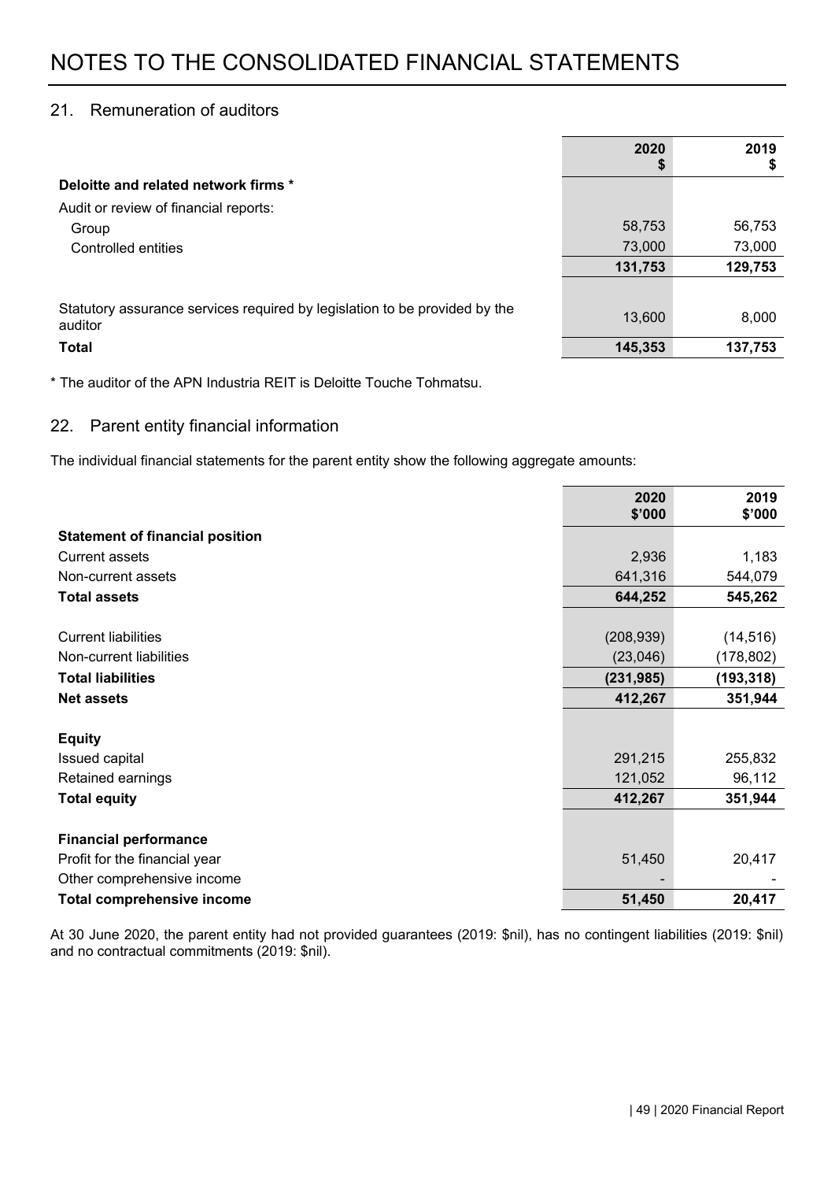# NOTES TO THE CONSOLIDATED FINANCIAL STATEMENTS

## 21. Remuneration of auditors

| | 2020 $ | 2019 $ |
|---|---|---|
| **Deloitte and related network firms *** | | |
| Audit or review of financial reports: | | |
| Group | 58,753 | 56,753 |
| Controlled entities | 73,000 | 73,000 |
| | **131,753** | **129,753** |
| | | |
| Statutory assurance services required by legislation to be provided by the auditor | 13,600 | 8,000 |
| **Total** | **145,353** | **137,753** |

* The auditor of the APN Industria REIT is Deloitte Touche Tohmatsu.

## 22. Parent entity financial information

The individual financial statements for the parent entity show the following aggregate amounts:

| | 2020 $'000 | 2019 $'000 |
|---|---|---|
| **Statement of financial position** | | |
| Current assets | 2,936 | 1,183 |
| Non-current assets | 641,316 | 544,079 |
| **Total assets** | **644,252** | **545,262** |
| | | |
| Current liabilities | (208,939) | (14,516) |
| Non-current liabilities | (23,046) | (178,802) |
| **Total liabilities** | **(231,985)** | **(193,318)** |
| **Net assets** | **412,267** | **351,944** |
| | | |
| **Equity** | | |
| Issued capital | 291,215 | 255,832 |
| Retained earnings | 121,052 | 96,112 |
| **Total equity** | **412,267** | **351,944** |
| | | |
| **Financial performance** | | |
| Profit for the financial year | 51,450 | 20,417 |
| Other comprehensive income | - | - |
| **Total comprehensive income** | **51,450** | **20,417** |

At 30 June 2020, the parent entity had not provided guarantees (2019: $nil), has no contingent liabilities (2019: $nil) and no contractual commitments (2019: $nil).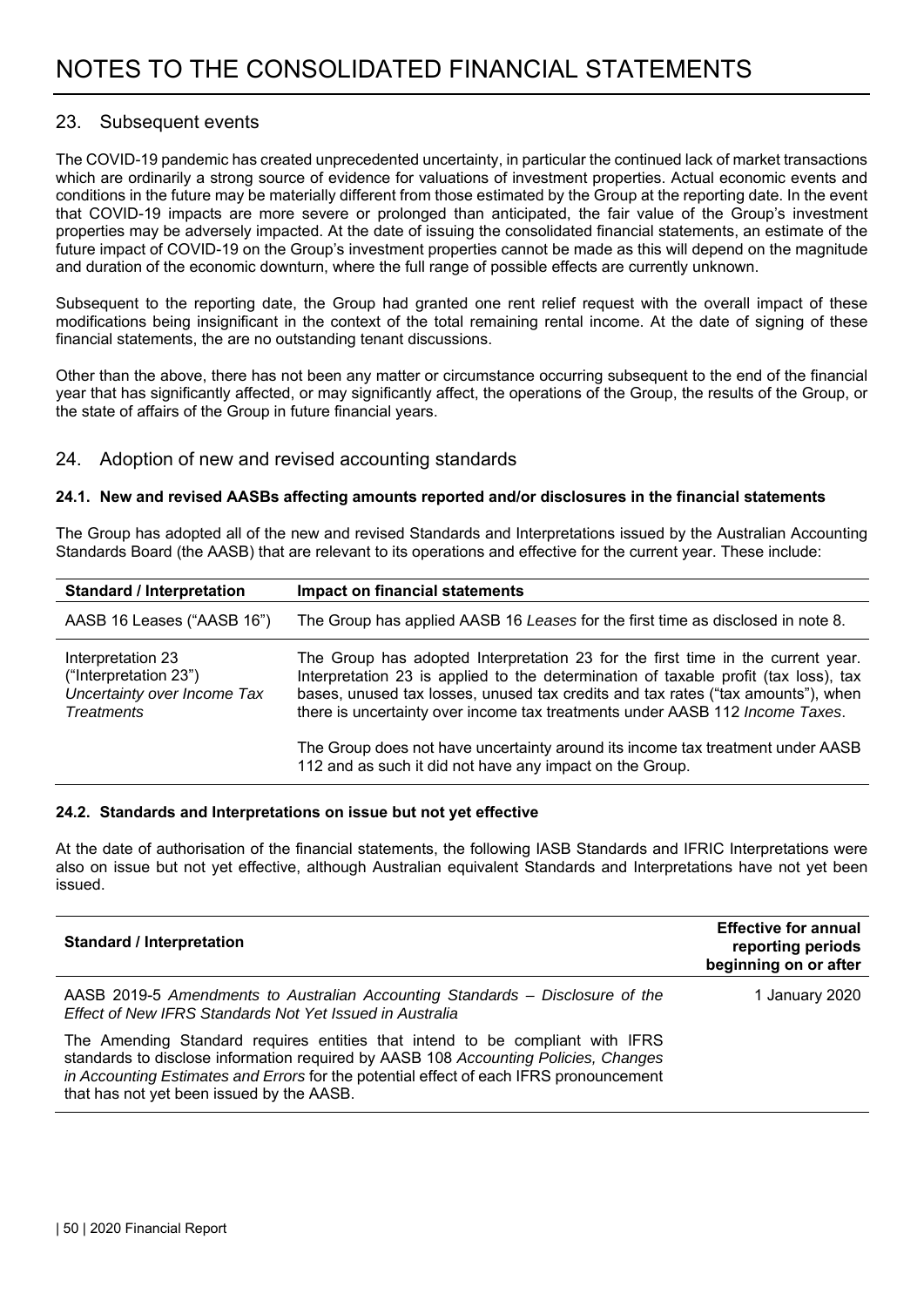# NOTES TO THE CONSOLIDATED FINANCIAL STATEMENTS

## 23. Subsequent events

The COVID-19 pandemic has created unprecedented uncertainty, in particular the continued lack of market transactions which are ordinarily a strong source of evidence for valuations of investment properties. Actual economic events and conditions in the future may be materially different from those estimated by the Group at the reporting date. In the event that COVID-19 impacts are more severe or prolonged than anticipated, the fair value of the Group's investment properties may be adversely impacted. At the date of issuing the consolidated financial statements, an estimate of the future impact of COVID-19 on the Group's investment properties cannot be made as this will depend on the magnitude and duration of the economic downturn, where the full range of possible effects are currently unknown.

Subsequent to the reporting date, the Group had granted one rent relief request with the overall impact of these modifications being insignificant in the context of the total remaining rental income. At the date of signing of these financial statements, the are no outstanding tenant discussions.

Other than the above, there has not been any matter or circumstance occurring subsequent to the end of the financial year that has significantly affected, or may significantly affect, the operations of the Group, the results of the Group, or the state of affairs of the Group in future financial years.

## 24. Adoption of new and revised accounting standards

### 24.1. New and revised AASBs affecting amounts reported and/or disclosures in the financial statements

The Group has adopted all of the new and revised Standards and Interpretations issued by the Australian Accounting Standards Board (the AASB) that are relevant to its operations and effective for the current year. These include:

| Standard / Interpretation | Impact on financial statements |
|---|---|
| AASB 16 Leases ("AASB 16") | The Group has applied AASB 16 *Leases* for the first time as disclosed in note 8. |
| Interpretation 23 ("Interpretation 23") *Uncertainty over Income Tax Treatments* | The Group has adopted Interpretation 23 for the first time in the current year. Interpretation 23 is applied to the determination of taxable profit (tax loss), tax bases, unused tax losses, unused tax credits and tax rates ("tax amounts"), when there is uncertainty over income tax treatments under AASB 112 *Income Taxes*.<br><br>The Group does not have uncertainty around its income tax treatment under AASB 112 and as such it did not have any impact on the Group. |

### 24.2. Standards and Interpretations on issue but not yet effective

At the date of authorisation of the financial statements, the following IASB Standards and IFRIC Interpretations were also on issue but not yet effective, although Australian equivalent Standards and Interpretations have not yet been issued.

| Standard / Interpretation | Effective for annual reporting periods beginning on or after |
|---|---|
| AASB 2019-5 *Amendments to Australian Accounting Standards – Disclosure of the Effect of New IFRS Standards Not Yet Issued in Australia*<br><br>The Amending Standard requires entities that intend to be compliant with IFRS standards to disclose information required by AASB 108 *Accounting Policies, Changes in Accounting Estimates and Errors* for the potential effect of each IFRS pronouncement that has not yet been issued by the AASB. | 1 January 2020 |